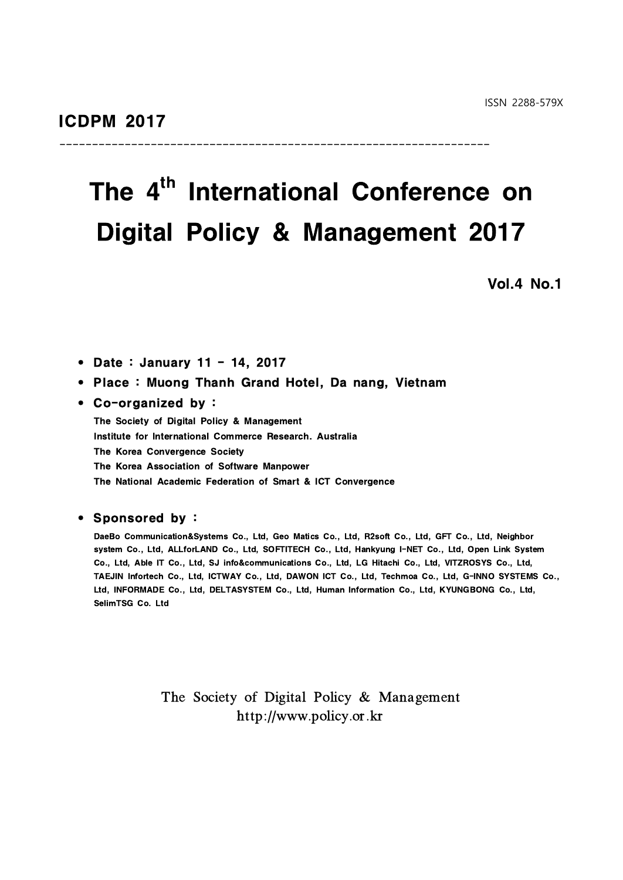ISSN 2288-579X

**ICDPM 2017**

---

# The 4th International Conference on Digital Policy & Management 2017

**Vol.4 No.1**

- **Date : January 11 - 14, 2017**
- **Place : Muong Thanh Grand Hotel, Da nang, Vietnam**
- **Co-organized by :**

  The Society of Digital Policy & Management
  Institute for International Commerce Research. Australia
  The Korea Convergence Society
  The Korea Association of Software Manpower
  The National Academic Federation of Smart & ICT Convergence

- **Sponsored by :**

  DaeBo Communication&Systems Co., Ltd, Geo Matics Co., Ltd, R2soft Co., Ltd, GFT Co., Ltd, Neighbor system Co., Ltd, ALLforLAND Co., Ltd, SOFTITECH Co., Ltd, Hankyung I-NET Co., Ltd, Open Link System Co., Ltd, Able IT Co., Ltd, SJ info&communications Co., Ltd, LG Hitachi Co., Ltd, VITZROSYS Co., Ltd, TAEJIN Infortech Co., Ltd, ICTWAY Co., Ltd, DAWON ICT Co., Ltd, Techmoa Co., Ltd, G-INNO SYSTEMS Co., Ltd, INFORMADE Co., Ltd, DELTASYSTEM Co., Ltd, Human Information Co., Ltd, KYUNGBONG Co., Ltd, SelimTSG Co. Ltd

The Society of Digital Policy & Management
http://www.policy.or.kr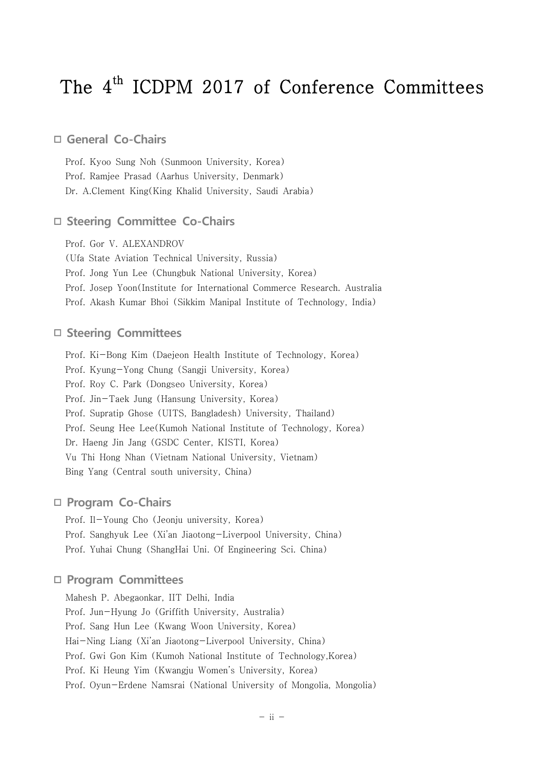# The 4th ICDPM 2017 of Conference Committees

## □ General Co-Chairs

Prof. Kyoo Sung Noh (Sunmoon University, Korea)
Prof. Ramjee Prasad (Aarhus University, Denmark)
Dr. A.Clement King(King Khalid University, Saudi Arabia)

## □ Steering Committee Co-Chairs

Prof. Gor V. ALEXANDROV
(Ufa State Aviation Technical University, Russia)
Prof. Jong Yun Lee (Chungbuk National University, Korea)
Prof. Josep Yoon(Institute for International Commerce Research. Australia
Prof. Akash Kumar Bhoi (Sikkim Manipal Institute of Technology, India)

## □ Steering Committees

Prof. Ki-Bong Kim (Daejeon Health Institute of Technology, Korea)
Prof. Kyung-Yong Chung (Sangji University, Korea)
Prof. Roy C. Park (Dongseo University, Korea)
Prof. Jin-Taek Jung (Hansung University, Korea)
Prof. Supratip Ghose (UITS, Bangladesh) University, Thailand)
Prof. Seung Hee Lee(Kumoh National Institute of Technology, Korea)
Dr. Haeng Jin Jang (GSDC Center, KISTI, Korea)
Vu Thi Hong Nhan (Vietnam National University, Vietnam)
Bing Yang (Central south university, China)

## □ Program Co-Chairs

Prof. Il-Young Cho (Jeonju university, Korea)
Prof. Sanghyuk Lee (Xi'an Jiaotong-Liverpool University, China)
Prof. Yuhai Chung (ShangHai Uni. Of Engineering Sci. China)

## □ Program Committees

Mahesh P. Abegaonkar, IIT Delhi, India
Prof. Jun-Hyung Jo (Griffith University, Australia)
Prof. Sang Hun Lee (Kwang Woon University, Korea)
Hai-Ning Liang (Xi'an Jiaotong-Liverpool University, China)
Prof. Gwi Gon Kim (Kumoh National Institute of Technology,Korea)
Prof. Ki Heung Yim (Kwangju Women's University, Korea)
Prof. Oyun-Erdene Namsrai (National University of Mongolia, Mongolia)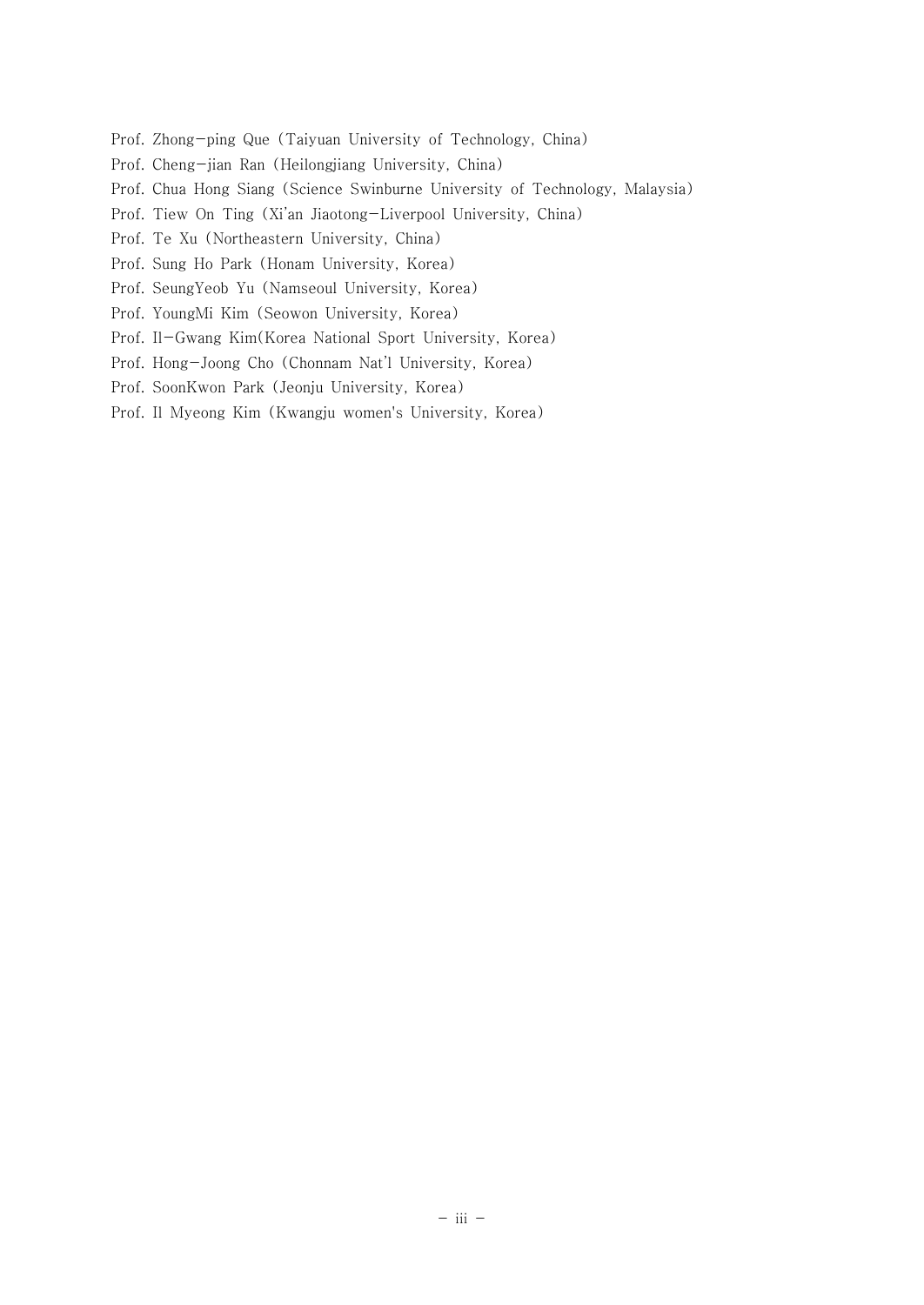Prof. Zhong-ping Que (Taiyuan University of Technology, China)  
Prof. Cheng-jian Ran (Heilongjiang University, China)  
Prof. Chua Hong Siang (Science Swinburne University of Technology, Malaysia)  
Prof. Tiew On Ting (Xi'an Jiaotong-Liverpool University, China)  
Prof. Te Xu (Northeastern University, China)  
Prof. Sung Ho Park (Honam University, Korea)  
Prof. SeungYeob Yu (Namseoul University, Korea)  
Prof. YoungMi Kim (Seowon University, Korea)  
Prof. Il-Gwang Kim(Korea National Sport University, Korea)  
Prof. Hong-Joong Cho (Chonnam Nat'l University, Korea)  
Prof. SoonKwon Park (Jeonju University, Korea)  
Prof. Il Myeong Kim (Kwangju women's University, Korea)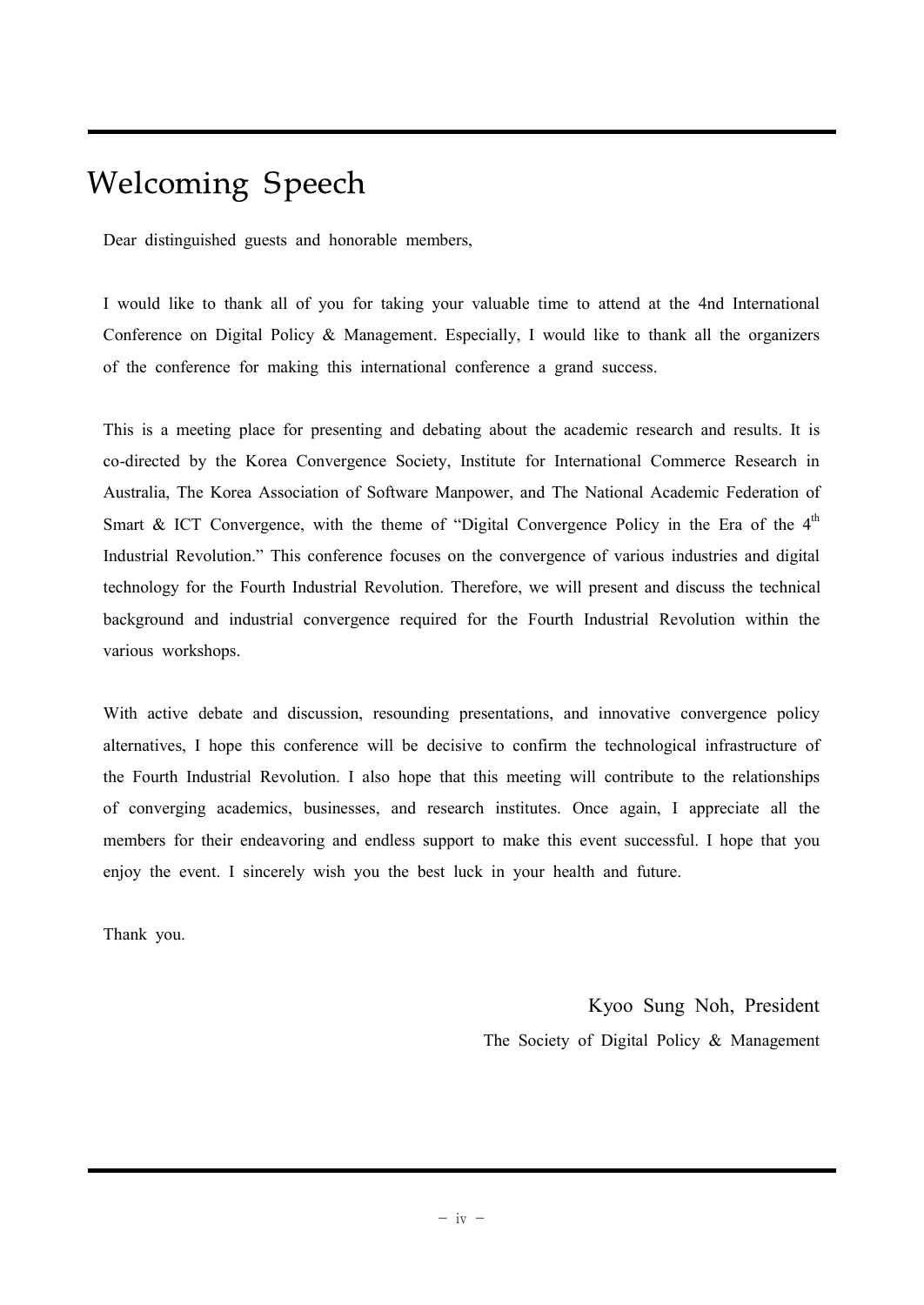# Welcoming Speech

Dear distinguished guests and honorable members,

I would like to thank all of you for taking your valuable time to attend at the 4nd International Conference on Digital Policy & Management. Especially, I would like to thank all the organizers of the conference for making this international conference a grand success.

This is a meeting place for presenting and debating about the academic research and results. It is co-directed by the Korea Convergence Society, Institute for International Commerce Research in Australia, The Korea Association of Software Manpower, and The National Academic Federation of Smart & ICT Convergence, with the theme of “Digital Convergence Policy in the Era of the 4th Industrial Revolution.” This conference focuses on the convergence of various industries and digital technology for the Fourth Industrial Revolution. Therefore, we will present and discuss the technical background and industrial convergence required for the Fourth Industrial Revolution within the various workshops.

With active debate and discussion, resounding presentations, and innovative convergence policy alternatives, I hope this conference will be decisive to confirm the technological infrastructure of the Fourth Industrial Revolution. I also hope that this meeting will contribute to the relationships of converging academics, businesses, and research institutes. Once again, I appreciate all the members for their endeavoring and endless support to make this event successful. I hope that you enjoy the event. I sincerely wish you the best luck in your health and future.

Thank you.

Kyoo Sung Noh, President

The Society of Digital Policy & Management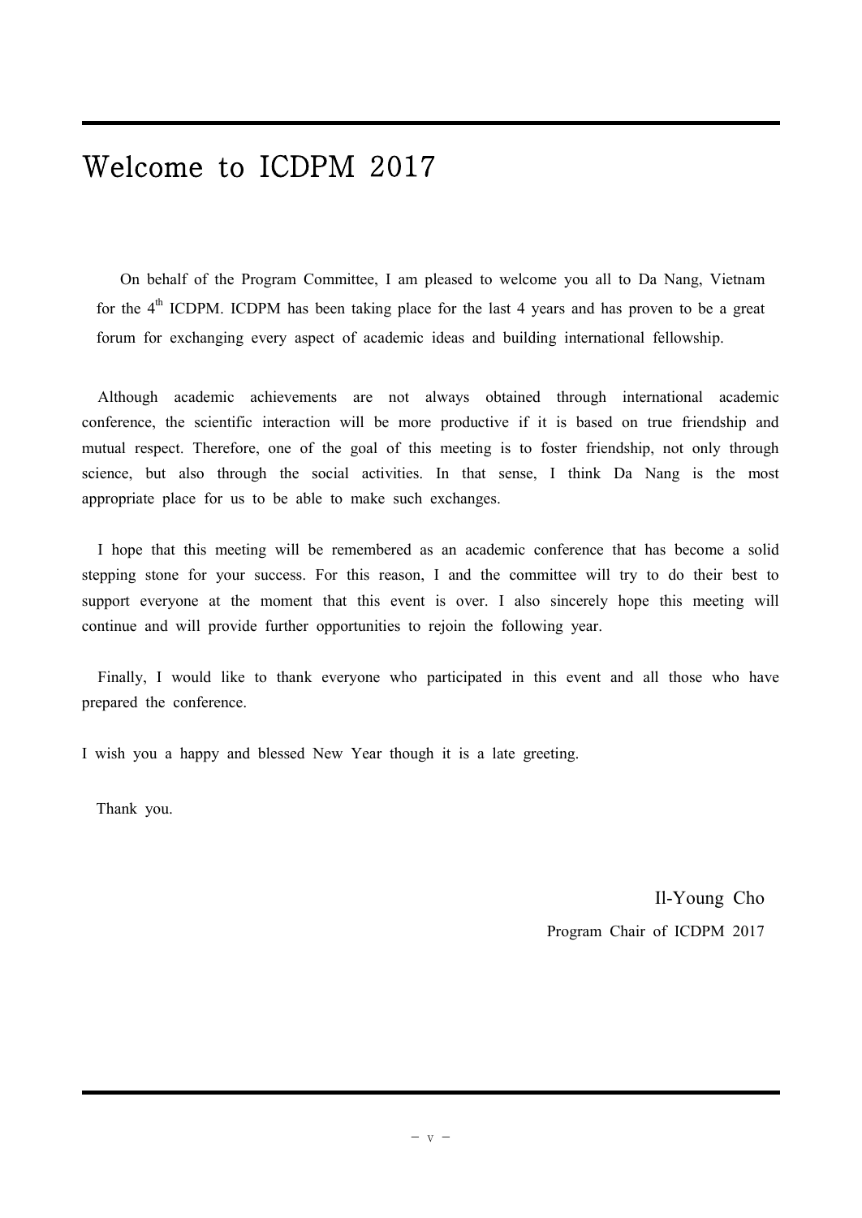# Welcome to ICDPM 2017

On behalf of the Program Committee, I am pleased to welcome you all to Da Nang, Vietnam for the 4th ICDPM. ICDPM has been taking place for the last 4 years and has proven to be a great forum for exchanging every aspect of academic ideas and building international fellowship.

Although academic achievements are not always obtained through international academic conference, the scientific interaction will be more productive if it is based on true friendship and mutual respect. Therefore, one of the goal of this meeting is to foster friendship, not only through science, but also through the social activities. In that sense, I think Da Nang is the most appropriate place for us to be able to make such exchanges.

I hope that this meeting will be remembered as an academic conference that has become a solid stepping stone for your success. For this reason, I and the committee will try to do their best to support everyone at the moment that this event is over. I also sincerely hope this meeting will continue and will provide further opportunities to rejoin the following year.

Finally, I would like to thank everyone who participated in this event and all those who have prepared the conference.

I wish you a happy and blessed New Year though it is a late greeting.

Thank you.

Il-Young Cho

Program Chair of ICDPM 2017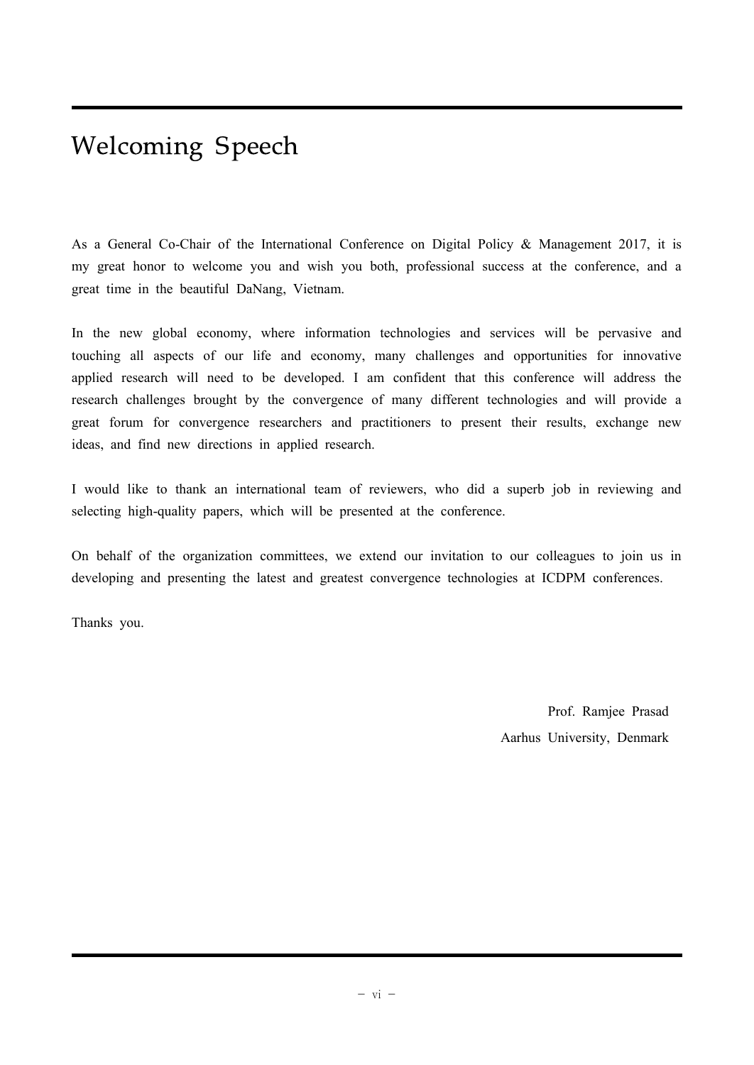# Welcoming Speech

As a General Co-Chair of the International Conference on Digital Policy & Management 2017, it is my great honor to welcome you and wish you both, professional success at the conference, and a great time in the beautiful DaNang, Vietnam.

In the new global economy, where information technologies and services will be pervasive and touching all aspects of our life and economy, many challenges and opportunities for innovative applied research will need to be developed. I am confident that this conference will address the research challenges brought by the convergence of many different technologies and will provide a great forum for convergence researchers and practitioners to present their results, exchange new ideas, and find new directions in applied research.

I would like to thank an international team of reviewers, who did a superb job in reviewing and selecting high-quality papers, which will be presented at the conference.

On behalf of the organization committees, we extend our invitation to our colleagues to join us in developing and presenting the latest and greatest convergence technologies at ICDPM conferences.

Thanks you.

Prof. Ramjee Prasad
Aarhus University, Denmark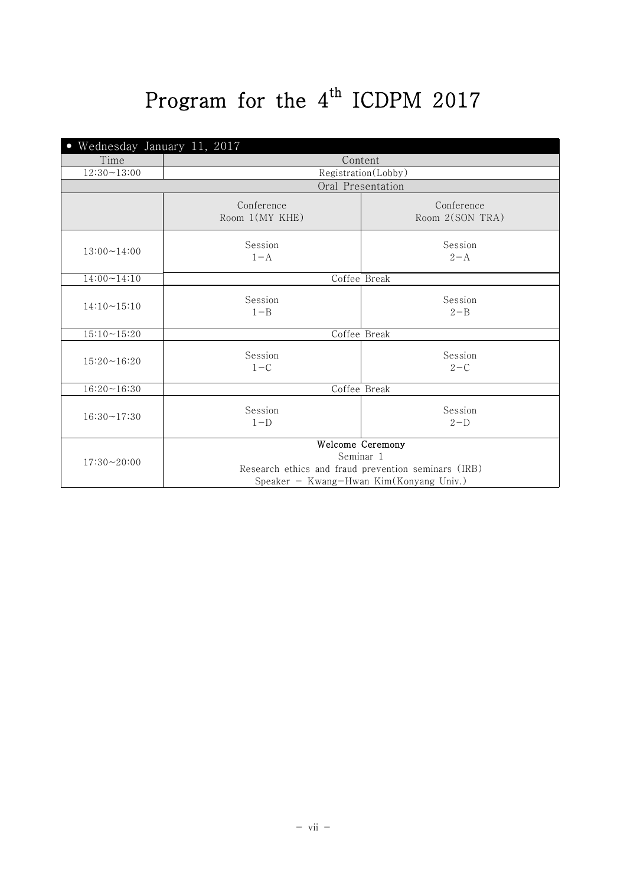# Program for the 4th ICDPM 2017

| • Wednesday January 11, 2017 | | |
|---|---|---|
| Time | Content | |
| 12:30~13:00 | Registration(Lobby) | |
| | Oral Presentation | |
| | Conference Room 1(MY KHE) | Conference Room 2(SON TRA) |
| 13:00~14:00 | Session 1-A | Session 2-A |
| 14:00~14:10 | Coffee Break | |
| 14:10~15:10 | Session 1-B | Session 2-B |
| 15:10~15:20 | Coffee Break | |
| 15:20~16:20 | Session 1-C | Session 2-C |
| 16:20~16:30 | Coffee Break | |
| 16:30~17:30 | Session 1-D | Session 2-D |
| 17:30~20:00 | **Welcome Ceremony**<br>Seminar 1<br>Research ethics and fraud prevention seminars (IRB)<br>Speaker - Kwang-Hwan Kim(Konyang Univ.) | |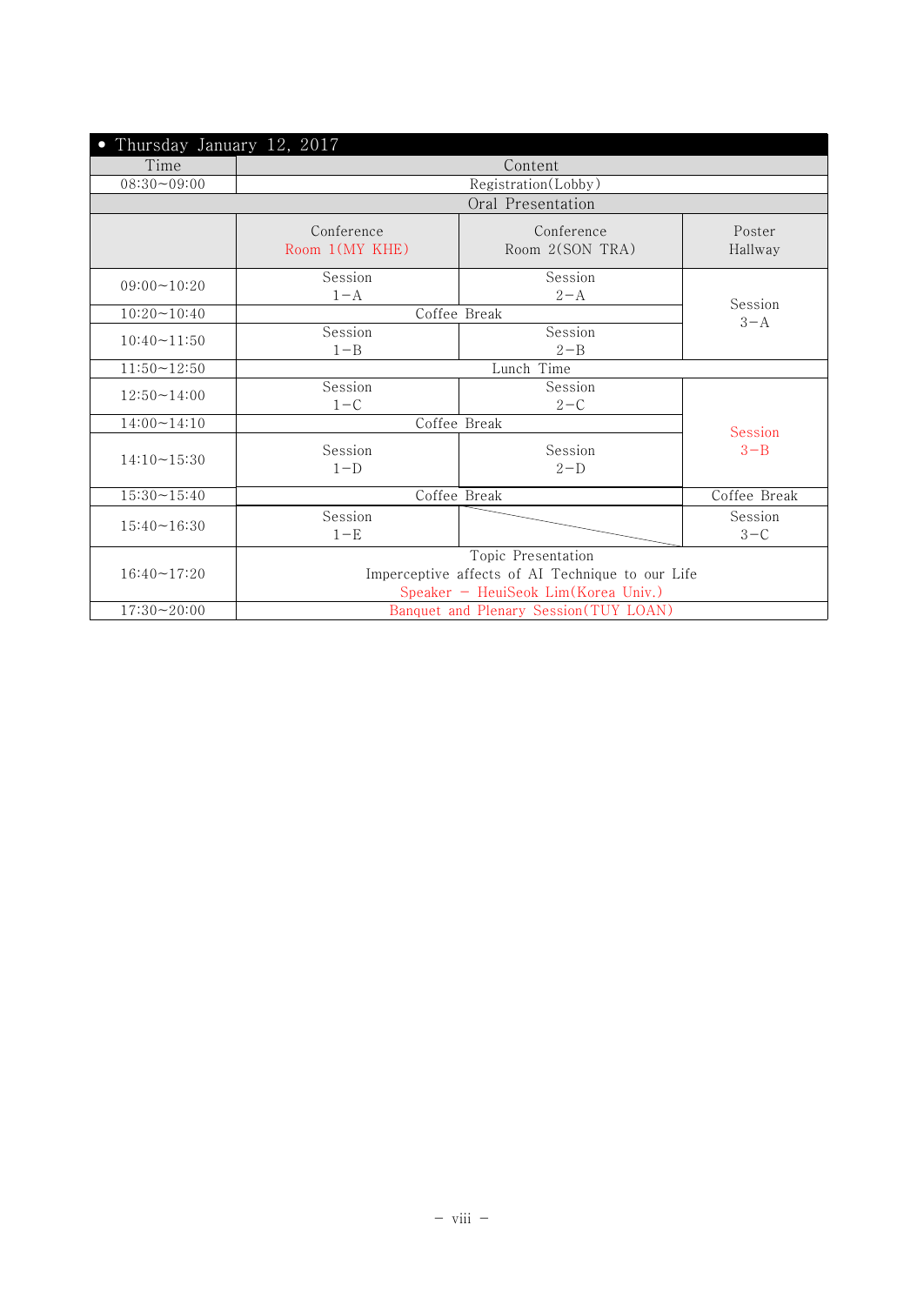| • Thursday January 12, 2017 | | | |
|---|---|---|---|
| Time | Content | | |
| 08:30~09:00 | Registration(Lobby) | | |
| | Oral Presentation | | |
| | Conference Room 1(MY KHE) | Conference Room 2(SON TRA) | Poster Hallway |
| 09:00~10:20 | Session 1-A | Session 2-A | Session 3-A |
| 10:20~10:40 | Coffee Break | | |
| 10:40~11:50 | Session 1-B | Session 2-B | |
| 11:50~12:50 | Lunch Time | | |
| 12:50~14:00 | Session 1-C | Session 2-C | Session 3-B |
| 14:00~14:10 | Coffee Break | | |
| 14:10~15:30 | Session 1-D | Session 2-D | |
| 15:30~15:40 | Coffee Break | | Coffee Break |
| 15:40~16:30 | Session 1-E | | Session 3-C |
| 16:40~17:20 | Topic Presentation<br>Imperceptive affects of AI Technique to our Life<br>Speaker - HeuiSeok Lim(Korea Univ.) | | |
| 17:30~20:00 | Banquet and Plenary Session(TUY LOAN) | | |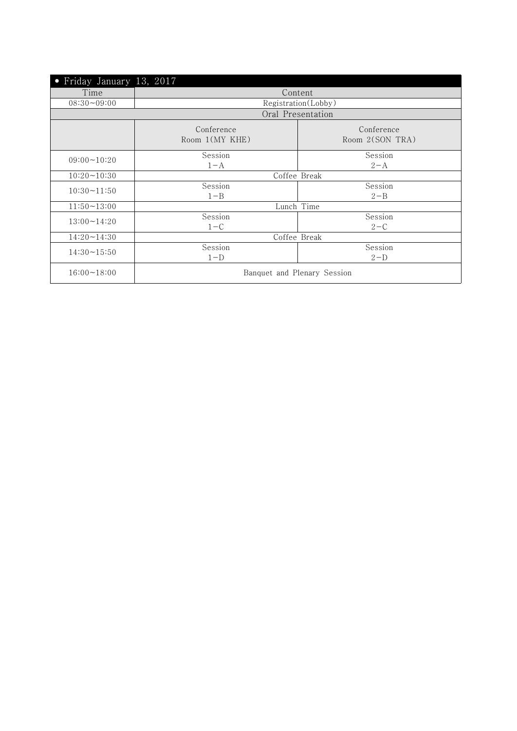| • Friday January 13, 2017 | | |
|---|---|---|
| Time | Content | |
| 08:30~09:00 | Registration(Lobby) | |
| Oral Presentation | | |
| | Conference Room 1(MY KHE) | Conference Room 2(SON TRA) |
| 09:00~10:20 | Session 1-A | Session 2-A |
| 10:20~10:30 | Coffee Break | |
| 10:30~11:50 | Session 1-B | Session 2-B |
| 11:50~13:00 | Lunch Time | |
| 13:00~14:20 | Session 1-C | Session 2-C |
| 14:20~14:30 | Coffee Break | |
| 14:30~15:50 | Session 1-D | Session 2-D |
| 16:00~18:00 | Banquet and Plenary Session | |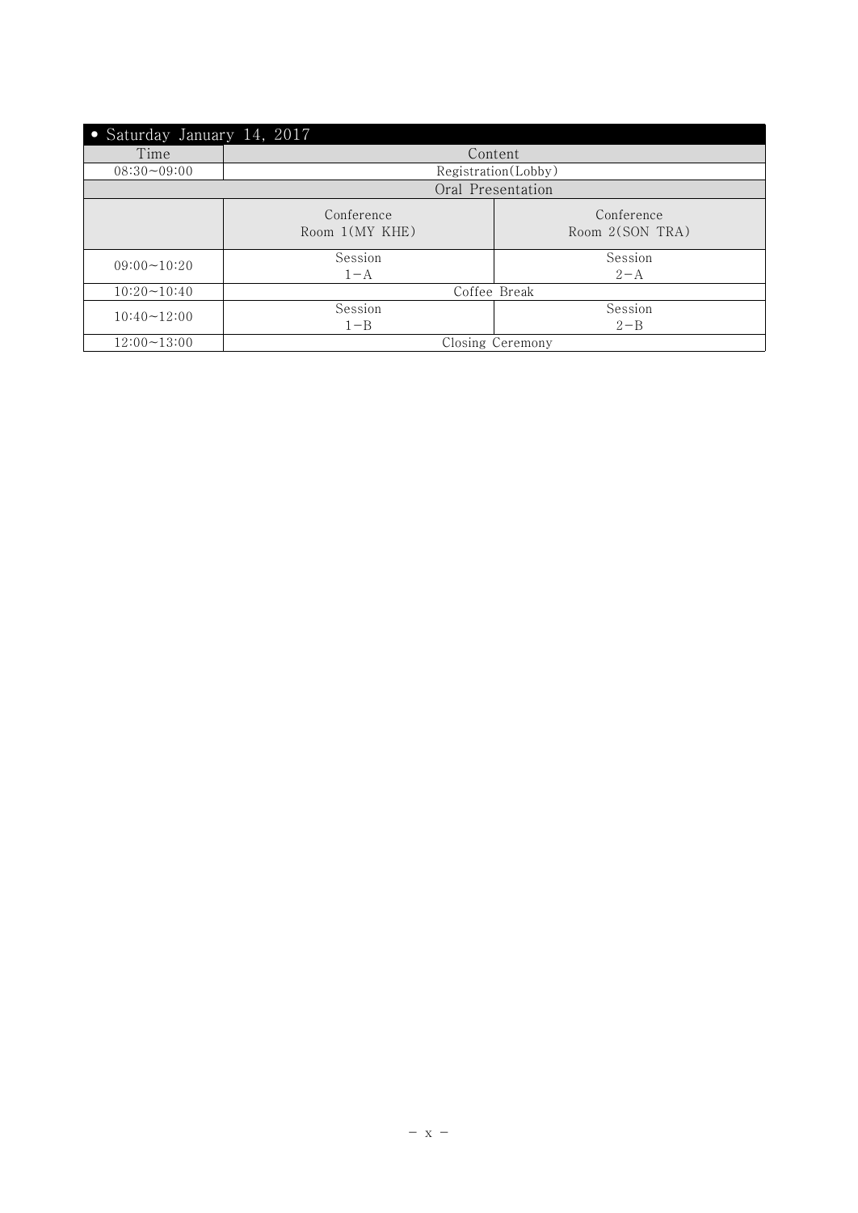| • Saturday January 14, 2017 | | |
|---|---|---|
| Time | Content | |
| 08:30~09:00 | Registration(Lobby) | |
| Oral Presentation | | |
| | Conference Room 1(MY KHE) | Conference Room 2(SON TRA) |
| 09:00~10:20 | Session 1-A | Session 2-A |
| 10:20~10:40 | Coffee Break | |
| 10:40~12:00 | Session 1-B | Session 2-B |
| 12:00~13:00 | Closing Ceremony | |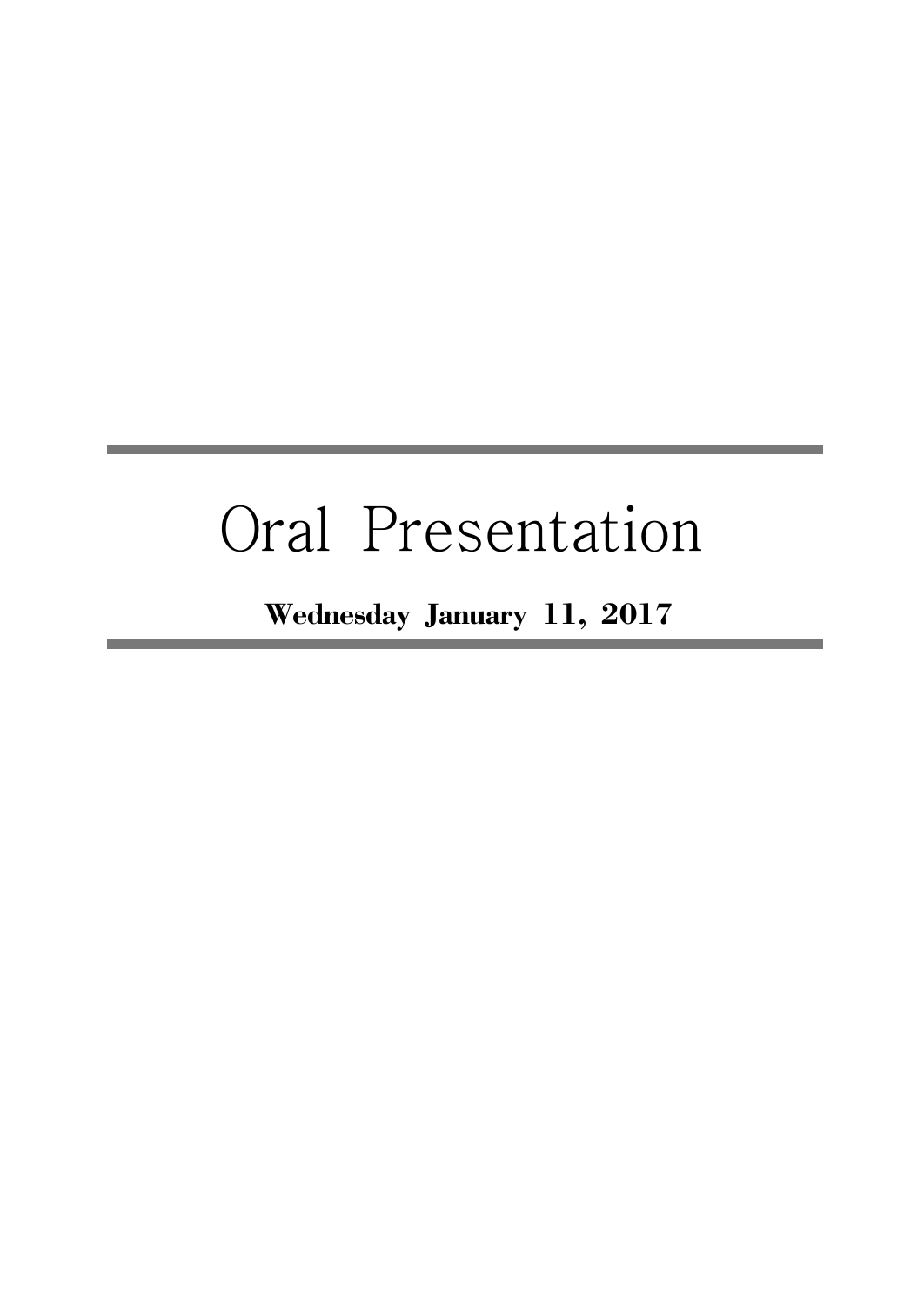# Oral Presentation

**Wednesday January 11, 2017**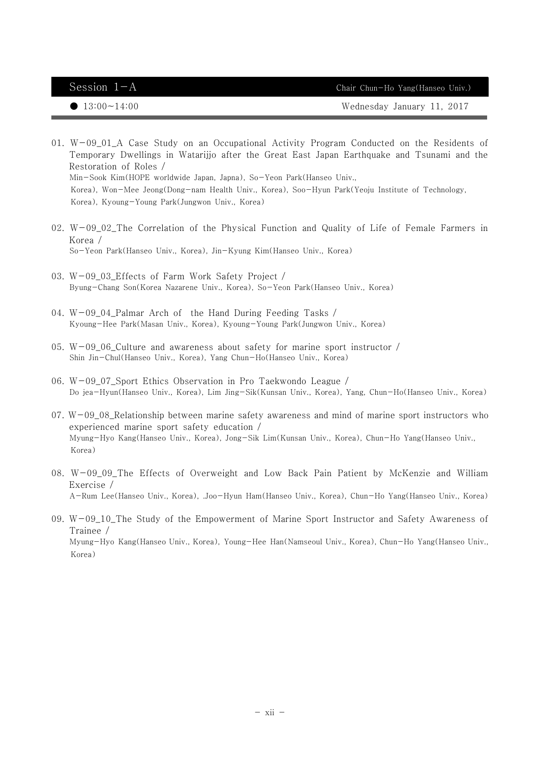## Session 1-A

Chair Chun-Ho Yang(Hanseo Univ.)

● 13:00~14:00 Wednesday January 11, 2017

01. W-09_01_A Case Study on an Occupational Activity Program Conducted on the Residents of Temporary Dwellings in Watarijjo after the Great East Japan Earthquake and Tsunami and the Restoration of Roles /
Min-Sook Kim(HOPE worldwide Japan, Japna), So-Yeon Park(Hanseo Univ., Korea), Won-Mee Jeong(Dong-nam Health Univ., Korea), Soo-Hyun Park(Yeoju Institute of Technology, Korea), Kyoung-Young Park(Jungwon Univ., Korea)

02. W-09_02_The Correlation of the Physical Function and Quality of Life of Female Farmers in Korea /
So-Yeon Park(Hanseo Univ., Korea), Jin-Kyung Kim(Hanseo Univ., Korea)

03. W-09_03_Effects of Farm Work Safety Project /
Byung-Chang Son(Korea Nazarene Univ., Korea), So-Yeon Park(Hanseo Univ., Korea)

04. W-09_04_Palmar Arch of the Hand During Feeding Tasks /
Kyoung-Hee Park(Masan Univ., Korea), Kyoung-Young Park(Jungwon Univ., Korea)

05. W-09_06_Culture and awareness about safety for marine sport instructor /
Shin Jin-Chul(Hanseo Univ., Korea), Yang Chun-Ho(Hanseo Univ., Korea)

06. W-09_07_Sport Ethics Observation in Pro Taekwondo League /
Do jea-Hyun(Hanseo Univ., Korea), Lim Jing-Sik(Kunsan Univ., Korea), Yang, Chun-Ho(Hanseo Univ., Korea)

07. W-09_08_Relationship between marine safety awareness and mind of marine sport instructors who experienced marine sport safety education /
Myung-Hyo Kang(Hanseo Univ., Korea), Jong-Sik Lim(Kunsan Univ., Korea), Chun-Ho Yang(Hanseo Univ., Korea)

08. W-09_09_The Effects of Overweight and Low Back Pain Patient by McKenzie and William Exercise /
A-Rum Lee(Hanseo Univ., Korea), .Joo-Hyun Ham(Hanseo Univ., Korea), Chun-Ho Yang(Hanseo Univ., Korea)

09. W-09_10_The Study of the Empowerment of Marine Sport Instructor and Safety Awareness of Trainee /
Myung-Hyo Kang(Hanseo Univ., Korea), Young-Hee Han(Namseoul Univ., Korea), Chun-Ho Yang(Hanseo Univ., Korea)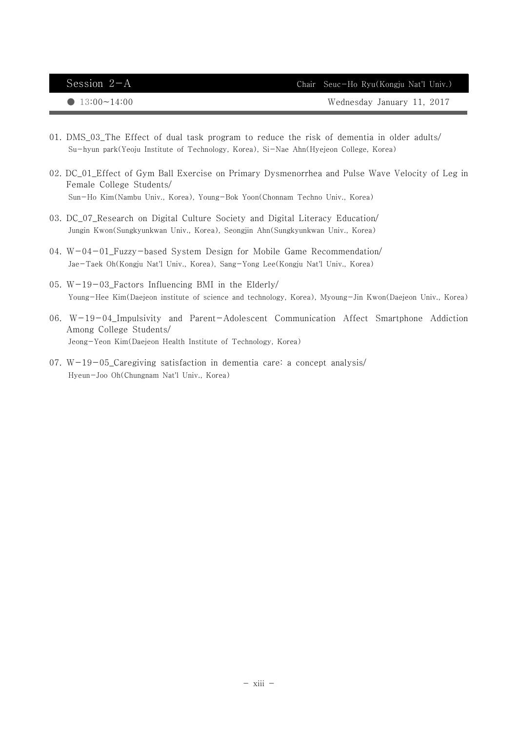## Session 2-A

Chair Seuc-Ho Ryu(Kongju Nat'l Univ.)

● 13:00~14:00 Wednesday January 11, 2017

01. DMS_03_The Effect of dual task program to reduce the risk of dementia in older adults/
    Su-hyun park(Yeoju Institute of Technology, Korea), Si-Nae Ahn(Hyejeon College, Korea)

02. DC_01_Effect of Gym Ball Exercise on Primary Dysmenorrhea and Pulse Wave Velocity of Leg in Female College Students/
    Sun-Ho Kim(Nambu Univ., Korea), Young-Bok Yoon(Chonnam Techno Univ., Korea)

03. DC_07_Research on Digital Culture Society and Digital Literacy Education/
    Jungin Kwon(Sungkyunkwan Univ., Korea), Seongjin Ahn(Sungkyunkwan Univ., Korea)

04. W-04-01_Fuzzy-based System Design for Mobile Game Recommendation/
    Jae-Taek Oh(Kongju Nat'l Univ., Korea), Sang-Yong Lee(Kongju Nat'l Univ., Korea)

05. W-19-03_Factors Influencing BMI in the Elderly/
    Young-Hee Kim(Daejeon institute of science and technology, Korea), Myoung-Jin Kwon(Daejeon Univ., Korea)

06. W-19-04_Impulsivity and Parent-Adolescent Communication Affect Smartphone Addiction Among College Students/
    Jeong-Yeon Kim(Daejeon Health Institute of Technology, Korea)

07. W-19-05_Caregiving satisfaction in dementia care: a concept analysis/
    Hyeun-Joo Oh(Chungnam Nat'l Univ., Korea)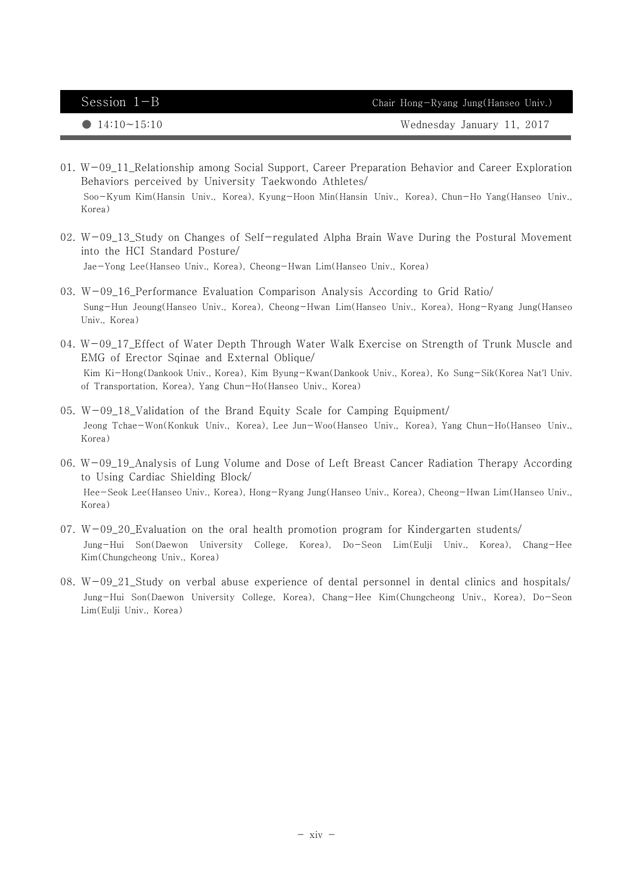## Session 1-B

Chair Hong-Ryang Jung(Hanseo Univ.)

● 14:10~15:10 Wednesday January 11, 2017

01. W-09_11_Relationship among Social Support, Career Preparation Behavior and Career Exploration Behaviors perceived by University Taekwondo Athletes/
Soo-Kyum Kim(Hansin Univ., Korea), Kyung-Hoon Min(Hansin Univ., Korea), Chun-Ho Yang(Hanseo Univ., Korea)

02. W-09_13_Study on Changes of Self-regulated Alpha Brain Wave During the Postural Movement into the HCI Standard Posture/
Jae-Yong Lee(Hanseo Univ., Korea), Cheong-Hwan Lim(Hanseo Univ., Korea)

03. W-09_16_Performance Evaluation Comparison Analysis According to Grid Ratio/
Sung-Hun Jeoung(Hanseo Univ., Korea), Cheong-Hwan Lim(Hanseo Univ., Korea), Hong-Ryang Jung(Hanseo Univ., Korea)

04. W-09_17_Effect of Water Depth Through Water Walk Exercise on Strength of Trunk Muscle and EMG of Erector Sqinae and External Oblique/
Kim Ki-Hong(Dankook Univ., Korea), Kim Byung-Kwan(Dankook Univ., Korea), Ko Sung-Sik(Korea Nat'l Univ. of Transportation, Korea), Yang Chun-Ho(Hanseo Univ., Korea)

05. W-09_18_Validation of the Brand Equity Scale for Camping Equipment/
Jeong Tchae-Won(Konkuk Univ., Korea), Lee Jun-Woo(Hanseo Univ., Korea), Yang Chun-Ho(Hanseo Univ., Korea)

06. W-09_19_Analysis of Lung Volume and Dose of Left Breast Cancer Radiation Therapy According to Using Cardiac Shielding Block/
Hee-Seok Lee(Hanseo Univ., Korea), Hong-Ryang Jung(Hanseo Univ., Korea), Cheong-Hwan Lim(Hanseo Univ., Korea)

07. W-09_20_Evaluation on the oral health promotion program for Kindergarten students/
Jung-Hui Son(Daewon University College, Korea), Do-Seon Lim(Eulji Univ., Korea), Chang-Hee Kim(Chungcheong Univ., Korea)

08. W-09_21_Study on verbal abuse experience of dental personnel in dental clinics and hospitals/
Jung-Hui Son(Daewon University College, Korea), Chang-Hee Kim(Chungcheong Univ., Korea), Do-Seon Lim(Eulji Univ., Korea)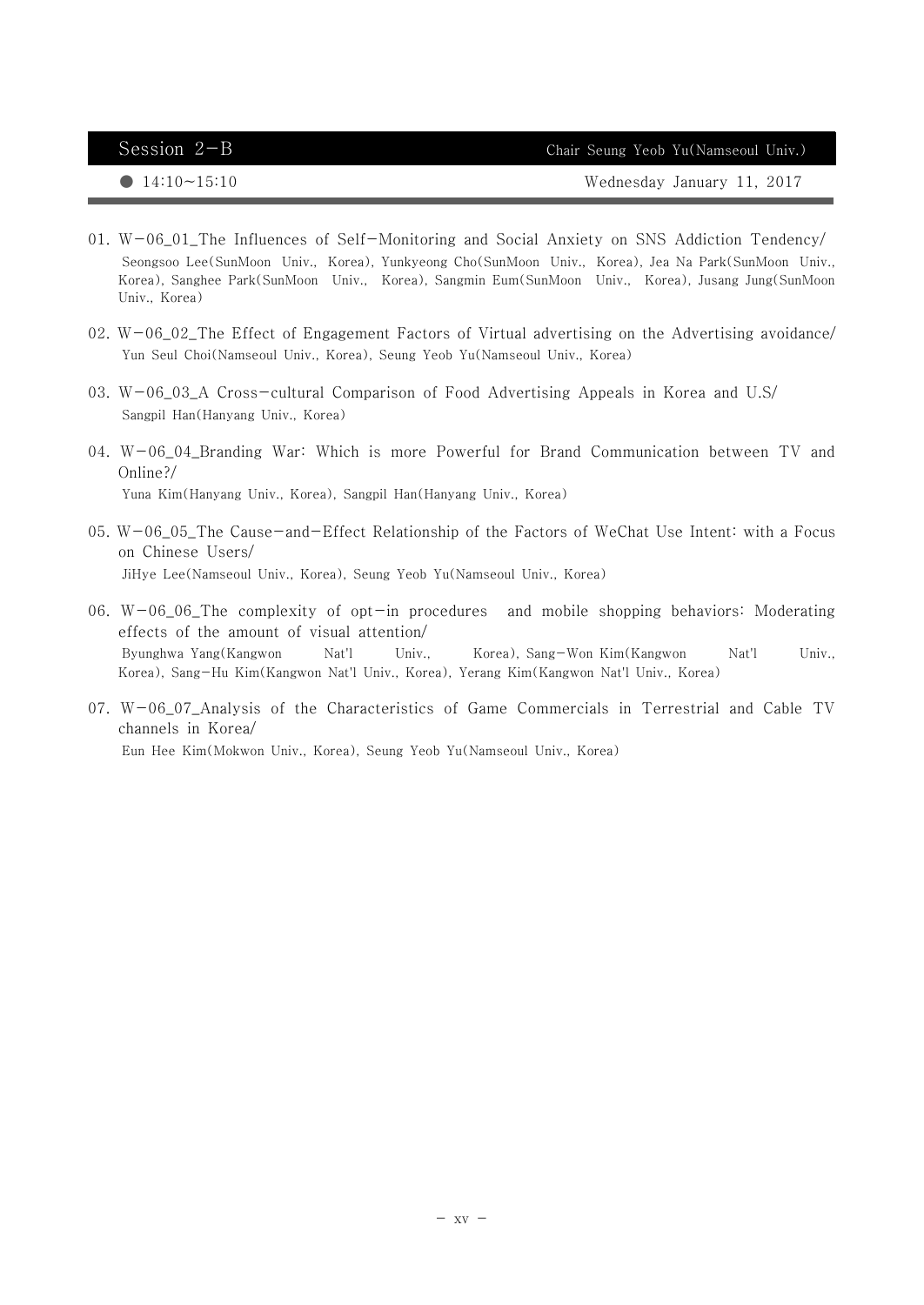## Session 2−B

Chair Seung Yeob Yu(Namseoul Univ.)

● 14:10~15:10 Wednesday January 11, 2017

01. W−06_01_The Influences of Self−Monitoring and Social Anxiety on SNS Addiction Tendency/
    Seongsoo Lee(SunMoon Univ., Korea), Yunkyeong Cho(SunMoon Univ., Korea), Jea Na Park(SunMoon Univ., Korea), Sanghee Park(SunMoon Univ., Korea), Sangmin Eum(SunMoon Univ., Korea), Jusang Jung(SunMoon Univ., Korea)

02. W−06_02_The Effect of Engagement Factors of Virtual advertising on the Advertising avoidance/
    Yun Seul Choi(Namseoul Univ., Korea), Seung Yeob Yu(Namseoul Univ., Korea)

03. W−06_03_A Cross−cultural Comparison of Food Advertising Appeals in Korea and U.S/
    Sangpil Han(Hanyang Univ., Korea)

04. W−06_04_Branding War: Which is more Powerful for Brand Communication between TV and Online?/
    Yuna Kim(Hanyang Univ., Korea), Sangpil Han(Hanyang Univ., Korea)

05. W−06_05_The Cause−and−Effect Relationship of the Factors of WeChat Use Intent: with a Focus on Chinese Users/
    JiHye Lee(Namseoul Univ., Korea), Seung Yeob Yu(Namseoul Univ., Korea)

06. W−06_06_The complexity of opt−in procedures and mobile shopping behaviors: Moderating effects of the amount of visual attention/
    Byunghwa Yang(Kangwon Nat'l Univ., Korea), Sang−Won Kim(Kangwon Nat'l Univ., Korea), Sang−Hu Kim(Kangwon Nat'l Univ., Korea), Yerang Kim(Kangwon Nat'l Univ., Korea)

07. W−06_07_Analysis of the Characteristics of Game Commercials in Terrestrial and Cable TV channels in Korea/
    Eun Hee Kim(Mokwon Univ., Korea), Seung Yeob Yu(Namseoul Univ., Korea)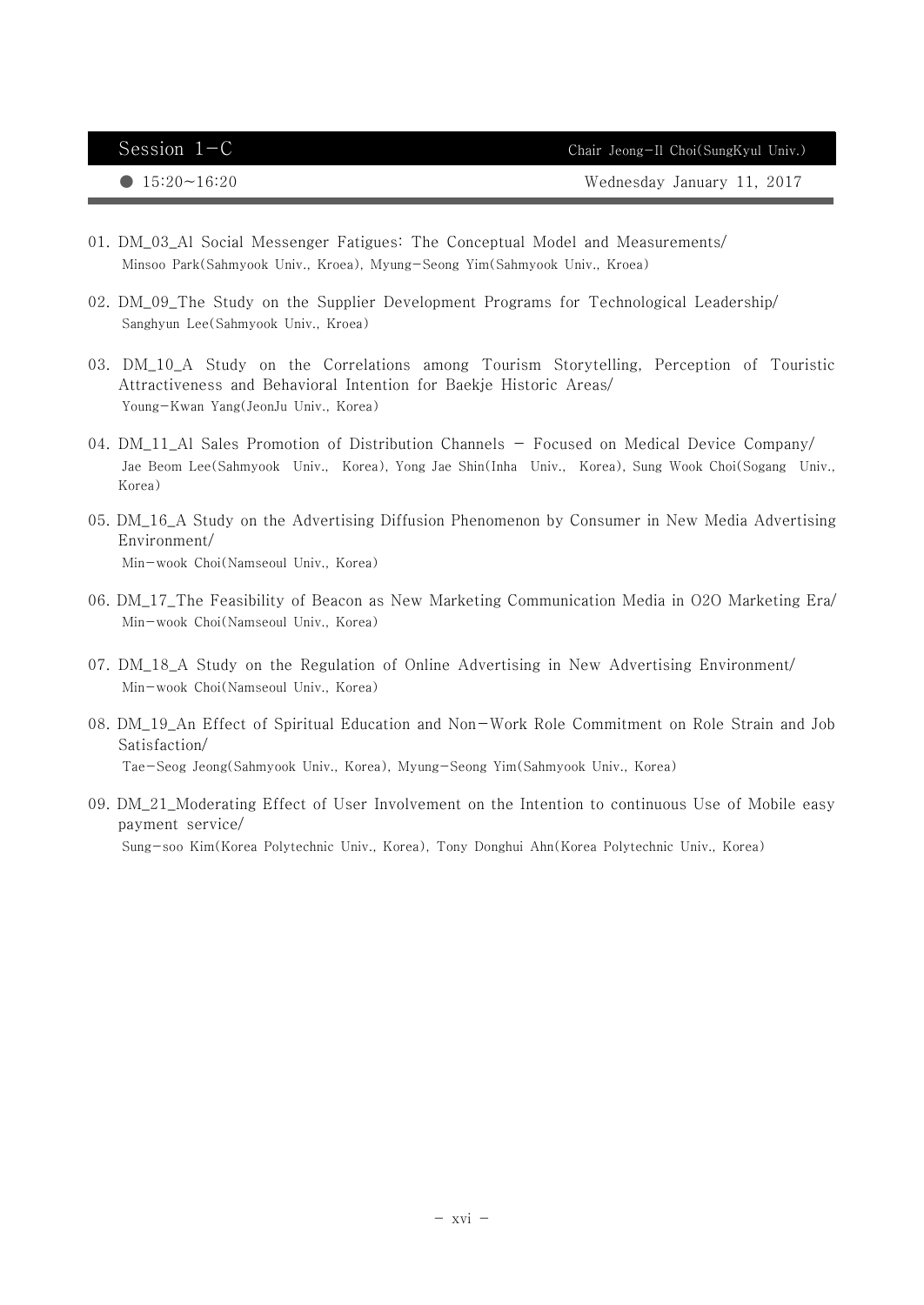## Session 1-C

Chair Jeong-Il Choi(SungKyul Univ.)

● 15:20~16:20 Wednesday January 11, 2017

01. DM_03_Al Social Messenger Fatigues: The Conceptual Model and Measurements/
    Minsoo Park(Sahmyook Univ., Kroea), Myung-Seong Yim(Sahmyook Univ., Kroea)

02. DM_09_The Study on the Supplier Development Programs for Technological Leadership/
    Sanghyun Lee(Sahmyook Univ., Kroea)

03. DM_10_A Study on the Correlations among Tourism Storytelling, Perception of Touristic Attractiveness and Behavioral Intention for Baekje Historic Areas/
    Young-Kwan Yang(JeonJu Univ., Korea)

04. DM_11_Al Sales Promotion of Distribution Channels - Focused on Medical Device Company/
    Jae Beom Lee(Sahmyook Univ., Korea), Yong Jae Shin(Inha Univ., Korea), Sung Wook Choi(Sogang Univ., Korea)

05. DM_16_A Study on the Advertising Diffusion Phenomenon by Consumer in New Media Advertising Environment/
    Min-wook Choi(Namseoul Univ., Korea)

06. DM_17_The Feasibility of Beacon as New Marketing Communication Media in O2O Marketing Era/
    Min-wook Choi(Namseoul Univ., Korea)

07. DM_18_A Study on the Regulation of Online Advertising in New Advertising Environment/
    Min-wook Choi(Namseoul Univ., Korea)

08. DM_19_An Effect of Spiritual Education and Non-Work Role Commitment on Role Strain and Job Satisfaction/
    Tae-Seog Jeong(Sahmyook Univ., Korea), Myung-Seong Yim(Sahmyook Univ., Korea)

09. DM_21_Moderating Effect of User Involvement on the Intention to continuous Use of Mobile easy payment service/
    Sung-soo Kim(Korea Polytechnic Univ., Korea), Tony Donghui Ahn(Korea Polytechnic Univ., Korea)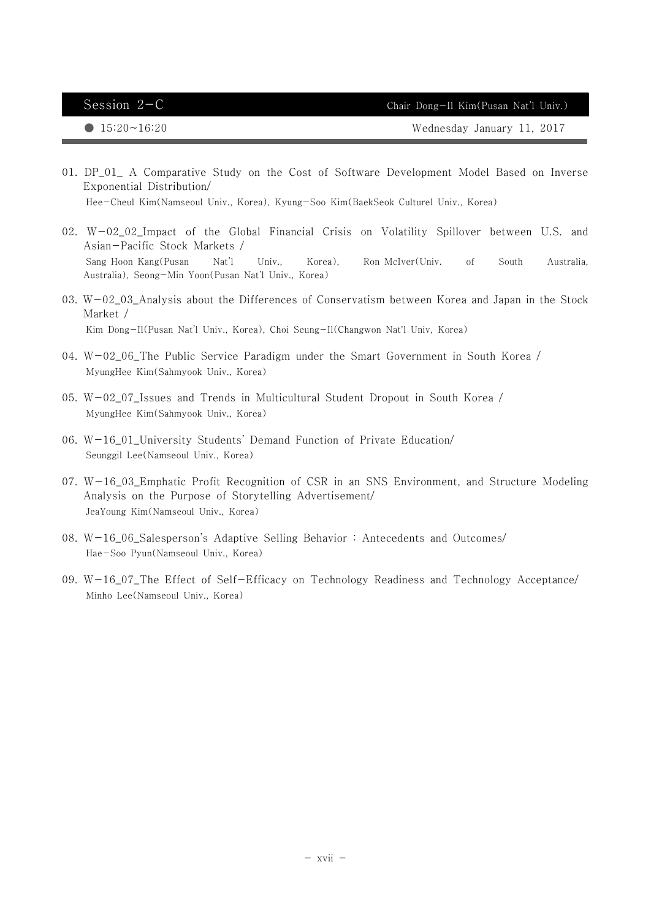## Session 2-C

Chair Dong-Il Kim(Pusan Nat'l Univ.)

● 15:20~16:20 Wednesday January 11, 2017

01. DP_01_ A Comparative Study on the Cost of Software Development Model Based on Inverse Exponential Distribution/
    Hee-Cheul Kim(Namseoul Univ., Korea), Kyung-Soo Kim(BaekSeok Culturel Univ., Korea)

02. W-02_02_Impact of the Global Financial Crisis on Volatility Spillover between U.S. and Asian-Pacific Stock Markets /
    Sang Hoon Kang(Pusan Nat'l Univ., Korea), Ron McIver(Univ. of South Australia, Australia), Seong-Min Yoon(Pusan Nat'l Univ., Korea)

03. W-02_03_Analysis about the Differences of Conservatism between Korea and Japan in the Stock Market /
    Kim Dong-Il(Pusan Nat'l Univ., Korea), Choi Seung-Il(Changwon Nat'l Univ, Korea)

04. W-02_06_The Public Service Paradigm under the Smart Government in South Korea /
    MyungHee Kim(Sahmyook Univ., Korea)

05. W-02_07_Issues and Trends in Multicultural Student Dropout in South Korea /
    MyungHee Kim(Sahmyook Univ., Korea)

06. W-16_01_University Students' Demand Function of Private Education/
    Seunggil Lee(Namseoul Univ., Korea)

07. W-16_03_Emphatic Profit Recognition of CSR in an SNS Environment, and Structure Modeling Analysis on the Purpose of Storytelling Advertisement/
    JeaYoung Kim(Namseoul Univ., Korea)

08. W-16_06_Salesperson's Adaptive Selling Behavior : Antecedents and Outcomes/
    Hae-Soo Pyun(Namseoul Univ., Korea)

09. W-16_07_The Effect of Self-Efficacy on Technology Readiness and Technology Acceptance/
    Minho Lee(Namseoul Univ., Korea)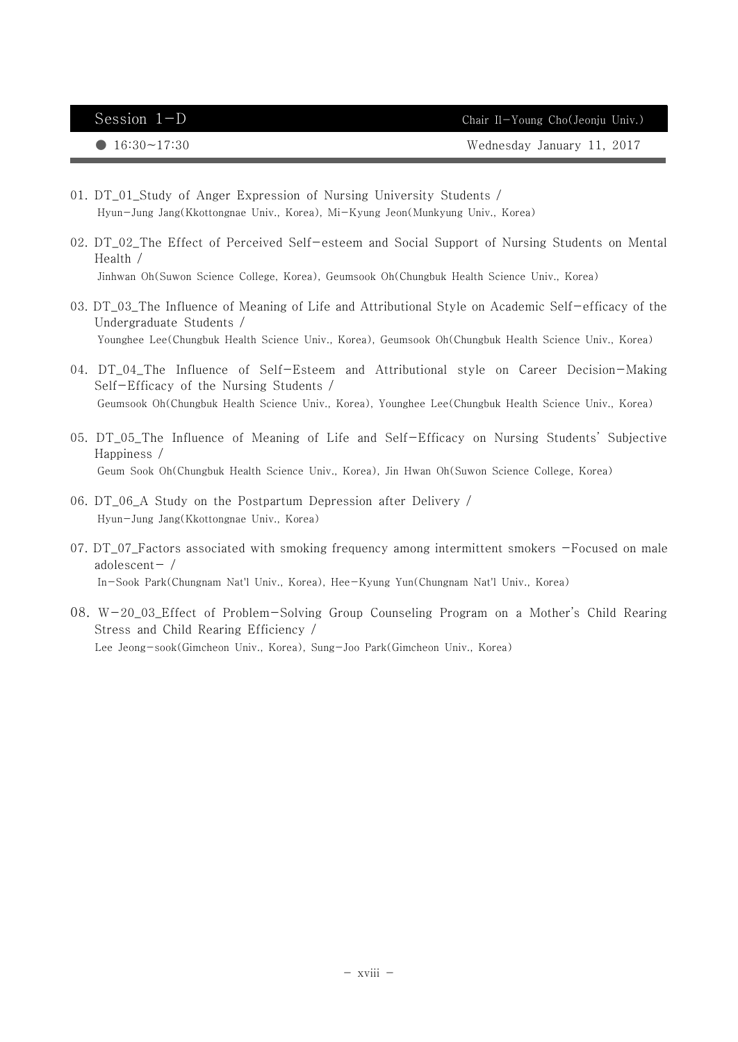## Session 1-D

Chair Il-Young Cho(Jeonju Univ.)

● 16:30~17:30 Wednesday January 11, 2017

01. DT_01_Study of Anger Expression of Nursing University Students /
Hyun-Jung Jang(Kkottongnae Univ., Korea), Mi-Kyung Jeon(Munkyung Univ., Korea)

02. DT_02_The Effect of Perceived Self-esteem and Social Support of Nursing Students on Mental Health /
Jinhwan Oh(Suwon Science College, Korea), Geumsook Oh(Chungbuk Health Science Univ., Korea)

03. DT_03_The Influence of Meaning of Life and Attributional Style on Academic Self-efficacy of the Undergraduate Students /
Younghee Lee(Chungbuk Health Science Univ., Korea), Geumsook Oh(Chungbuk Health Science Univ., Korea)

04. DT_04_The Influence of Self-Esteem and Attributional style on Career Decision-Making Self-Efficacy of the Nursing Students /
Geumsook Oh(Chungbuk Health Science Univ., Korea), Younghee Lee(Chungbuk Health Science Univ., Korea)

05. DT_05_The Influence of Meaning of Life and Self-Efficacy on Nursing Students' Subjective Happiness /
Geum Sook Oh(Chungbuk Health Science Univ., Korea), Jin Hwan Oh(Suwon Science College, Korea)

06. DT_06_A Study on the Postpartum Depression after Delivery /
Hyun-Jung Jang(Kkottongnae Univ., Korea)

07. DT_07_Factors associated with smoking frequency among intermittent smokers -Focused on male adolescent- /
In-Sook Park(Chungnam Nat'l Univ., Korea), Hee-Kyung Yun(Chungnam Nat'l Univ., Korea)

08. W-20_03_Effect of Problem-Solving Group Counseling Program on a Mother's Child Rearing Stress and Child Rearing Efficiency /
Lee Jeong-sook(Gimcheon Univ., Korea), Sung-Joo Park(Gimcheon Univ., Korea)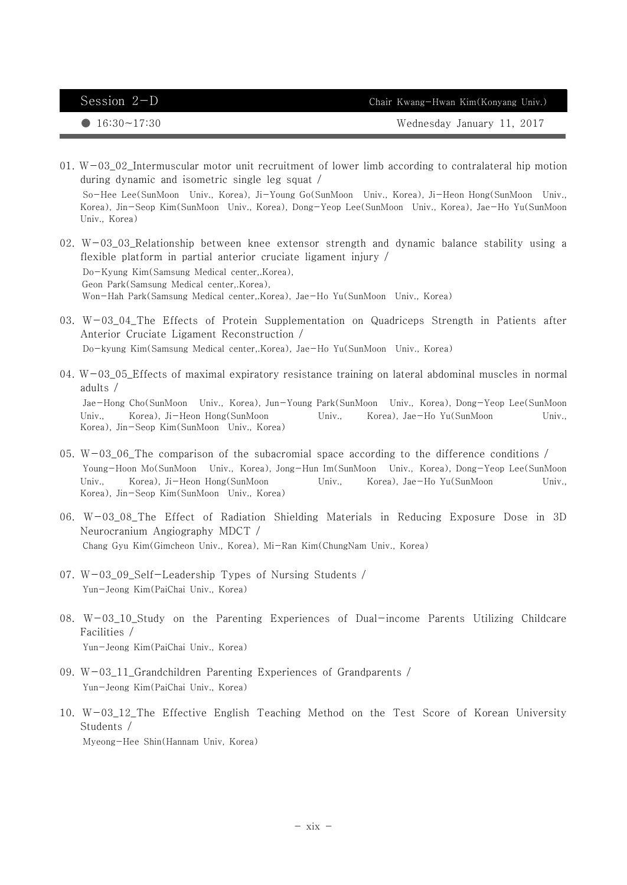## Session 2-D

Chair Kwang-Hwan Kim(Konyang Univ.)

● 16:30~17:30 Wednesday January 11, 2017

01. W-03_02_Intermuscular motor unit recruitment of lower limb according to contralateral hip motion during dynamic and isometric single leg squat /
    So-Hee Lee(SunMoon Univ., Korea), Ji-Young Go(SunMoon Univ., Korea), Ji-Heon Hong(SunMoon Univ., Korea), Jin-Seop Kim(SunMoon Univ., Korea), Dong-Yeop Lee(SunMoon Univ., Korea), Jae-Ho Yu(SunMoon Univ., Korea)

02. W-03_03_Relationship between knee extensor strength and dynamic balance stability using a flexible platform in partial anterior cruciate ligament injury /
    Do-Kyung Kim(Samsung Medical center,.Korea),
    Geon Park(Samsung Medical center,.Korea),
    Won-Hah Park(Samsung Medical center,.Korea), Jae-Ho Yu(SunMoon Univ., Korea)

03. W-03_04_The Effects of Protein Supplementation on Quadriceps Strength in Patients after Anterior Cruciate Ligament Reconstruction /
    Do-kyung Kim(Samsung Medical center,.Korea), Jae-Ho Yu(SunMoon Univ., Korea)

04. W-03_05_Effects of maximal expiratory resistance training on lateral abdominal muscles in normal adults /
    Jae-Hong Cho(SunMoon Univ., Korea), Jun-Young Park(SunMoon Univ., Korea), Dong-Yeop Lee(SunMoon Univ., Korea), Ji-Heon Hong(SunMoon Univ., Korea), Jae-Ho Yu(SunMoon Univ., Korea), Jin-Seop Kim(SunMoon Univ., Korea)

05. W-03_06_The comparison of the subacromial space according to the difference conditions /
    Young-Hoon Mo(SunMoon Univ., Korea), Jong-Hun Im(SunMoon Univ., Korea), Dong-Yeop Lee(SunMoon Univ., Korea), Ji-Heon Hong(SunMoon Univ., Korea), Jae-Ho Yu(SunMoon Univ., Korea), Jin-Seop Kim(SunMoon Univ., Korea)

06. W-03_08_The Effect of Radiation Shielding Materials in Reducing Exposure Dose in 3D Neurocranium Angiography MDCT /
    Chang Gyu Kim(Gimcheon Univ., Korea), Mi-Ran Kim(ChungNam Univ., Korea)

07. W-03_09_Self-Leadership Types of Nursing Students /
    Yun-Jeong Kim(PaiChai Univ., Korea)

08. W-03_10_Study on the Parenting Experiences of Dual-income Parents Utilizing Childcare Facilities /
    Yun-Jeong Kim(PaiChai Univ., Korea)

09. W-03_11_Grandchildren Parenting Experiences of Grandparents /
    Yun-Jeong Kim(PaiChai Univ., Korea)

10. W-03_12_The Effective English Teaching Method on the Test Score of Korean University Students /
    Myeong-Hee Shin(Hannam Univ, Korea)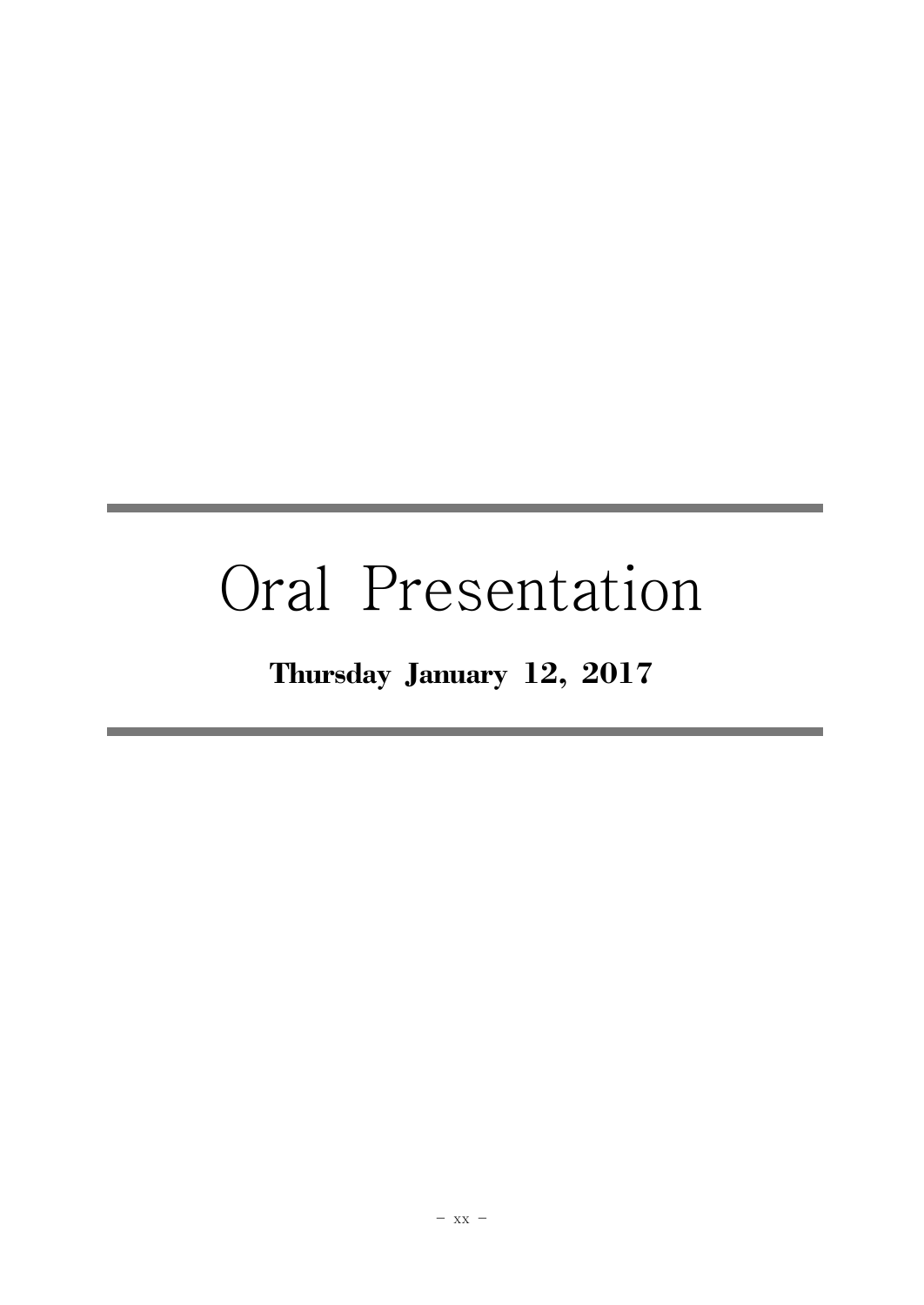# Oral Presentation

**Thursday January 12, 2017**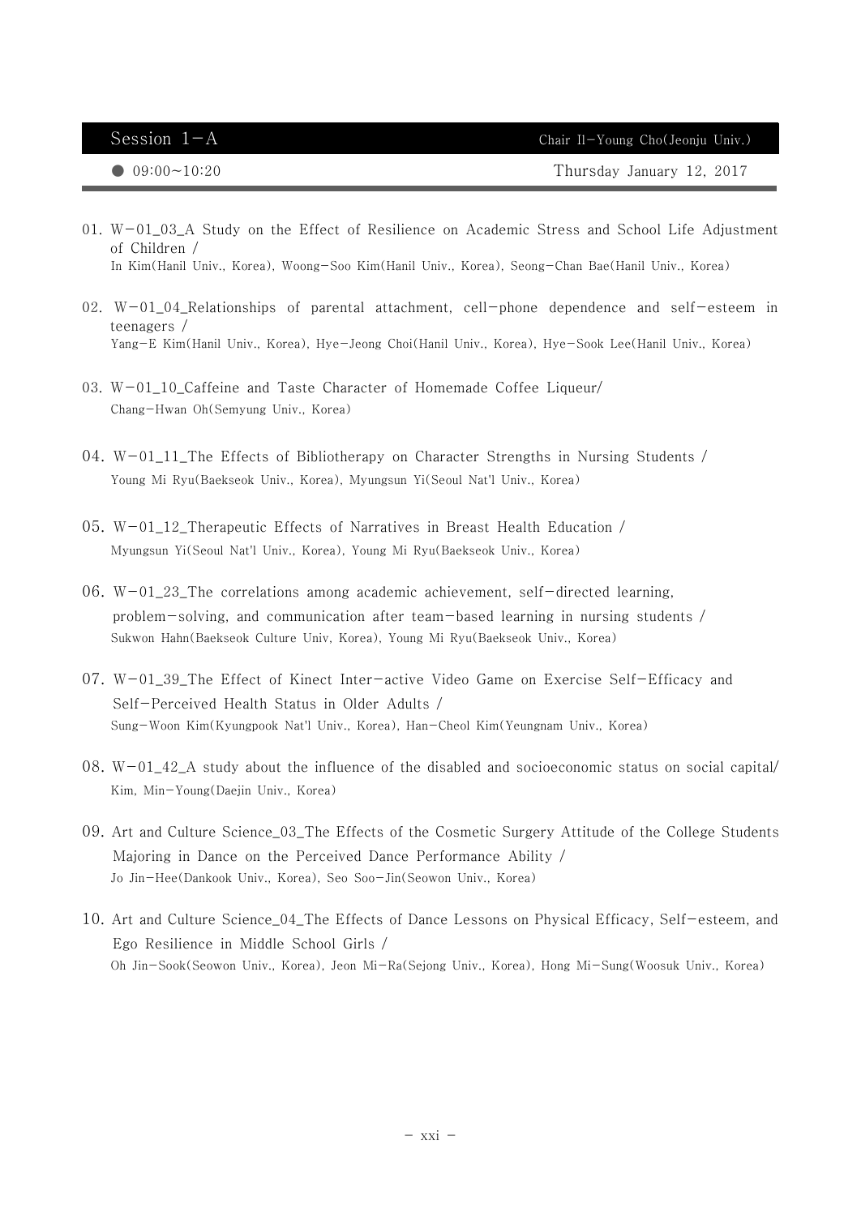## Session 1−A

Chair Il−Young Cho(Jeonju Univ.)

● 09:00~10:20 Thursday January 12, 2017

01. W−01_03_A Study on the Effect of Resilience on Academic Stress and School Life Adjustment of Children /
In Kim(Hanil Univ., Korea), Woong−Soo Kim(Hanil Univ., Korea), Seong−Chan Bae(Hanil Univ., Korea)

02. W−01_04_Relationships of parental attachment, cell−phone dependence and self−esteem in teenagers /
Yang−E Kim(Hanil Univ., Korea), Hye−Jeong Choi(Hanil Univ., Korea), Hye−Sook Lee(Hanil Univ., Korea)

03. W−01_10_Caffeine and Taste Character of Homemade Coffee Liqueur/
Chang−Hwan Oh(Semyung Univ., Korea)

04. W−01_11_The Effects of Bibliotherapy on Character Strengths in Nursing Students /
Young Mi Ryu(Baekseok Univ., Korea), Myungsun Yi(Seoul Nat'l Univ., Korea)

05. W−01_12_Therapeutic Effects of Narratives in Breast Health Education /
Myungsun Yi(Seoul Nat'l Univ., Korea), Young Mi Ryu(Baekseok Univ., Korea)

06. W−01_23_The correlations among academic achievement, self−directed learning, problem−solving, and communication after team−based learning in nursing students /
Sukwon Hahn(Baekseok Culture Univ, Korea), Young Mi Ryu(Baekseok Univ., Korea)

07. W−01_39_The Effect of Kinect Inter−active Video Game on Exercise Self−Efficacy and Self−Perceived Health Status in Older Adults /
Sung−Woon Kim(Kyungpook Nat'l Univ., Korea), Han−Cheol Kim(Yeungnam Univ., Korea)

08. W−01_42_A study about the influence of the disabled and socioeconomic status on social capital/
Kim, Min−Young(Daejin Univ., Korea)

09. Art and Culture Science_03_The Effects of the Cosmetic Surgery Attitude of the College Students Majoring in Dance on the Perceived Dance Performance Ability /
Jo Jin−Hee(Dankook Univ., Korea), Seo Soo−Jin(Seowon Univ., Korea)

10. Art and Culture Science_04_The Effects of Dance Lessons on Physical Efficacy, Self−esteem, and Ego Resilience in Middle School Girls /
Oh Jin−Sook(Seowon Univ., Korea), Jeon Mi−Ra(Sejong Univ., Korea), Hong Mi−Sung(Woosuk Univ., Korea)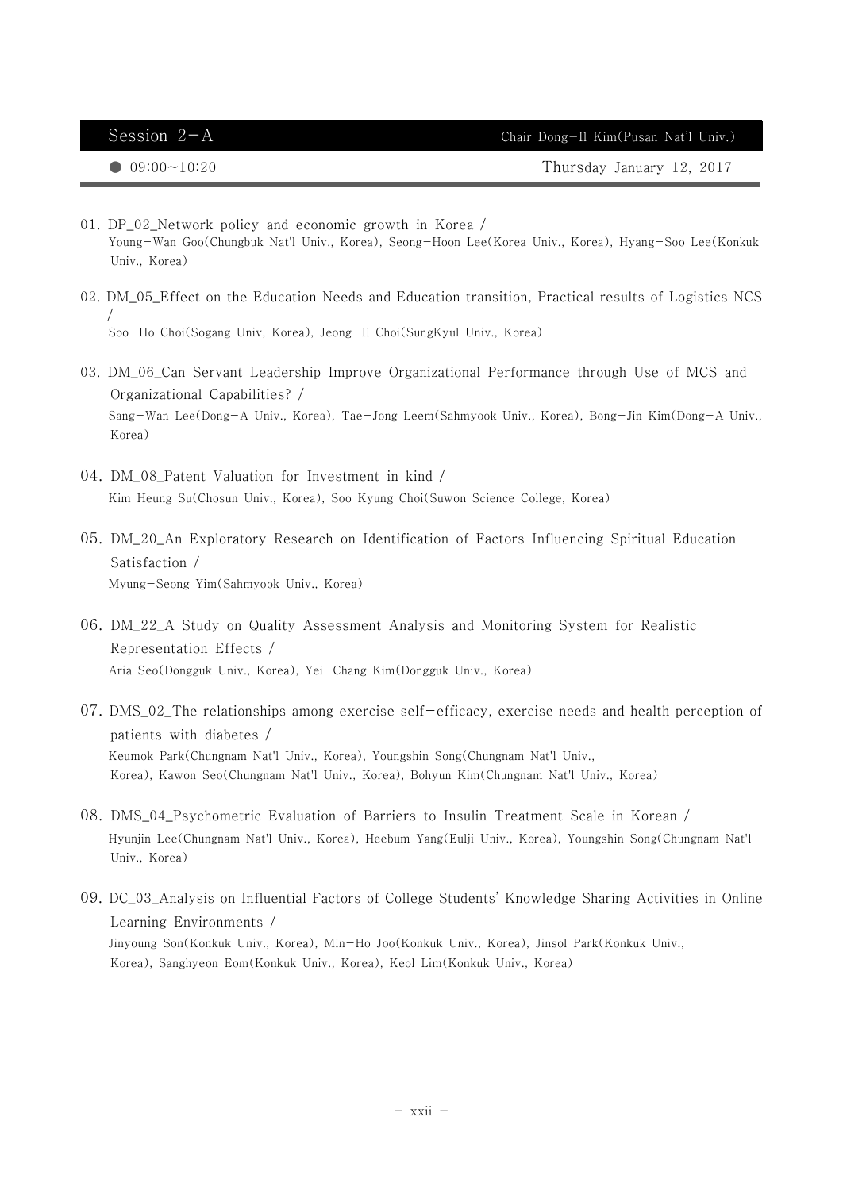## Session 2-A

Chair Dong-Il Kim(Pusan Nat'l Univ.)

● 09:00~10:20 Thursday January 12, 2017

01. DP_02_Network policy and economic growth in Korea /
Young-Wan Goo(Chungbuk Nat'l Univ., Korea), Seong-Hoon Lee(Korea Univ., Korea), Hyang-Soo Lee(Konkuk Univ., Korea)

02. DM_05_Effect on the Education Needs and Education transition, Practical results of Logistics NCS /
Soo-Ho Choi(Sogang Univ, Korea), Jeong-Il Choi(SungKyul Univ., Korea)

03. DM_06_Can Servant Leadership Improve Organizational Performance through Use of MCS and Organizational Capabilities? /
Sang-Wan Lee(Dong-A Univ., Korea), Tae-Jong Leem(Sahmyook Univ., Korea), Bong-Jin Kim(Dong-A Univ., Korea)

04. DM_08_Patent Valuation for Investment in kind /
Kim Heung Su(Chosun Univ., Korea), Soo Kyung Choi(Suwon Science College, Korea)

05. DM_20_An Exploratory Research on Identification of Factors Influencing Spiritual Education Satisfaction /
Myung-Seong Yim(Sahmyook Univ., Korea)

06. DM_22_A Study on Quality Assessment Analysis and Monitoring System for Realistic Representation Effects /
Aria Seo(Dongguk Univ., Korea), Yei-Chang Kim(Dongguk Univ., Korea)

07. DMS_02_The relationships among exercise self-efficacy, exercise needs and health perception of patients with diabetes /
Keumok Park(Chungnam Nat'l Univ., Korea), Youngshin Song(Chungnam Nat'l Univ., Korea), Kawon Seo(Chungnam Nat'l Univ., Korea), Bohyun Kim(Chungnam Nat'l Univ., Korea)

08. DMS_04_Psychometric Evaluation of Barriers to Insulin Treatment Scale in Korean /
Hyunjin Lee(Chungnam Nat'l Univ., Korea), Heebum Yang(Eulji Univ., Korea), Youngshin Song(Chungnam Nat'l Univ., Korea)

09. DC_03_Analysis on Influential Factors of College Students' Knowledge Sharing Activities in Online Learning Environments /
Jinyoung Son(Konkuk Univ., Korea), Min-Ho Joo(Konkuk Univ., Korea), Jinsol Park(Konkuk Univ., Korea), Sanghyeon Eom(Konkuk Univ., Korea), Keol Lim(Konkuk Univ., Korea)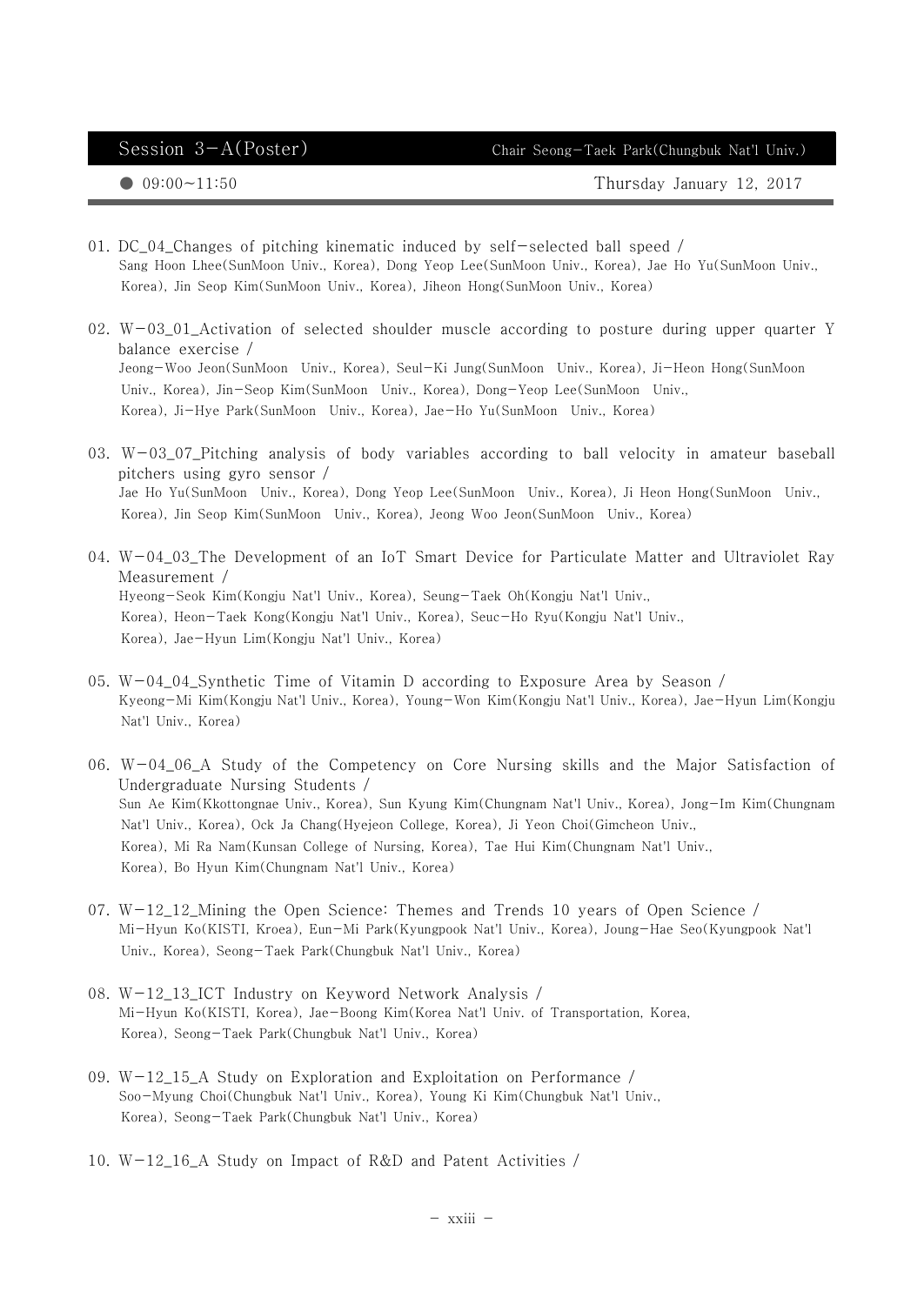## Session 3-A(Poster) Chair Seong-Taek Park(Chungbuk Nat'l Univ.)

● 09:00~11:50 Thursday January 12, 2017

01. DC_04_Changes of pitching kinematic induced by self-selected ball speed /
Sang Hoon Lhee(SunMoon Univ., Korea), Dong Yeop Lee(SunMoon Univ., Korea), Jae Ho Yu(SunMoon Univ., Korea), Jin Seop Kim(SunMoon Univ., Korea), Jiheon Hong(SunMoon Univ., Korea)

02. W-03_01_Activation of selected shoulder muscle according to posture during upper quarter Y balance exercise /
Jeong-Woo Jeon(SunMoon Univ., Korea), Seul-Ki Jung(SunMoon Univ., Korea), Ji-Heon Hong(SunMoon Univ., Korea), Jin-Seop Kim(SunMoon Univ., Korea), Dong-Yeop Lee(SunMoon Univ., Korea), Ji-Hye Park(SunMoon Univ., Korea), Jae-Ho Yu(SunMoon Univ., Korea)

03. W-03_07_Pitching analysis of body variables according to ball velocity in amateur baseball pitchers using gyro sensor /
Jae Ho Yu(SunMoon Univ., Korea), Dong Yeop Lee(SunMoon Univ., Korea), Ji Heon Hong(SunMoon Univ., Korea), Jin Seop Kim(SunMoon Univ., Korea), Jeong Woo Jeon(SunMoon Univ., Korea)

04. W-04_03_The Development of an IoT Smart Device for Particulate Matter and Ultraviolet Ray Measurement /
Hyeong-Seok Kim(Kongju Nat'l Univ., Korea), Seung-Taek Oh(Kongju Nat'l Univ., Korea), Heon-Taek Kong(Kongju Nat'l Univ., Korea), Seuc-Ho Ryu(Kongju Nat'l Univ., Korea), Jae-Hyun Lim(Kongju Nat'l Univ., Korea)

05. W-04_04_Synthetic Time of Vitamin D according to Exposure Area by Season /
Kyeong-Mi Kim(Kongju Nat'l Univ., Korea), Young-Won Kim(Kongju Nat'l Univ., Korea), Jae-Hyun Lim(Kongju Nat'l Univ., Korea)

06. W-04_06_A Study of the Competency on Core Nursing skills and the Major Satisfaction of Undergraduate Nursing Students /
Sun Ae Kim(Kkottongnae Univ., Korea), Sun Kyung Kim(Chungnam Nat'l Univ., Korea), Jong-Im Kim(Chungnam Nat'l Univ., Korea), Ock Ja Chang(Hyejeon College, Korea), Ji Yeon Choi(Gimcheon Univ., Korea), Mi Ra Nam(Kunsan College of Nursing, Korea), Tae Hui Kim(Chungnam Nat'l Univ., Korea), Bo Hyun Kim(Chungnam Nat'l Univ., Korea)

07. W-12_12_Mining the Open Science: Themes and Trends 10 years of Open Science /
Mi-Hyun Ko(KISTI, Kroea), Eun-Mi Park(Kyungpook Nat'l Univ., Korea), Joung-Hae Seo(Kyungpook Nat'l Univ., Korea), Seong-Taek Park(Chungbuk Nat'l Univ., Korea)

08. W-12_13_ICT Industry on Keyword Network Analysis /
Mi-Hyun Ko(KISTI, Korea), Jae-Boong Kim(Korea Nat'l Univ. of Transportation, Korea, Korea), Seong-Taek Park(Chungbuk Nat'l Univ., Korea)

09. W-12_15_A Study on Exploration and Exploitation on Performance /
Soo-Myung Choi(Chungbuk Nat'l Univ., Korea), Young Ki Kim(Chungbuk Nat'l Univ., Korea), Seong-Taek Park(Chungbuk Nat'l Univ., Korea)

10. W-12_16_A Study on Impact of R&D and Patent Activities /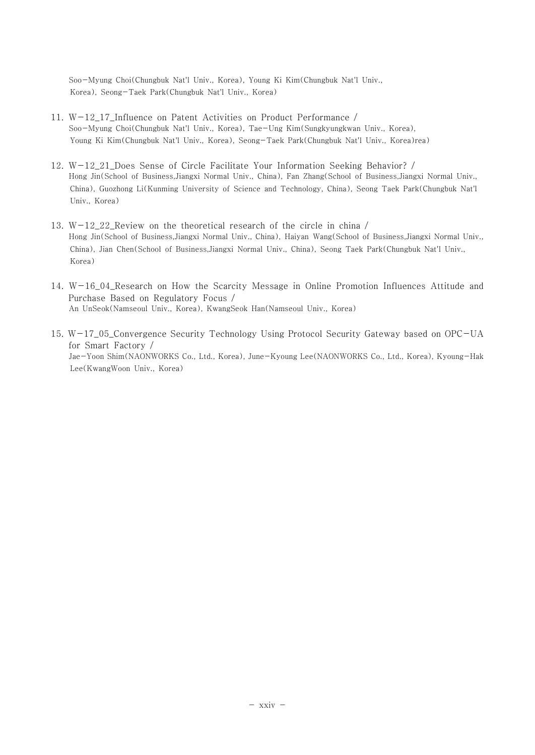Soo−Myung Choi(Chungbuk Nat'l Univ., Korea), Young Ki Kim(Chungbuk Nat'l Univ., Korea), Seong−Taek Park(Chungbuk Nat'l Univ., Korea)

11. W−12_17_Influence on Patent Activities on Product Performance /
    Soo−Myung Choi(Chungbuk Nat'l Univ., Korea), Tae−Ung Kim(Sungkyungkwan Univ., Korea), Young Ki Kim(Chungbuk Nat'l Univ., Korea), Seong−Taek Park(Chungbuk Nat'l Univ., Korea)rea)

12. W−12_21_Does Sense of Circle Facilitate Your Information Seeking Behavior? /
    Hong Jin(School of Business,Jiangxi Normal Univ., China), Fan Zhang(School of Business,Jiangxi Normal Univ., China), Guozhong Li(Kunming University of Science and Technology, China), Seong Taek Park(Chungbuk Nat'l Univ., Korea)

13. W−12_22_Review on the theoretical research of the circle in china /
    Hong Jin(School of Business,Jiangxi Normal Univ., China), Haiyan Wang(School of Business,Jiangxi Normal Univ., China), Jian Chen(School of Business,Jiangxi Normal Univ., China), Seong Taek Park(Chungbuk Nat'l Univ., Korea)

14. W−16_04_Research on How the Scarcity Message in Online Promotion Influences Attitude and Purchase Based on Regulatory Focus /
    An UnSeok(Namseoul Univ., Korea), KwangSeok Han(Namseoul Univ., Korea)

15. W−17_05_Convergence Security Technology Using Protocol Security Gateway based on OPC−UA for Smart Factory /
    Jae−Yoon Shim(NAONWORKS Co., Ltd., Korea), June−Kyoung Lee(NAONWORKS Co., Ltd., Korea), Kyoung−Hak Lee(KwangWoon Univ., Korea)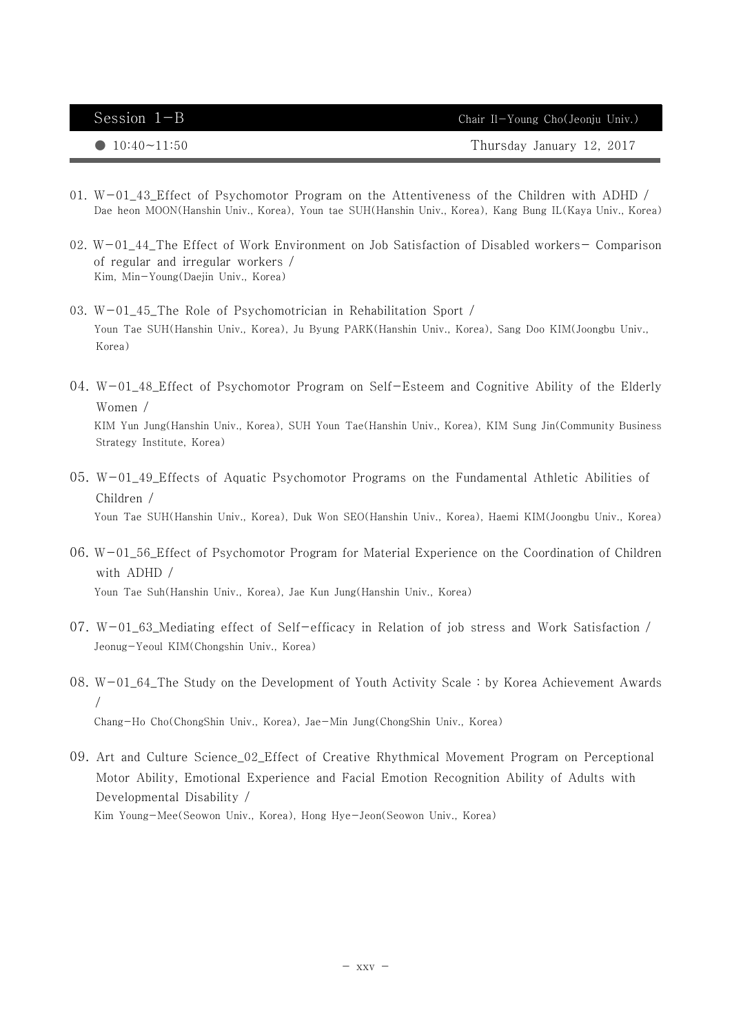## Session 1-B

Chair Il-Young Cho(Jeonju Univ.)

● 10:40~11:50 Thursday January 12, 2017

01. W-01_43_Effect of Psychomotor Program on the Attentiveness of the Children with ADHD /
    Dae heon MOON(Hanshin Univ., Korea), Youn tae SUH(Hanshin Univ., Korea), Kang Bung IL(Kaya Univ., Korea)

02. W-01_44_The Effect of Work Environment on Job Satisfaction of Disabled workers- Comparison of regular and irregular workers /
    Kim, Min-Young(Daejin Univ., Korea)

03. W-01_45_The Role of Psychomotrician in Rehabilitation Sport /
    Youn Tae SUH(Hanshin Univ., Korea), Ju Byung PARK(Hanshin Univ., Korea), Sang Doo KIM(Joongbu Univ., Korea)

04. W-01_48_Effect of Psychomotor Program on Self-Esteem and Cognitive Ability of the Elderly Women /
    KIM Yun Jung(Hanshin Univ., Korea), SUH Youn Tae(Hanshin Univ., Korea), KIM Sung Jin(Community Business Strategy Institute, Korea)

05. W-01_49_Effects of Aquatic Psychomotor Programs on the Fundamental Athletic Abilities of Children /
    Youn Tae SUH(Hanshin Univ., Korea), Duk Won SEO(Hanshin Univ., Korea), Haemi KIM(Joongbu Univ., Korea)

06. W-01_56_Effect of Psychomotor Program for Material Experience on the Coordination of Children with ADHD /
    Youn Tae Suh(Hanshin Univ., Korea), Jae Kun Jung(Hanshin Univ., Korea)

07. W-01_63_Mediating effect of Self-efficacy in Relation of job stress and Work Satisfaction /
    Jeonug-Yeoul KIM(Chongshin Univ., Korea)

08. W-01_64_The Study on the Development of Youth Activity Scale : by Korea Achievement Awards /
    Chang-Ho Cho(ChongShin Univ., Korea), Jae-Min Jung(ChongShin Univ., Korea)

09. Art and Culture Science_02_Effect of Creative Rhythmical Movement Program on Perceptional Motor Ability, Emotional Experience and Facial Emotion Recognition Ability of Adults with Developmental Disability /
    Kim Young-Mee(Seowon Univ., Korea), Hong Hye-Jeon(Seowon Univ., Korea)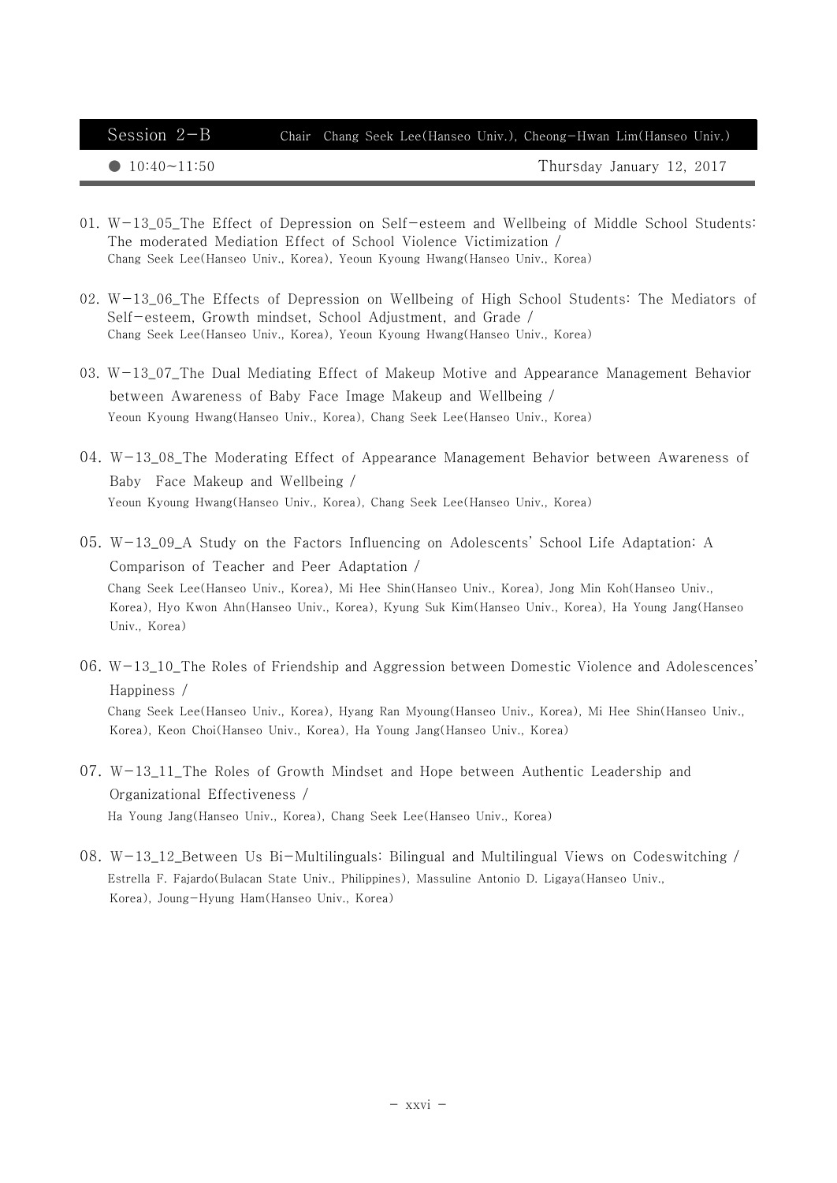## Session 2-B

Chair Chang Seek Lee(Hanseo Univ.), Cheong-Hwan Lim(Hanseo Univ.)

● 10:40~11:50 Thursday January 12, 2017

01. W-13_05_The Effect of Depression on Self-esteem and Wellbeing of Middle School Students: The moderated Mediation Effect of School Violence Victimization /
Chang Seek Lee(Hanseo Univ., Korea), Yeoun Kyoung Hwang(Hanseo Univ., Korea)

02. W-13_06_The Effects of Depression on Wellbeing of High School Students: The Mediators of Self-esteem, Growth mindset, School Adjustment, and Grade /
Chang Seek Lee(Hanseo Univ., Korea), Yeoun Kyoung Hwang(Hanseo Univ., Korea)

03. W-13_07_The Dual Mediating Effect of Makeup Motive and Appearance Management Behavior between Awareness of Baby Face Image Makeup and Wellbeing /
Yeoun Kyoung Hwang(Hanseo Univ., Korea), Chang Seek Lee(Hanseo Univ., Korea)

04. W-13_08_The Moderating Effect of Appearance Management Behavior between Awareness of Baby Face Makeup and Wellbeing /
Yeoun Kyoung Hwang(Hanseo Univ., Korea), Chang Seek Lee(Hanseo Univ., Korea)

05. W-13_09_A Study on the Factors Influencing on Adolescents' School Life Adaptation: A Comparison of Teacher and Peer Adaptation /
Chang Seek Lee(Hanseo Univ., Korea), Mi Hee Shin(Hanseo Univ., Korea), Jong Min Koh(Hanseo Univ., Korea), Hyo Kwon Ahn(Hanseo Univ., Korea), Kyung Suk Kim(Hanseo Univ., Korea), Ha Young Jang(Hanseo Univ., Korea)

06. W-13_10_The Roles of Friendship and Aggression between Domestic Violence and Adolescences' Happiness /
Chang Seek Lee(Hanseo Univ., Korea), Hyang Ran Myoung(Hanseo Univ., Korea), Mi Hee Shin(Hanseo Univ., Korea), Keon Choi(Hanseo Univ., Korea), Ha Young Jang(Hanseo Univ., Korea)

07. W-13_11_The Roles of Growth Mindset and Hope between Authentic Leadership and Organizational Effectiveness /
Ha Young Jang(Hanseo Univ., Korea), Chang Seek Lee(Hanseo Univ., Korea)

08. W-13_12_Between Us Bi-Multilinguals: Bilingual and Multilingual Views on Codeswitching /
Estrella F. Fajardo(Bulacan State Univ., Philippines), Massuline Antonio D. Ligaya(Hanseo Univ., Korea), Joung-Hyung Ham(Hanseo Univ., Korea)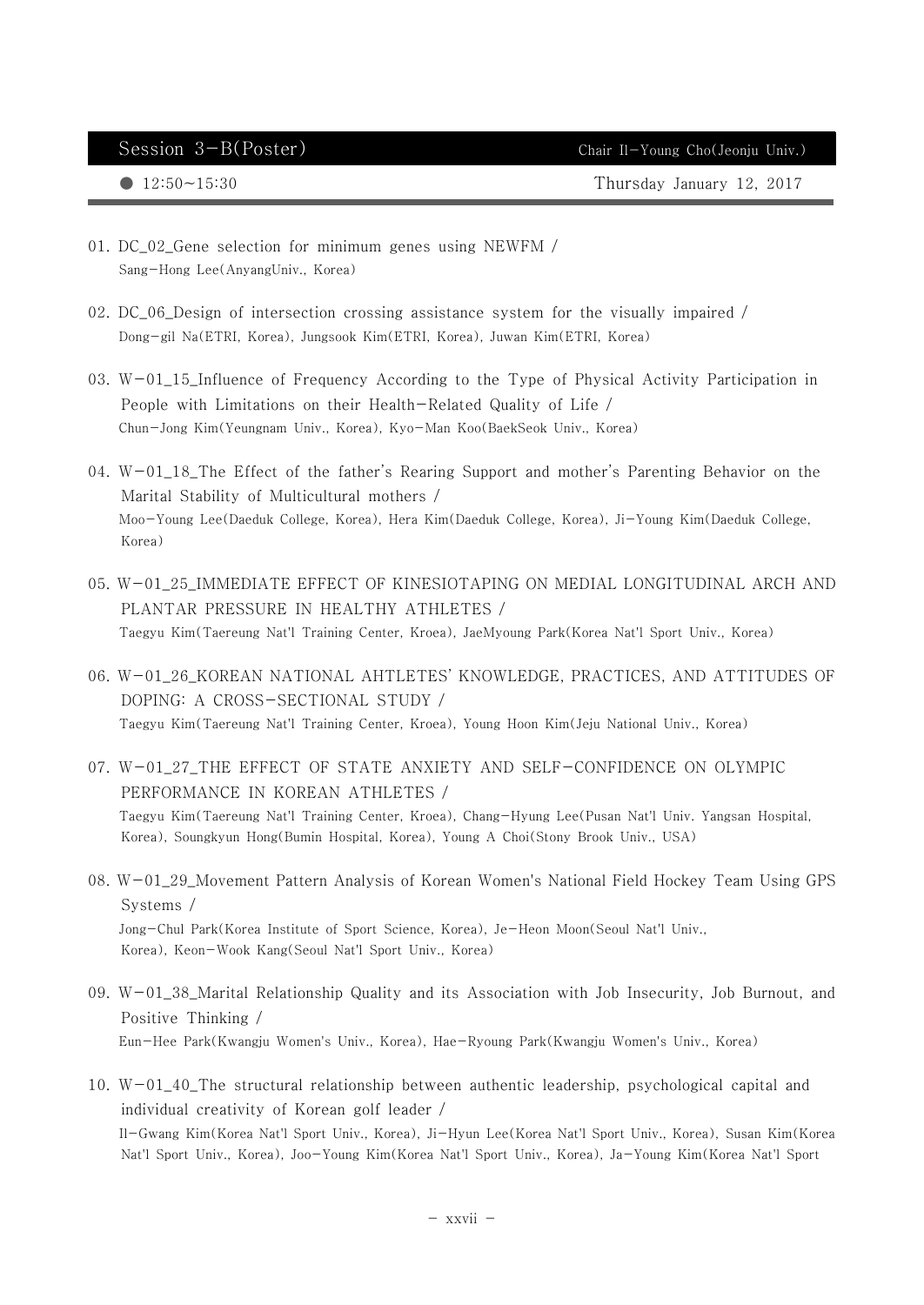## Session 3-B(Poster)

Chair Il-Young Cho(Jeonju Univ.)

● 12:50~15:30 Thursday January 12, 2017

01. DC_02_Gene selection for minimum genes using NEWFM /
    Sang-Hong Lee(AnyangUniv., Korea)

02. DC_06_Design of intersection crossing assistance system for the visually impaired /
    Dong-gil Na(ETRI, Korea), Jungsook Kim(ETRI, Korea), Juwan Kim(ETRI, Korea)

03. W-01_15_Influence of Frequency According to the Type of Physical Activity Participation in People with Limitations on their Health-Related Quality of Life /
    Chun-Jong Kim(Yeungnam Univ., Korea), Kyo-Man Koo(BaekSeok Univ., Korea)

04. W-01_18_The Effect of the father's Rearing Support and mother's Parenting Behavior on the Marital Stability of Multicultural mothers /
    Moo-Young Lee(Daeduk College, Korea), Hera Kim(Daeduk College, Korea), Ji-Young Kim(Daeduk College, Korea)

05. W-01_25_IMMEDIATE EFFECT OF KINESIOTAPING ON MEDIAL LONGITUDINAL ARCH AND PLANTAR PRESSURE IN HEALTHY ATHLETES /
    Taegyu Kim(Taereung Nat'l Training Center, Kroea), JaeMyoung Park(Korea Nat'l Sport Univ., Korea)

06. W-01_26_KOREAN NATIONAL AHTLETES' KNOWLEDGE, PRACTICES, AND ATTITUDES OF DOPING: A CROSS-SECTIONAL STUDY /
    Taegyu Kim(Taereung Nat'l Training Center, Kroea), Young Hoon Kim(Jeju National Univ., Korea)

07. W-01_27_THE EFFECT OF STATE ANXIETY AND SELF-CONFIDENCE ON OLYMPIC PERFORMANCE IN KOREAN ATHLETES /
    Taegyu Kim(Taereung Nat'l Training Center, Kroea), Chang-Hyung Lee(Pusan Nat'l Univ. Yangsan Hospital, Korea), Soungkyun Hong(Bumin Hospital, Korea), Young A Choi(Stony Brook Univ., USA)

08. W-01_29_Movement Pattern Analysis of Korean Women's National Field Hockey Team Using GPS Systems /
    Jong-Chul Park(Korea Institute of Sport Science, Korea), Je-Heon Moon(Seoul Nat'l Univ., Korea), Keon-Wook Kang(Seoul Nat'l Sport Univ., Korea)

09. W-01_38_Marital Relationship Quality and its Association with Job Insecurity, Job Burnout, and Positive Thinking /
    Eun-Hee Park(Kwangju Women's Univ., Korea), Hae-Ryoung Park(Kwangju Women's Univ., Korea)

10. W-01_40_The structural relationship between authentic leadership, psychological capital and individual creativity of Korean golf leader /
    Il-Gwang Kim(Korea Nat'l Sport Univ., Korea), Ji-Hyun Lee(Korea Nat'l Sport Univ., Korea), Susan Kim(Korea Nat'l Sport Univ., Korea), Joo-Young Kim(Korea Nat'l Sport Univ., Korea), Ja-Young Kim(Korea Nat'l Sport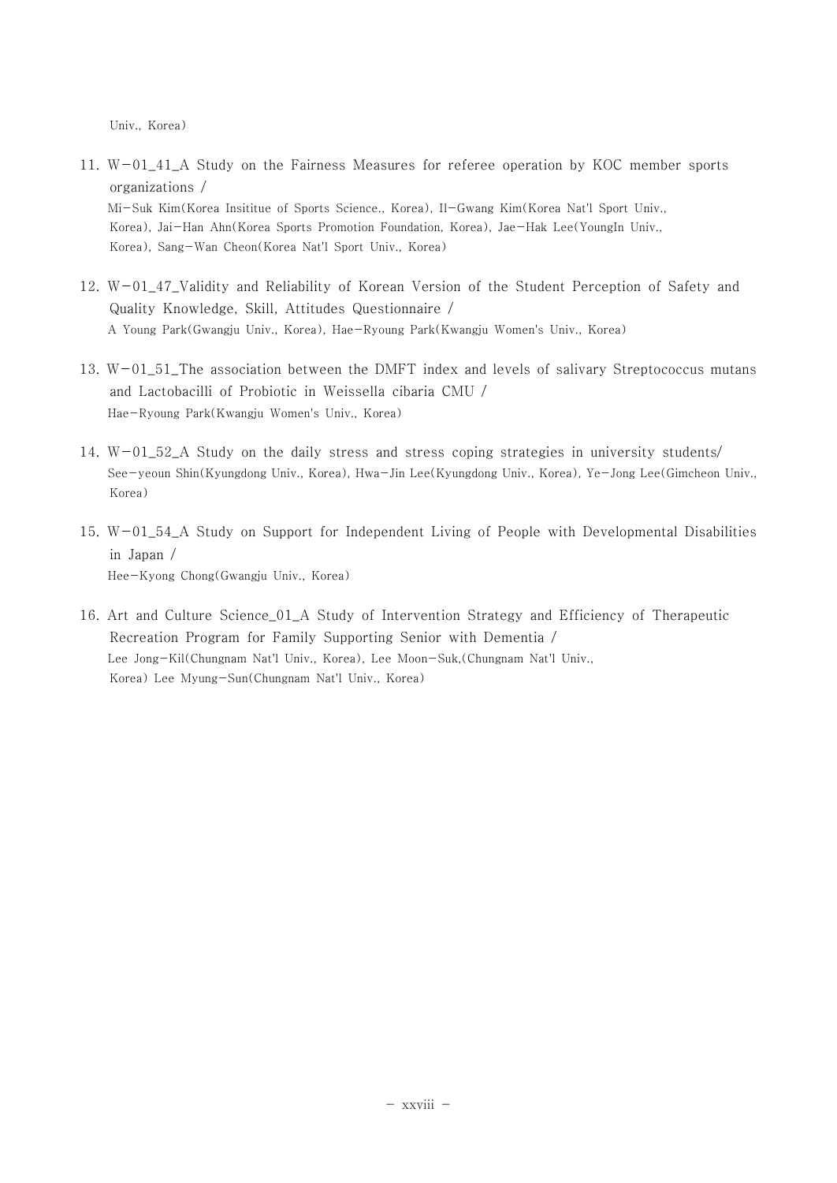Univ., Korea)

11. W-01_41_A Study on the Fairness Measures for referee operation by KOC member sports organizations /
    Mi-Suk Kim(Korea Insititue of Sports Science., Korea), Il-Gwang Kim(Korea Nat'l Sport Univ., Korea), Jai-Han Ahn(Korea Sports Promotion Foundation, Korea), Jae-Hak Lee(YoungIn Univ., Korea), Sang-Wan Cheon(Korea Nat'l Sport Univ., Korea)

12. W-01_47_Validity and Reliability of Korean Version of the Student Perception of Safety and Quality Knowledge, Skill, Attitudes Questionnaire /
    A Young Park(Gwangju Univ., Korea), Hae-Ryoung Park(Kwangju Women's Univ., Korea)

13. W-01_51_The association between the DMFT index and levels of salivary Streptococcus mutans and Lactobacilli of Probiotic in Weissella cibaria CMU /
    Hae-Ryoung Park(Kwangju Women's Univ., Korea)

14. W-01_52_A Study on the daily stress and stress coping strategies in university students/
    See-yeoun Shin(Kyungdong Univ., Korea), Hwa-Jin Lee(Kyungdong Univ., Korea), Ye-Jong Lee(Gimcheon Univ., Korea)

15. W-01_54_A Study on Support for Independent Living of People with Developmental Disabilities in Japan /
    Hee-Kyong Chong(Gwangju Univ., Korea)

16. Art and Culture Science_01_A Study of Intervention Strategy and Efficiency of Therapeutic Recreation Program for Family Supporting Senior with Dementia /
    Lee Jong-Kil(Chungnam Nat'l Univ., Korea), Lee Moon-Suk,(Chungnam Nat'l Univ., Korea) Lee Myung-Sun(Chungnam Nat'l Univ., Korea)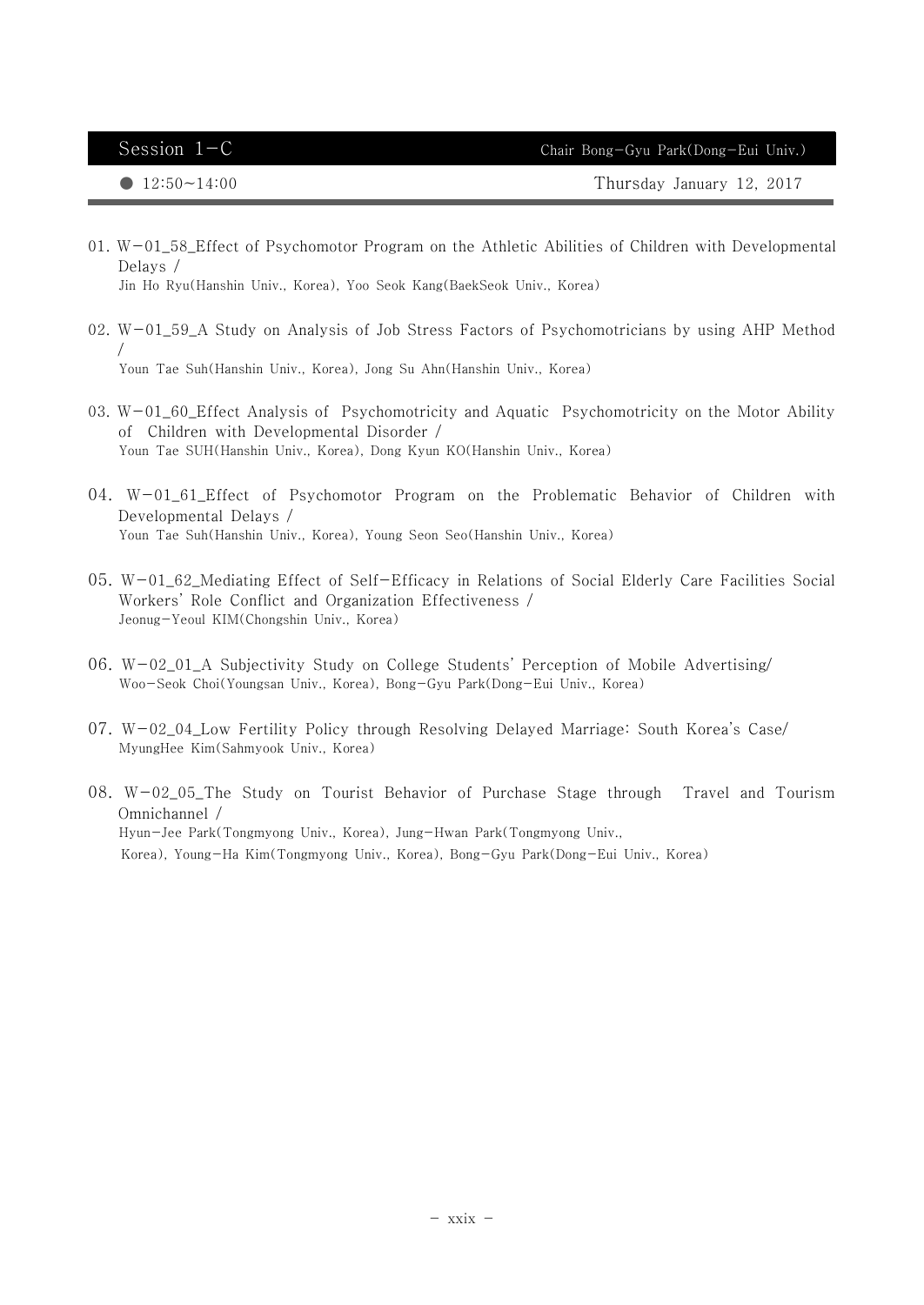## Session 1-C

Chair Bong-Gyu Park(Dong-Eui Univ.)

● 12:50~14:00 Thursday January 12, 2017

01. W-01_58_Effect of Psychomotor Program on the Athletic Abilities of Children with Developmental Delays /
Jin Ho Ryu(Hanshin Univ., Korea), Yoo Seok Kang(BaekSeok Univ., Korea)

02. W-01_59_A Study on Analysis of Job Stress Factors of Psychomotricians by using AHP Method /
Youn Tae Suh(Hanshin Univ., Korea), Jong Su Ahn(Hanshin Univ., Korea)

03. W-01_60_Effect Analysis of Psychomotricity and Aquatic Psychomotricity on the Motor Ability of Children with Developmental Disorder /
Youn Tae SUH(Hanshin Univ., Korea), Dong Kyun KO(Hanshin Univ., Korea)

04. W-01_61_Effect of Psychomotor Program on the Problematic Behavior of Children with Developmental Delays /
Youn Tae Suh(Hanshin Univ., Korea), Young Seon Seo(Hanshin Univ., Korea)

05. W-01_62_Mediating Effect of Self-Efficacy in Relations of Social Elderly Care Facilities Social Workers' Role Conflict and Organization Effectiveness /
Jeonug-Yeoul KIM(Chongshin Univ., Korea)

06. W-02_01_A Subjectivity Study on College Students' Perception of Mobile Advertising/
Woo-Seok Choi(Youngsan Univ., Korea), Bong-Gyu Park(Dong-Eui Univ., Korea)

07. W-02_04_Low Fertility Policy through Resolving Delayed Marriage: South Korea's Case/
MyungHee Kim(Sahmyook Univ., Korea)

08. W-02_05_The Study on Tourist Behavior of Purchase Stage through Travel and Tourism Omnichannel /
Hyun-Jee Park(Tongmyong Univ., Korea), Jung-Hwan Park(Tongmyong Univ., Korea), Young-Ha Kim(Tongmyong Univ., Korea), Bong-Gyu Park(Dong-Eui Univ., Korea)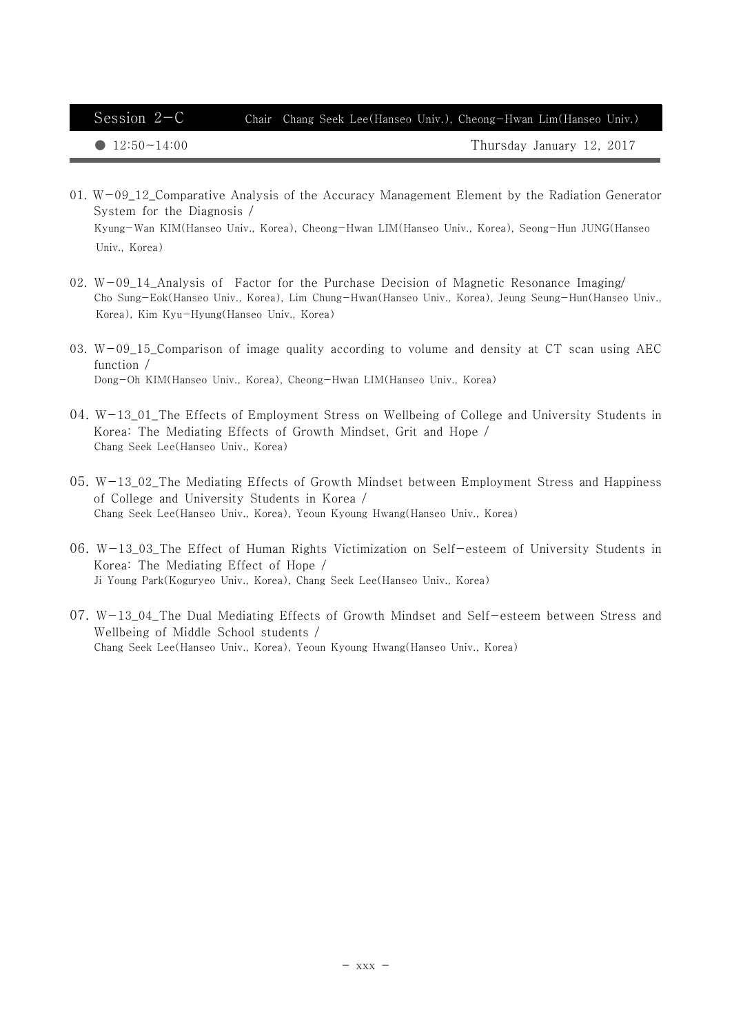## Session 2-C

Chair Chang Seek Lee(Hanseo Univ.), Cheong-Hwan Lim(Hanseo Univ.)

● 12:50~14:00 Thursday January 12, 2017

01. W-09_12_Comparative Analysis of the Accuracy Management Element by the Radiation Generator System for the Diagnosis /
Kyung-Wan KIM(Hanseo Univ., Korea), Cheong-Hwan LIM(Hanseo Univ., Korea), Seong-Hun JUNG(Hanseo Univ., Korea)

02. W-09_14_Analysis of Factor for the Purchase Decision of Magnetic Resonance Imaging/
Cho Sung-Eok(Hanseo Univ., Korea), Lim Chung-Hwan(Hanseo Univ., Korea), Jeung Seung-Hun(Hanseo Univ., Korea), Kim Kyu-Hyung(Hanseo Univ., Korea)

03. W-09_15_Comparison of image quality according to volume and density at CT scan using AEC function /
Dong-Oh KIM(Hanseo Univ., Korea), Cheong-Hwan LIM(Hanseo Univ., Korea)

04. W-13_01_The Effects of Employment Stress on Wellbeing of College and University Students in Korea: The Mediating Effects of Growth Mindset, Grit and Hope /
Chang Seek Lee(Hanseo Univ., Korea)

05. W-13_02_The Mediating Effects of Growth Mindset between Employment Stress and Happiness of College and University Students in Korea /
Chang Seek Lee(Hanseo Univ., Korea), Yeoun Kyoung Hwang(Hanseo Univ., Korea)

06. W-13_03_The Effect of Human Rights Victimization on Self-esteem of University Students in Korea: The Mediating Effect of Hope /
Ji Young Park(Koguryeo Univ., Korea), Chang Seek Lee(Hanseo Univ., Korea)

07. W-13_04_The Dual Mediating Effects of Growth Mindset and Self-esteem between Stress and Wellbeing of Middle School students /
Chang Seek Lee(Hanseo Univ., Korea), Yeoun Kyoung Hwang(Hanseo Univ., Korea)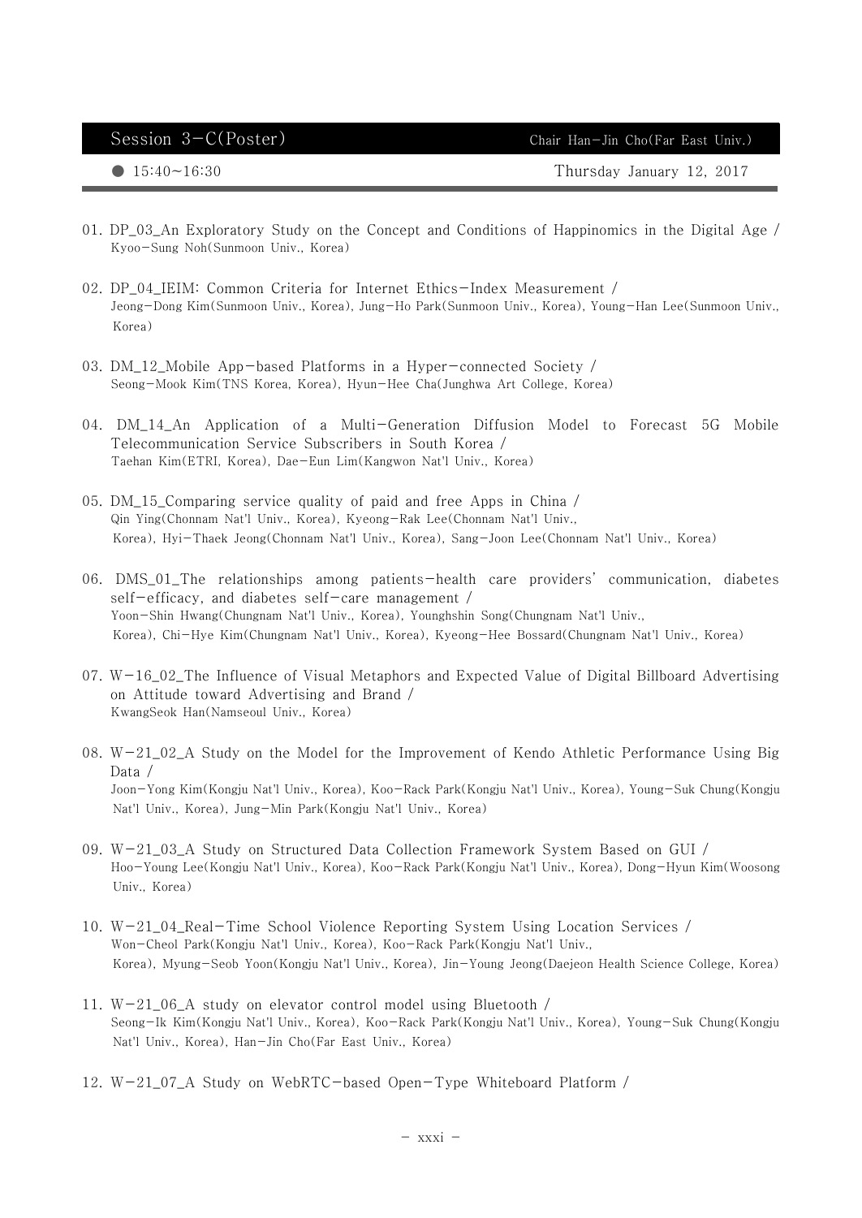## Session 3-C(Poster)

Chair Han-Jin Cho(Far East Univ.)

● 15:40~16:30 Thursday January 12, 2017

01. DP_03_An Exploratory Study on the Concept and Conditions of Happinomics in the Digital Age /
    Kyoo-Sung Noh(Sunmoon Univ., Korea)

02. DP_04_IEIM: Common Criteria for Internet Ethics-Index Measurement /
    Jeong-Dong Kim(Sunmoon Univ., Korea), Jung-Ho Park(Sunmoon Univ., Korea), Young-Han Lee(Sunmoon Univ., Korea)

03. DM_12_Mobile App-based Platforms in a Hyper-connected Society /
    Seong-Mook Kim(TNS Korea, Korea), Hyun-Hee Cha(Junghwa Art College, Korea)

04. DM_14_An Application of a Multi-Generation Diffusion Model to Forecast 5G Mobile Telecommunication Service Subscribers in South Korea /
    Taehan Kim(ETRI, Korea), Dae-Eun Lim(Kangwon Nat'l Univ., Korea)

05. DM_15_Comparing service quality of paid and free Apps in China /
    Qin Ying(Chonnam Nat'l Univ., Korea), Kyeong-Rak Lee(Chonnam Nat'l Univ., Korea), Hyi-Thaek Jeong(Chonnam Nat'l Univ., Korea), Sang-Joon Lee(Chonnam Nat'l Univ., Korea)

06. DMS_01_The relationships among patients-health care providers' communication, diabetes self-efficacy, and diabetes self-care management /
    Yoon-Shin Hwang(Chungnam Nat'l Univ., Korea), Younghshin Song(Chungnam Nat'l Univ., Korea), Chi-Hye Kim(Chungnam Nat'l Univ., Korea), Kyeong-Hee Bossard(Chungnam Nat'l Univ., Korea)

07. W-16_02_The Influence of Visual Metaphors and Expected Value of Digital Billboard Advertising on Attitude toward Advertising and Brand /
    KwangSeok Han(Namseoul Univ., Korea)

08. W-21_02_A Study on the Model for the Improvement of Kendo Athletic Performance Using Big Data /
    Joon-Yong Kim(Kongju Nat'l Univ., Korea), Koo-Rack Park(Kongju Nat'l Univ., Korea), Young-Suk Chung(Kongju Nat'l Univ., Korea), Jung-Min Park(Kongju Nat'l Univ., Korea)

09. W-21_03_A Study on Structured Data Collection Framework System Based on GUI /
    Hoo-Young Lee(Kongju Nat'l Univ., Korea), Koo-Rack Park(Kongju Nat'l Univ., Korea), Dong-Hyun Kim(Woosong Univ., Korea)

10. W-21_04_Real-Time School Violence Reporting System Using Location Services /
    Won-Cheol Park(Kongju Nat'l Univ., Korea), Koo-Rack Park(Kongju Nat'l Univ., Korea), Myung-Seob Yoon(Kongju Nat'l Univ., Korea), Jin-Young Jeong(Daejeon Health Science College, Korea)

11. W-21_06_A study on elevator control model using Bluetooth /
    Seong-Ik Kim(Kongju Nat'l Univ., Korea), Koo-Rack Park(Kongju Nat'l Univ., Korea), Young-Suk Chung(Kongju Nat'l Univ., Korea), Han-Jin Cho(Far East Univ., Korea)

12. W-21_07_A Study on WebRTC-based Open-Type Whiteboard Platform /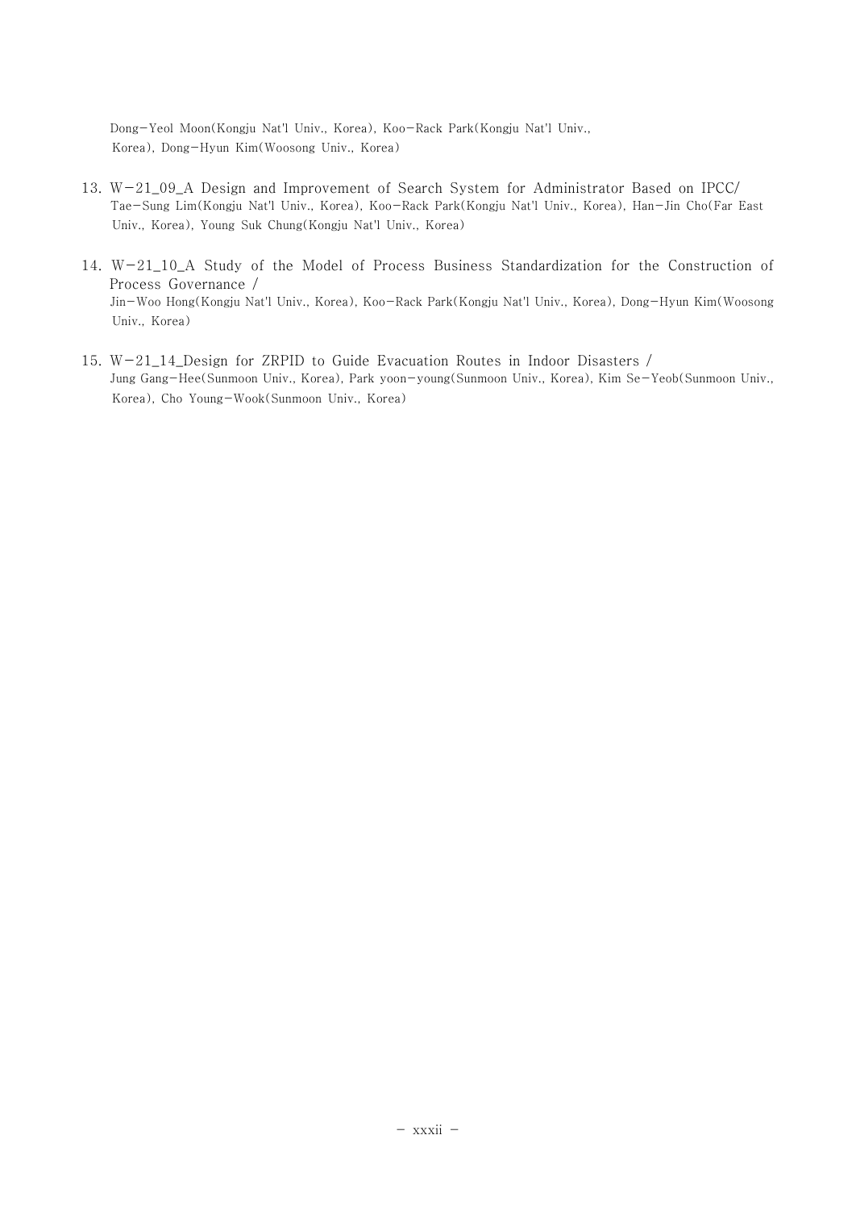Dong-Yeol Moon(Kongju Nat'l Univ., Korea), Koo-Rack Park(Kongju Nat'l Univ., Korea), Dong-Hyun Kim(Woosong Univ., Korea)

13. W-21_09_A Design and Improvement of Search System for Administrator Based on IPCC/
    Tae-Sung Lim(Kongju Nat'l Univ., Korea), Koo-Rack Park(Kongju Nat'l Univ., Korea), Han-Jin Cho(Far East Univ., Korea), Young Suk Chung(Kongju Nat'l Univ., Korea)

14. W-21_10_A Study of the Model of Process Business Standardization for the Construction of Process Governance /
    Jin-Woo Hong(Kongju Nat'l Univ., Korea), Koo-Rack Park(Kongju Nat'l Univ., Korea), Dong-Hyun Kim(Woosong Univ., Korea)

15. W-21_14_Design for ZRPID to Guide Evacuation Routes in Indoor Disasters /
    Jung Gang-Hee(Sunmoon Univ., Korea), Park yoon-young(Sunmoon Univ., Korea), Kim Se-Yeob(Sunmoon Univ., Korea), Cho Young-Wook(Sunmoon Univ., Korea)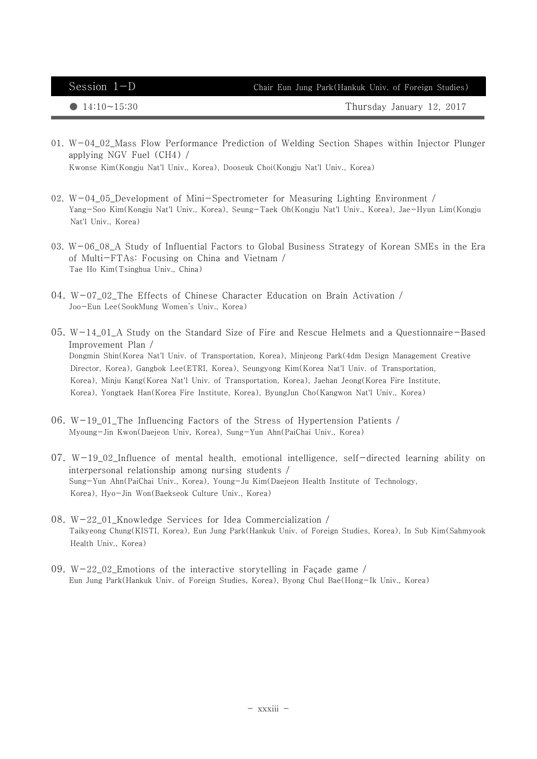## Session 1-D

Chair Eun Jung Park(Hankuk Univ. of Foreign Studies)

● 14:10~15:30 Thursday January 12, 2017

01. W-04_02_Mass Flow Performance Prediction of Welding Section Shapes within Injector Plunger applying NGV Fuel ($CH_4$) /
    Kwonse Kim(Kongju Nat'l Univ., Korea), Dooseuk Choi(Kongju Nat'l Univ., Korea)

02. W-04_05_Development of Mini-Spectrometer for Measuring Lighting Environment /
    Yang-Soo Kim(Kongju Nat'l Univ., Korea), Seung-Taek Oh(Kongju Nat'l Univ., Korea), Jae-Hyun Lim(Kongju Nat'l Univ., Korea)

03. W-06_08_A Study of Influential Factors to Global Business Strategy of Korean SMEs in the Era of Multi-FTAs: Focusing on China and Vietnam /
    Tae Ho Kim(Tsinghua Univ., China)

04. W-07_02_The Effects of Chinese Character Education on Brain Activation /
    Joo-Eun Lee(SookMung Women's Univ., Korea)

05. W-14_01_A Study on the Standard Size of Fire and Rescue Helmets and a Questionnaire-Based Improvement Plan /
    Dongmin Shin(Korea Nat'l Univ. of Transportation, Korea), Minjeong Park(4dm Design Management Creative Director, Korea), Gangbok Lee(ETRI, Korea), Seungyong Kim(Korea Nat'l Univ. of Transportation, Korea), Minju Kang(Korea Nat'l Univ. of Transportation, Korea), Jaehan Jeong(Korea Fire Institute, Korea), Yongtaek Han(Korea Fire Institute, Korea), ByungJun Cho(Kangwon Nat'l Univ., Korea)

06. W-19_01_The Influencing Factors of the Stress of Hypertension Patients /
    Myoung-Jin Kwon(Daejeon Univ, Korea), Sung-Yun Ahn(PaiChai Univ., Korea)

07. W-19_02_Influence of mental health, emotional intelligence, self-directed learning ability on interpersonal relationship among nursing students /
    Sung-Yun Ahn(PaiChai Univ., Korea), Young-Ju Kim(Daejeon Health Institute of Technology, Korea), Hyo-Jin Won(Baekseok Culture Univ., Korea)

08. W-22_01_Knowledge Services for Idea Commercialization /
    Taikyeong Chung(KISTI, Korea), Eun Jung Park(Hankuk Univ. of Foreign Studies, Korea), In Sub Kim(Sahmyook Health Univ., Korea)

09. W-22_02_Emotions of the interactive storytelling in Façade game /
    Eun Jung Park(Hankuk Univ. of Foreign Studies, Korea), Byong Chul Bae(Hong-Ik Univ., Korea)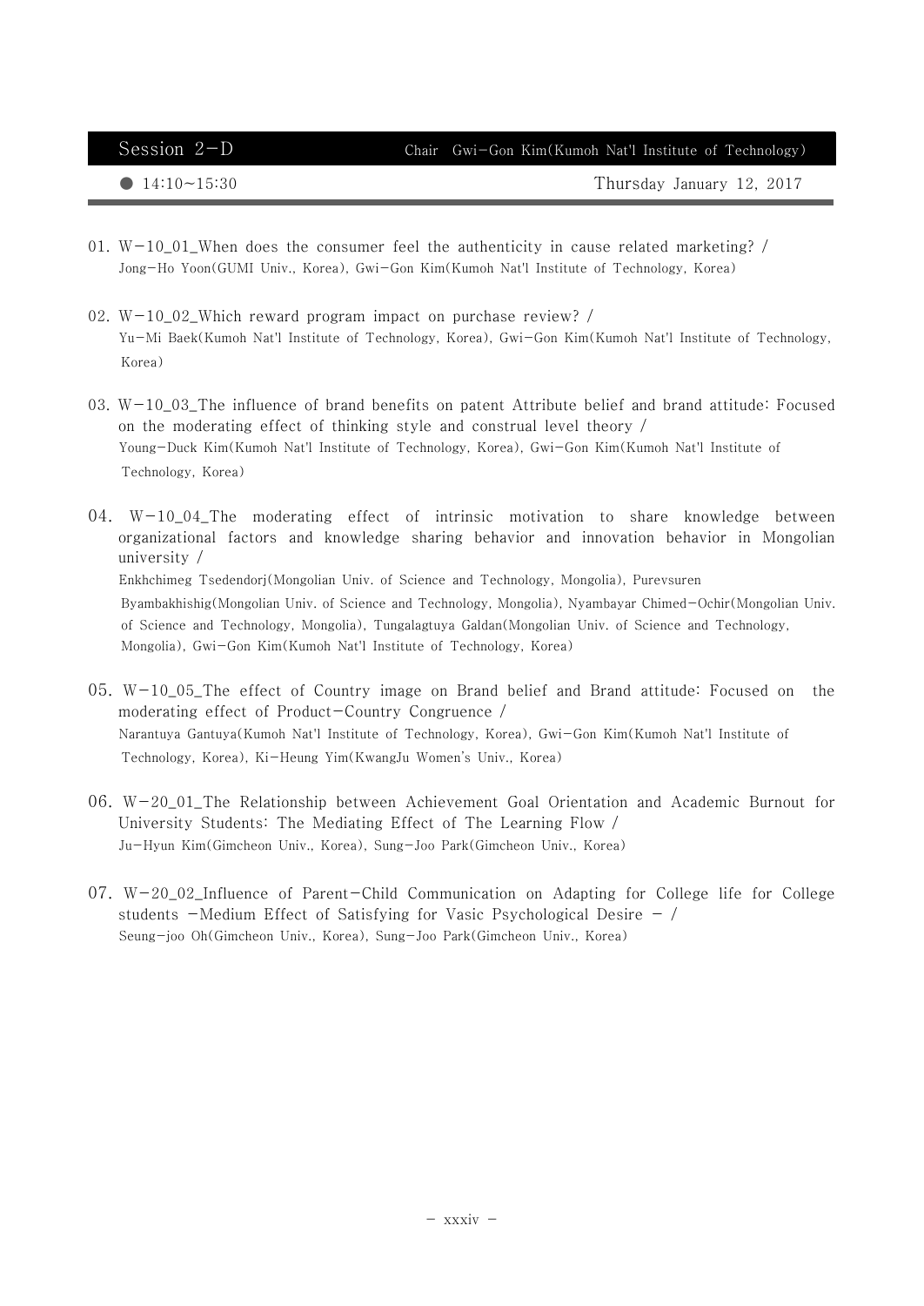## Session 2-D

Chair Gwi-Gon Kim(Kumoh Nat'l Institute of Technology)

● 14:10~15:30 Thursday January 12, 2017

01. W-10_01_When does the consumer feel the authenticity in cause related marketing? /
Jong-Ho Yoon(GUMI Univ., Korea), Gwi-Gon Kim(Kumoh Nat'l Institute of Technology, Korea)

02. W-10_02_Which reward program impact on purchase review? /
Yu-Mi Baek(Kumoh Nat'l Institute of Technology, Korea), Gwi-Gon Kim(Kumoh Nat'l Institute of Technology, Korea)

03. W-10_03_The influence of brand benefits on patent Attribute belief and brand attitude: Focused on the moderating effect of thinking style and construal level theory /
Young-Duck Kim(Kumoh Nat'l Institute of Technology, Korea), Gwi-Gon Kim(Kumoh Nat'l Institute of Technology, Korea)

04. W-10_04_The moderating effect of intrinsic motivation to share knowledge between organizational factors and knowledge sharing behavior and innovation behavior in Mongolian university /
Enkhchimeg Tsedendorj(Mongolian Univ. of Science and Technology, Mongolia), Purevsuren Byambakhishig(Mongolian Univ. of Science and Technology, Mongolia), Nyambayar Chimed-Ochir(Mongolian Univ. of Science and Technology, Mongolia), Tungalagtuya Galdan(Mongolian Univ. of Science and Technology, Mongolia), Gwi-Gon Kim(Kumoh Nat'l Institute of Technology, Korea)

05. W-10_05_The effect of Country image on Brand belief and Brand attitude: Focused on the moderating effect of Product-Country Congruence /
Narantuya Gantuya(Kumoh Nat'l Institute of Technology, Korea), Gwi-Gon Kim(Kumoh Nat'l Institute of Technology, Korea), Ki-Heung Yim(KwangJu Women's Univ., Korea)

06. W-20_01_The Relationship between Achievement Goal Orientation and Academic Burnout for University Students: The Mediating Effect of The Learning Flow /
Ju-Hyun Kim(Gimcheon Univ., Korea), Sung-Joo Park(Gimcheon Univ., Korea)

07. W-20_02_Influence of Parent-Child Communication on Adapting for College life for College students -Medium Effect of Satisfying for Vasic Psychological Desire - /
Seung-joo Oh(Gimcheon Univ., Korea), Sung-Joo Park(Gimcheon Univ., Korea)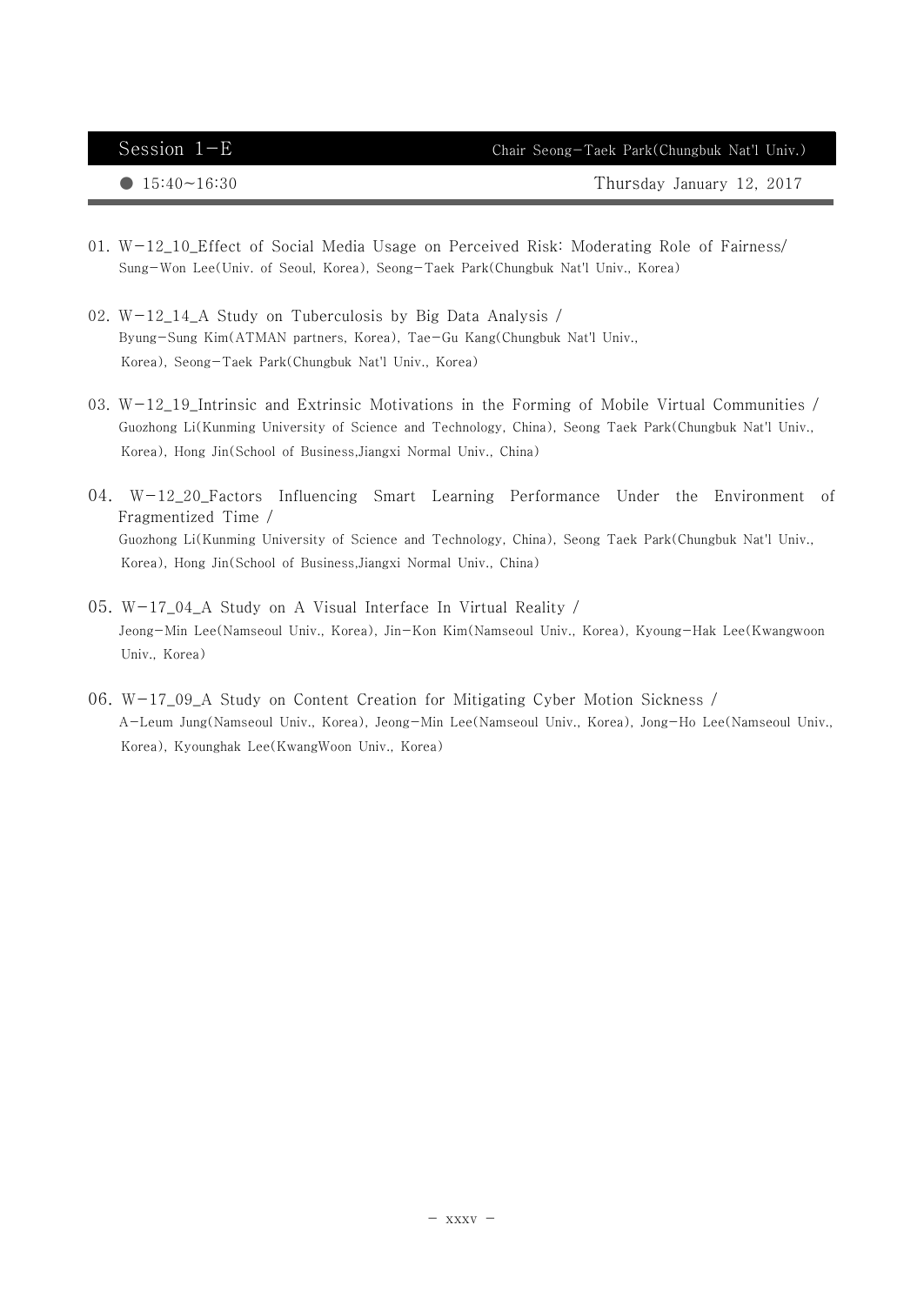## Session 1-E

Chair Seong-Taek Park(Chungbuk Nat'l Univ.)

● 15:40~16:30 Thursday January 12, 2017

01. W-12_10_Effect of Social Media Usage on Perceived Risk: Moderating Role of Fairness/
Sung-Won Lee(Univ. of Seoul, Korea), Seong-Taek Park(Chungbuk Nat'l Univ., Korea)

02. W-12_14_A Study on Tuberculosis by Big Data Analysis /
Byung-Sung Kim(ATMAN partners, Korea), Tae-Gu Kang(Chungbuk Nat'l Univ., Korea), Seong-Taek Park(Chungbuk Nat'l Univ., Korea)

03. W-12_19_Intrinsic and Extrinsic Motivations in the Forming of Mobile Virtual Communities /
Guozhong Li(Kunming University of Science and Technology, China), Seong Taek Park(Chungbuk Nat'l Univ., Korea), Hong Jin(School of Business,Jiangxi Normal Univ., China)

04. W-12_20_Factors Influencing Smart Learning Performance Under the Environment of Fragmentized Time /
Guozhong Li(Kunming University of Science and Technology, China), Seong Taek Park(Chungbuk Nat'l Univ., Korea), Hong Jin(School of Business,Jiangxi Normal Univ., China)

05. W-17_04_A Study on A Visual Interface In Virtual Reality /
Jeong-Min Lee(Namseoul Univ., Korea), Jin-Kon Kim(Namseoul Univ., Korea), Kyoung-Hak Lee(Kwangwoon Univ., Korea)

06. W-17_09_A Study on Content Creation for Mitigating Cyber Motion Sickness /
A-Leum Jung(Namseoul Univ., Korea), Jeong-Min Lee(Namseoul Univ., Korea), Jong-Ho Lee(Namseoul Univ., Korea), Kyounghak Lee(KwangWoon Univ., Korea)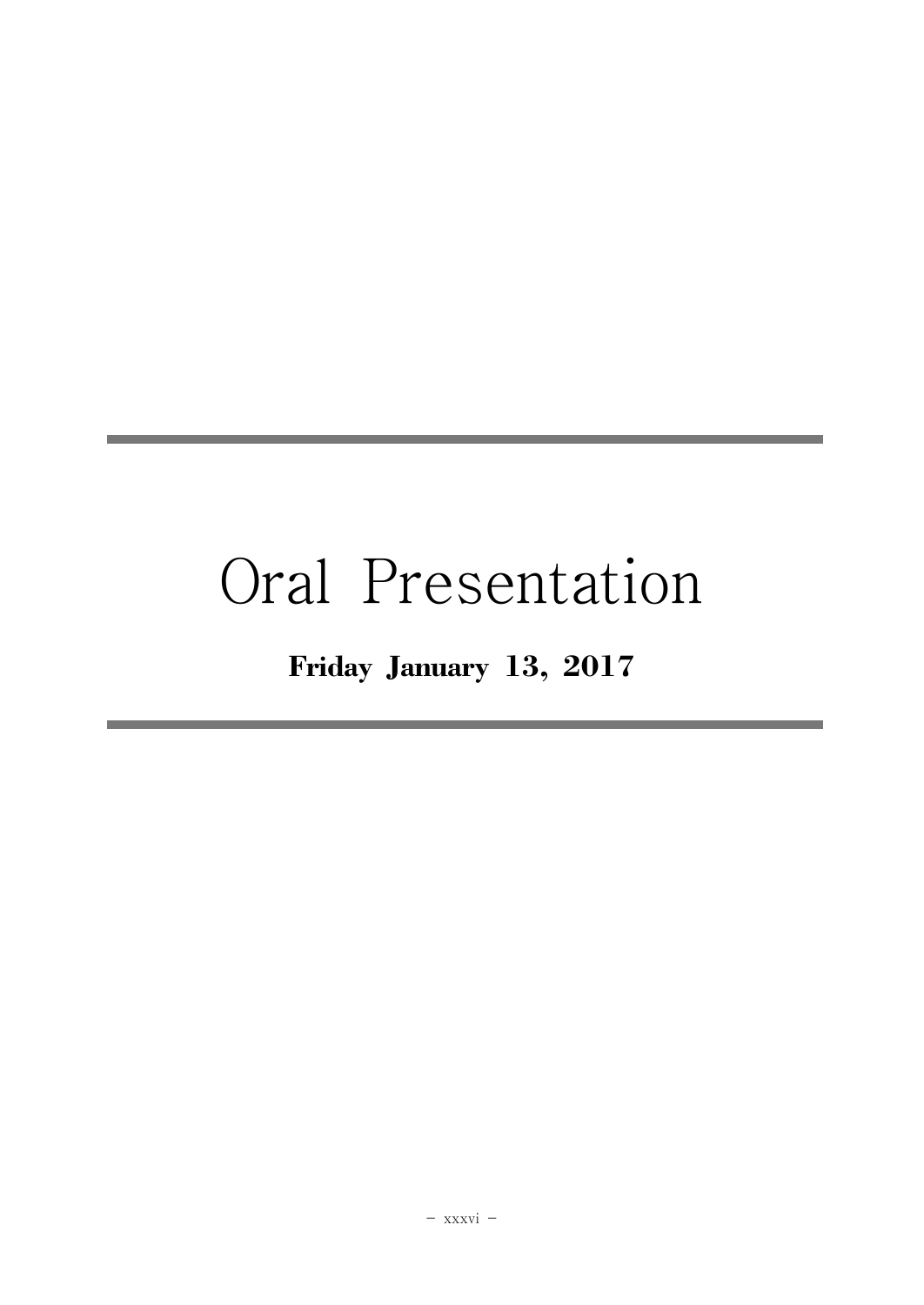# Oral Presentation

**Friday January 13, 2017**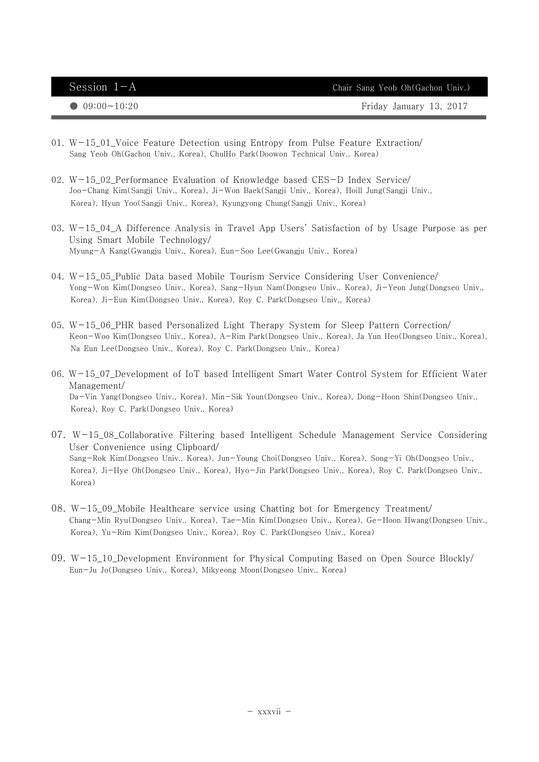## Session 1-A

Chair Sang Yeob Oh(Gachon Univ.)

● 09:00~10:20 Friday January 13, 2017

01. W-15_01_Voice Feature Detection using Entropy from Pulse Feature Extraction/
    Sang Yeob Oh(Gachon Univ., Korea), ChulHo Park(Doowon Technical Univ., Korea)

02. W-15_02_Performance Evaluation of Knowledge based CES-D Index Service/
    Joo-Chang Kim(Sangji Univ., Korea), Ji-Won Baek(Sangji Univ., Korea), Hoill Jung(Sangji Univ., Korea), Hyun Yoo(Sangji Univ., Korea), Kyungyong Chung(Sangji Univ., Korea)

03. W-15_04_A Difference Analysis in Travel App Users' Satisfaction of by Usage Purpose as per Using Smart Mobile Technology/
    Myung-A Kang(Gwangju Univ., Korea), Eun-Soo Lee(Gwangju Univ., Korea)

04. W-15_05_Public Data based Mobile Tourism Service Considering User Convenience/
    Yong-Won Kim(Dongseo Univ., Korea), Sang-Hyun Nam(Dongseo Univ., Korea), Ji-Yeon Jung(Dongseo Univ., Korea), Ji-Eun Kim(Dongseo Univ., Korea), Roy C. Park(Dongseo Univ., Korea)

05. W-15_06_PHR based Personalized Light Therapy System for Sleep Pattern Correction/
    Keon-Woo Kim(Dongseo Univ., Korea), A-Rim Park(Dongseo Univ., Korea), Ja Yun Heo(Dongseo Univ., Korea), Na Eun Lee(Dongseo Univ., Korea), Roy C. Park(Dongseo Univ., Korea)

06. W-15_07_Development of IoT based Intelligent Smart Water Control System for Efficient Water Management/
    Da-Vin Yang(Dongseo Univ., Korea), Min-Sik Youn(Dongseo Univ., Korea), Dong-Hoon Shin(Dongseo Univ., Korea), Roy C. Park(Dongseo Univ., Korea)

07. W-15_08_Collaborative Filtering based Intelligent Schedule Management Service Considering User Convenience using Clipboard/
    Sang-Rok Kim(Dongseo Univ., Korea), Jun-Young Choi(Dongseo Univ., Korea), Song-Yi Oh(Dongseo Univ., Korea), Ji-Hye Oh(Dongseo Univ., Korea), Hyo-Jin Park(Dongseo Univ., Korea), Roy C. Park(Dongseo Univ., Korea)

08. W-15_09_Mobile Healthcare service using Chatting bot for Emergency Treatment/
    Chang-Min Ryu(Dongseo Univ., Korea), Tae-Min Kim(Dongseo Univ., Korea), Ge-Hoon Hwang(Dongseo Univ., Korea), Yu-Rim Kim(Dongseo Univ., Korea), Roy C. Park(Dongseo Univ., Korea)

09. W-15_10_Development Environment for Physical Computing Based on Open Source Blockly/
    Eun-Ju Jo(Dongseo Univ., Korea), Mikyeong Moon(Dongseo Univ., Korea)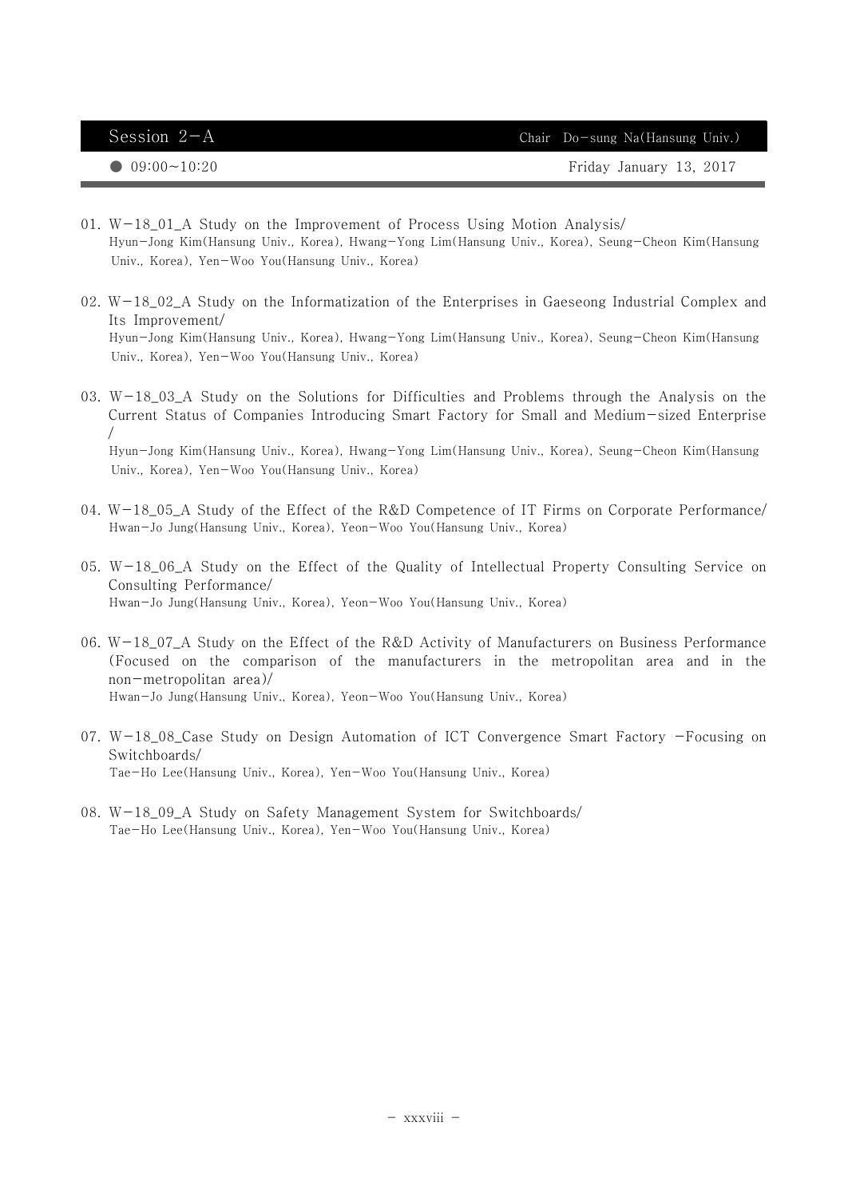## Session 2-A

Chair Do-sung Na(Hansung Univ.)

● 09:00~10:20 Friday January 13, 2017

01. W-18_01_A Study on the Improvement of Process Using Motion Analysis/
    Hyun-Jong Kim(Hansung Univ., Korea), Hwang-Yong Lim(Hansung Univ., Korea), Seung-Cheon Kim(Hansung Univ., Korea), Yen-Woo You(Hansung Univ., Korea)

02. W-18_02_A Study on the Informatization of the Enterprises in Gaeseong Industrial Complex and Its Improvement/
    Hyun-Jong Kim(Hansung Univ., Korea), Hwang-Yong Lim(Hansung Univ., Korea), Seung-Cheon Kim(Hansung Univ., Korea), Yen-Woo You(Hansung Univ., Korea)

03. W-18_03_A Study on the Solutions for Difficulties and Problems through the Analysis on the Current Status of Companies Introducing Smart Factory for Small and Medium-sized Enterprise /
    Hyun-Jong Kim(Hansung Univ., Korea), Hwang-Yong Lim(Hansung Univ., Korea), Seung-Cheon Kim(Hansung Univ., Korea), Yen-Woo You(Hansung Univ., Korea)

04. W-18_05_A Study of the Effect of the R&D Competence of IT Firms on Corporate Performance/
    Hwan-Jo Jung(Hansung Univ., Korea), Yeon-Woo You(Hansung Univ., Korea)

05. W-18_06_A Study on the Effect of the Quality of Intellectual Property Consulting Service on Consulting Performance/
    Hwan-Jo Jung(Hansung Univ., Korea), Yeon-Woo You(Hansung Univ., Korea)

06. W-18_07_A Study on the Effect of the R&D Activity of Manufacturers on Business Performance (Focused on the comparison of the manufacturers in the metropolitan area and in the non-metropolitan area)/
    Hwan-Jo Jung(Hansung Univ., Korea), Yeon-Woo You(Hansung Univ., Korea)

07. W-18_08_Case Study on Design Automation of ICT Convergence Smart Factory -Focusing on Switchboards/
    Tae-Ho Lee(Hansung Univ., Korea), Yen-Woo You(Hansung Univ., Korea)

08. W-18_09_A Study on Safety Management System for Switchboards/
    Tae-Ho Lee(Hansung Univ., Korea), Yen-Woo You(Hansung Univ., Korea)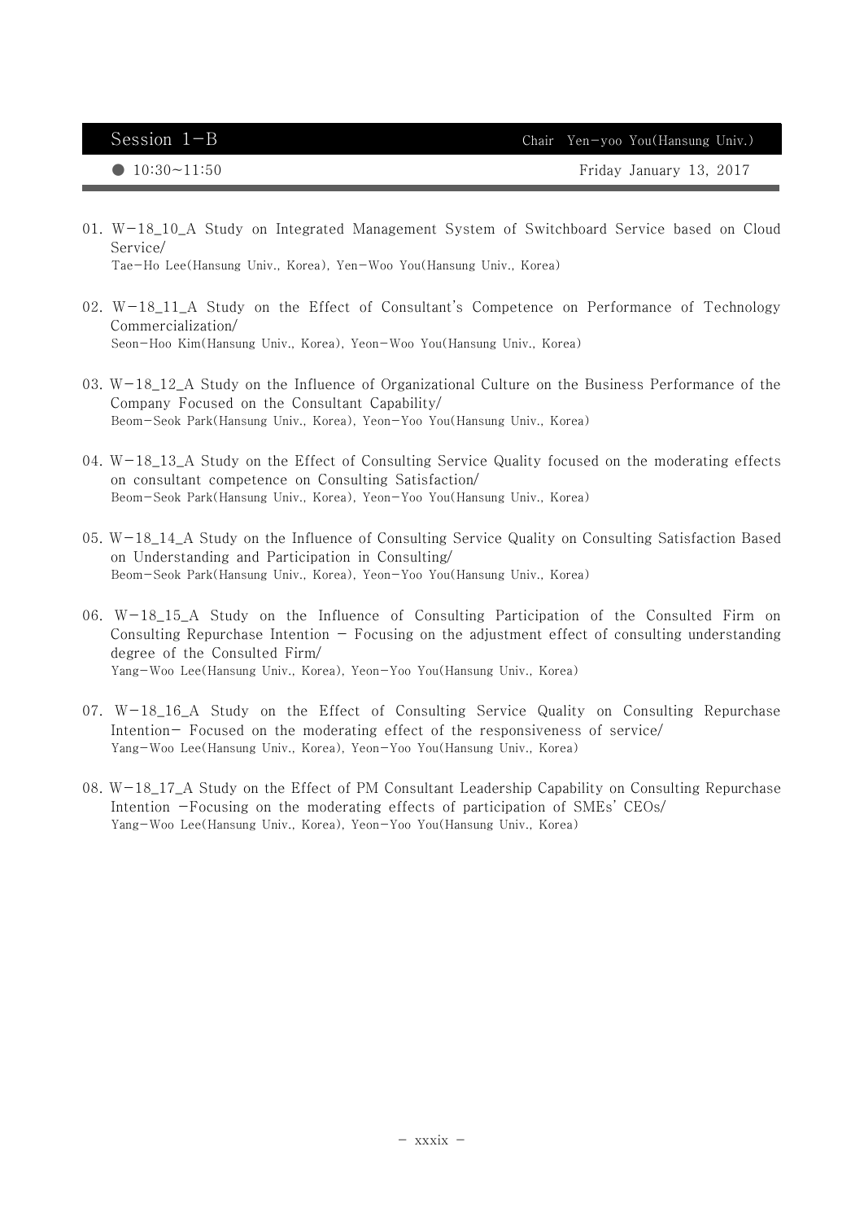## Session 1-B

Chair Yen-yoo You(Hansung Univ.)

● 10:30~11:50 Friday January 13, 2017

01. W-18_10_A Study on Integrated Management System of Switchboard Service based on Cloud Service/
 Tae-Ho Lee(Hansung Univ., Korea), Yen-Woo You(Hansung Univ., Korea)

02. W-18_11_A Study on the Effect of Consultant's Competence on Performance of Technology Commercialization/
 Seon-Hoo Kim(Hansung Univ., Korea), Yeon-Woo You(Hansung Univ., Korea)

03. W-18_12_A Study on the Influence of Organizational Culture on the Business Performance of the Company Focused on the Consultant Capability/
 Beom-Seok Park(Hansung Univ., Korea), Yeon-Yoo You(Hansung Univ., Korea)

04. W-18_13_A Study on the Effect of Consulting Service Quality focused on the moderating effects on consultant competence on Consulting Satisfaction/
 Beom-Seok Park(Hansung Univ., Korea), Yeon-Yoo You(Hansung Univ., Korea)

05. W-18_14_A Study on the Influence of Consulting Service Quality on Consulting Satisfaction Based on Understanding and Participation in Consulting/
 Beom-Seok Park(Hansung Univ., Korea), Yeon-Yoo You(Hansung Univ., Korea)

06. W-18_15_A Study on the Influence of Consulting Participation of the Consulted Firm on Consulting Repurchase Intention - Focusing on the adjustment effect of consulting understanding degree of the Consulted Firm/
 Yang-Woo Lee(Hansung Univ., Korea), Yeon-Yoo You(Hansung Univ., Korea)

07. W-18_16_A Study on the Effect of Consulting Service Quality on Consulting Repurchase Intention- Focused on the moderating effect of the responsiveness of service/
 Yang-Woo Lee(Hansung Univ., Korea), Yeon-Yoo You(Hansung Univ., Korea)

08. W-18_17_A Study on the Effect of PM Consultant Leadership Capability on Consulting Repurchase Intention -Focusing on the moderating effects of participation of SMEs' CEOs/
 Yang-Woo Lee(Hansung Univ., Korea), Yeon-Yoo You(Hansung Univ., Korea)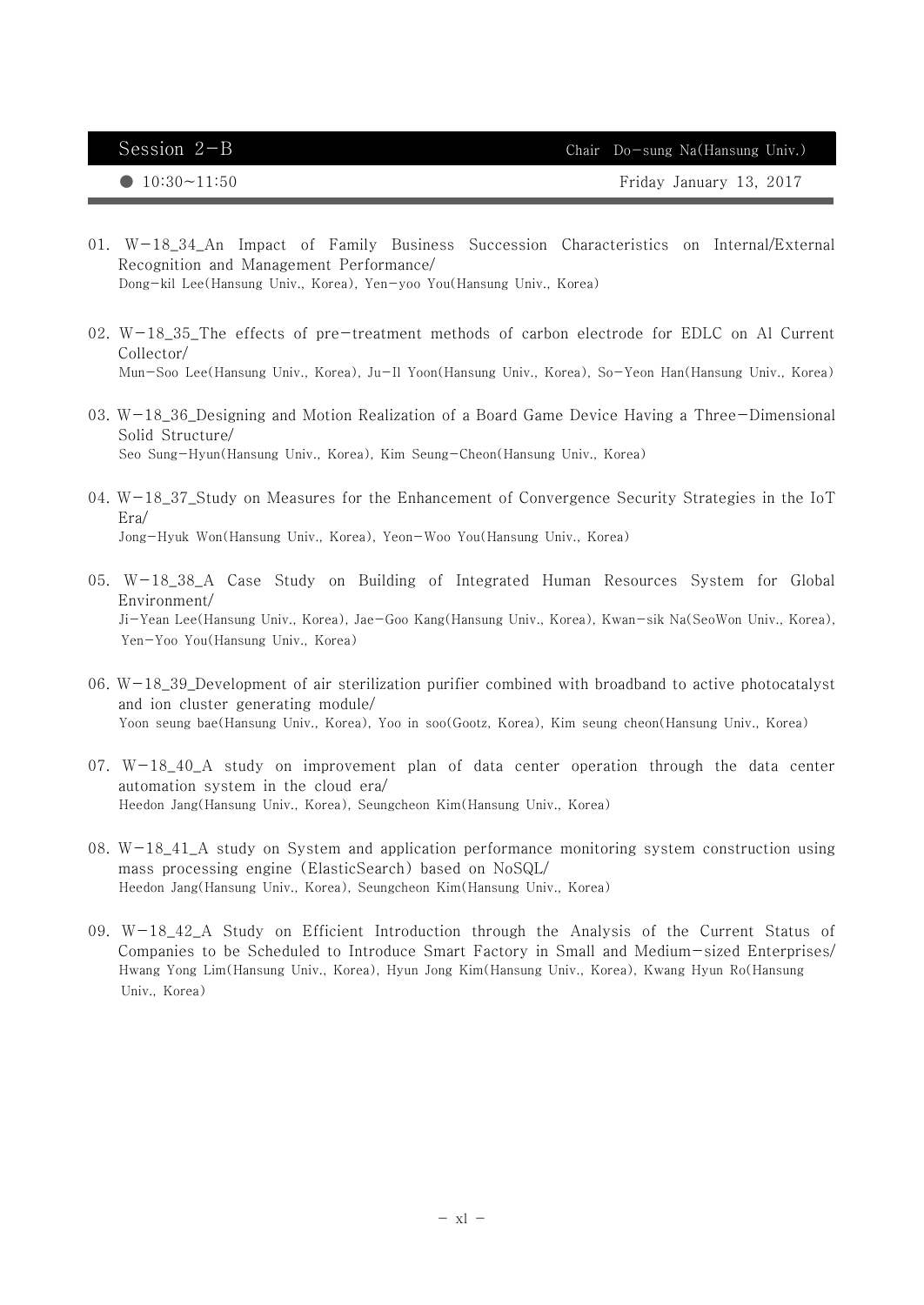## Session 2-B

Chair Do-sung Na(Hansung Univ.)

● 10:30~11:50 Friday January 13, 2017

01. W-18_34_An Impact of Family Business Succession Characteristics on Internal/External Recognition and Management Performance/
Dong-kil Lee(Hansung Univ., Korea), Yen-yoo You(Hansung Univ., Korea)

02. W-18_35_The effects of pre-treatment methods of carbon electrode for EDLC on Al Current Collector/
Mun-Soo Lee(Hansung Univ., Korea), Ju-Il Yoon(Hansung Univ., Korea), So-Yeon Han(Hansung Univ., Korea)

03. W-18_36_Designing and Motion Realization of a Board Game Device Having a Three-Dimensional Solid Structure/
Seo Sung-Hyun(Hansung Univ., Korea), Kim Seung-Cheon(Hansung Univ., Korea)

04. W-18_37_Study on Measures for the Enhancement of Convergence Security Strategies in the IoT Era/
Jong-Hyuk Won(Hansung Univ., Korea), Yeon-Woo You(Hansung Univ., Korea)

05. W-18_38_A Case Study on Building of Integrated Human Resources System for Global Environment/
Ji-Yean Lee(Hansung Univ., Korea), Jae-Goo Kang(Hansung Univ., Korea), Kwan-sik Na(SeoWon Univ., Korea), Yen-Yoo You(Hansung Univ., Korea)

06. W-18_39_Development of air sterilization purifier combined with broadband to active photocatalyst and ion cluster generating module/
Yoon seung bae(Hansung Univ., Korea), Yoo in soo(Gootz, Korea), Kim seung cheon(Hansung Univ., Korea)

07. W-18_40_A study on improvement plan of data center operation through the data center automation system in the cloud era/
Heedon Jang(Hansung Univ., Korea), Seungcheon Kim(Hansung Univ., Korea)

08. W-18_41_A study on System and application performance monitoring system construction using mass processing engine (ElasticSearch) based on NoSQL/
Heedon Jang(Hansung Univ., Korea), Seungcheon Kim(Hansung Univ., Korea)

09. W-18_42_A Study on Efficient Introduction through the Analysis of the Current Status of Companies to be Scheduled to Introduce Smart Factory in Small and Medium-sized Enterprises/
Hwang Yong Lim(Hansung Univ., Korea), Hyun Jong Kim(Hansung Univ., Korea), Kwang Hyun Ro(Hansung Univ., Korea)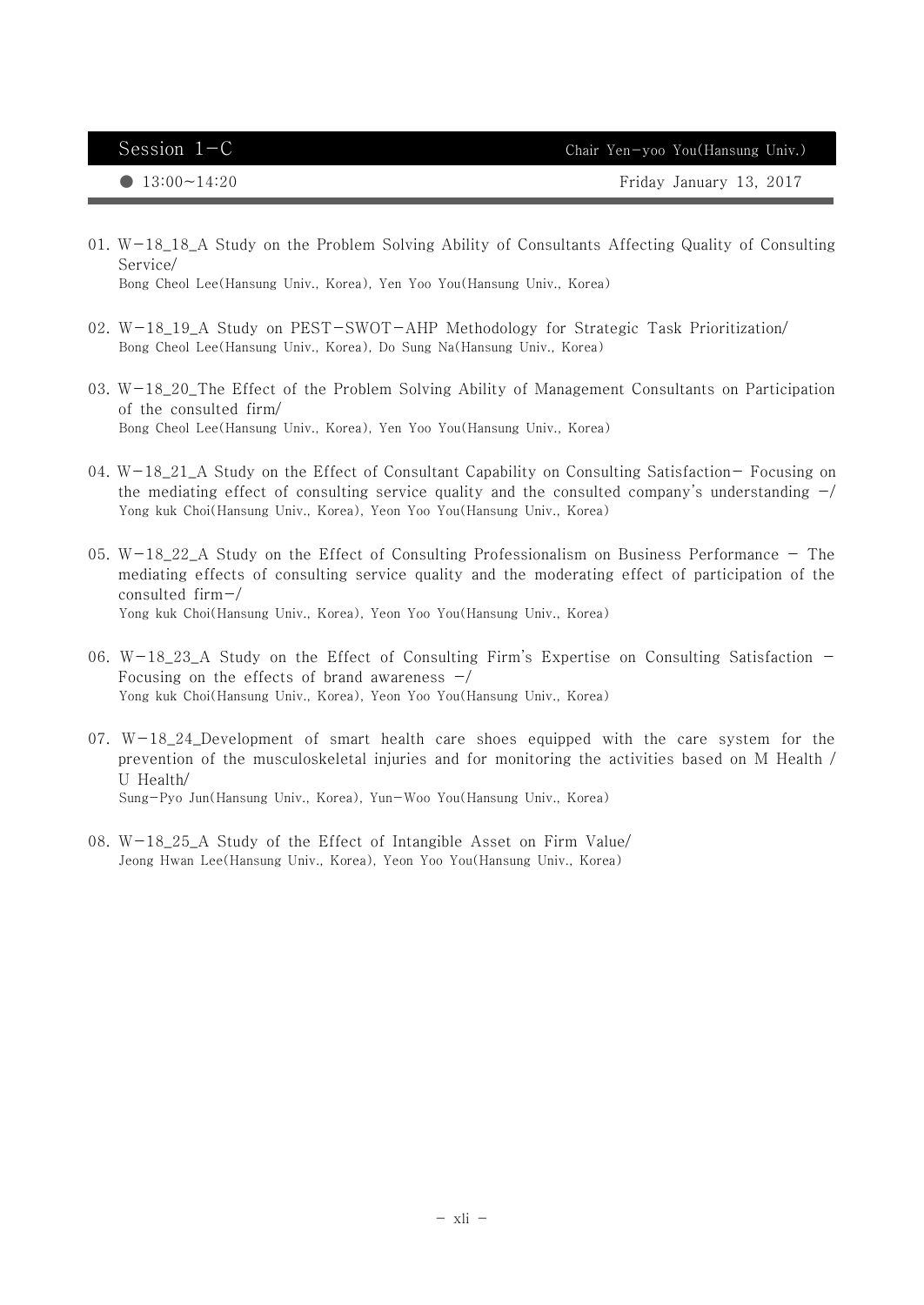## Session 1-C

Chair Yen-yoo You(Hansung Univ.)

● 13:00~14:20 Friday January 13, 2017

01. W-18_18_A Study on the Problem Solving Ability of Consultants Affecting Quality of Consulting Service/
    Bong Cheol Lee(Hansung Univ., Korea), Yen Yoo You(Hansung Univ., Korea)

02. W-18_19_A Study on PEST-SWOT-AHP Methodology for Strategic Task Prioritization/
    Bong Cheol Lee(Hansung Univ., Korea), Do Sung Na(Hansung Univ., Korea)

03. W-18_20_The Effect of the Problem Solving Ability of Management Consultants on Participation of the consulted firm/
    Bong Cheol Lee(Hansung Univ., Korea), Yen Yoo You(Hansung Univ., Korea)

04. W-18_21_A Study on the Effect of Consultant Capability on Consulting Satisfaction- Focusing on the mediating effect of consulting service quality and the consulted company's understanding -/
    Yong kuk Choi(Hansung Univ., Korea), Yeon Yoo You(Hansung Univ., Korea)

05. W-18_22_A Study on the Effect of Consulting Professionalism on Business Performance - The mediating effects of consulting service quality and the moderating effect of participation of the consulted firm-/
    Yong kuk Choi(Hansung Univ., Korea), Yeon Yoo You(Hansung Univ., Korea)

06. W-18_23_A Study on the Effect of Consulting Firm's Expertise on Consulting Satisfaction - Focusing on the effects of brand awareness -/
    Yong kuk Choi(Hansung Univ., Korea), Yeon Yoo You(Hansung Univ., Korea)

07. W-18_24_Development of smart health care shoes equipped with the care system for the prevention of the musculoskeletal injuries and for monitoring the activities based on M Health / U Health/
    Sung-Pyo Jun(Hansung Univ., Korea), Yun-Woo You(Hansung Univ., Korea)

08. W-18_25_A Study of the Effect of Intangible Asset on Firm Value/
    Jeong Hwan Lee(Hansung Univ., Korea), Yeon Yoo You(Hansung Univ., Korea)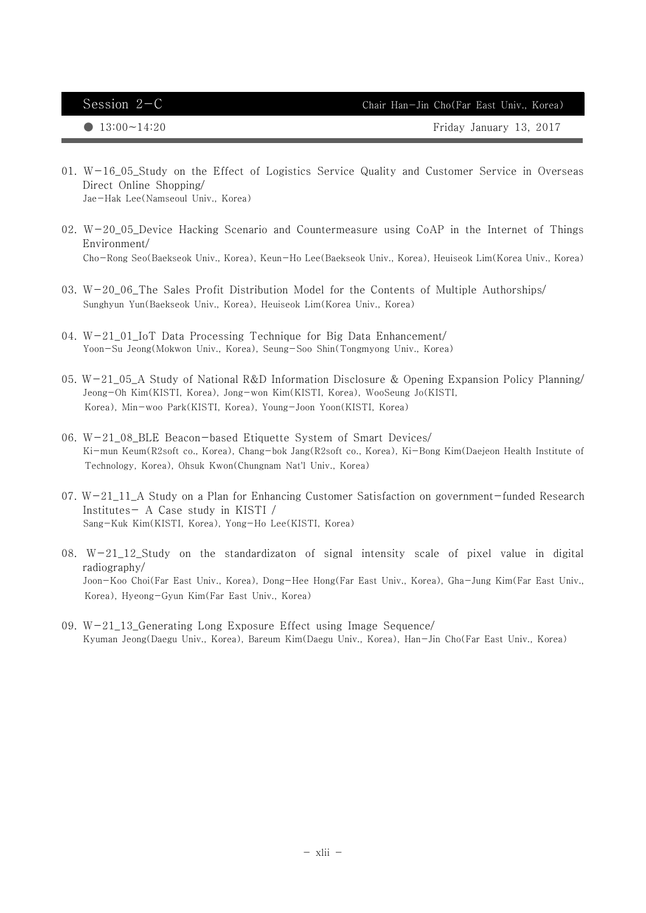## Session 2−C

Chair Han−Jin Cho(Far East Univ., Korea)

● 13:00~14:20 Friday January 13, 2017

01. W−16_05_Study on the Effect of Logistics Service Quality and Customer Service in Overseas Direct Online Shopping/
Jae−Hak Lee(Namseoul Univ., Korea)

02. W−20_05_Device Hacking Scenario and Countermeasure using CoAP in the Internet of Things Environment/
Cho−Rong Seo(Baekseok Univ., Korea), Keun−Ho Lee(Baekseok Univ., Korea), Heuiseok Lim(Korea Univ., Korea)

03. W−20_06_The Sales Profit Distribution Model for the Contents of Multiple Authorships/
Sunghyun Yun(Baekseok Univ., Korea), Heuiseok Lim(Korea Univ., Korea)

04. W−21_01_IoT Data Processing Technique for Big Data Enhancement/
Yoon−Su Jeong(Mokwon Univ., Korea), Seung−Soo Shin(Tongmyong Univ., Korea)

05. W−21_05_A Study of National R&D Information Disclosure & Opening Expansion Policy Planning/
Jeong−Oh Kim(KISTI, Korea), Jong−won Kim(KISTI, Korea), WooSeung Jo(KISTI, Korea), Min−woo Park(KISTI, Korea), Young−Joon Yoon(KISTI, Korea)

06. W−21_08_BLE Beacon−based Etiquette System of Smart Devices/
Ki−mun Keum(R2soft co., Korea), Chang−bok Jang(R2soft co., Korea), Ki−Bong Kim(Daejeon Health Institute of Technology, Korea), Ohsuk Kwon(Chungnam Nat'l Univ., Korea)

07. W−21_11_A Study on a Plan for Enhancing Customer Satisfaction on government−funded Research Institutes− A Case study in KISTI /
Sang−Kuk Kim(KISTI, Korea), Yong−Ho Lee(KISTI, Korea)

08. W−21_12_Study on the standardizaton of signal intensity scale of pixel value in digital radiography/
Joon−Koo Choi(Far East Univ., Korea), Dong−Hee Hong(Far East Univ., Korea), Gha−Jung Kim(Far East Univ., Korea), Hyeong−Gyun Kim(Far East Univ., Korea)

09. W−21_13_Generating Long Exposure Effect using Image Sequence/
Kyuman Jeong(Daegu Univ., Korea), Bareum Kim(Daegu Univ., Korea), Han−Jin Cho(Far East Univ., Korea)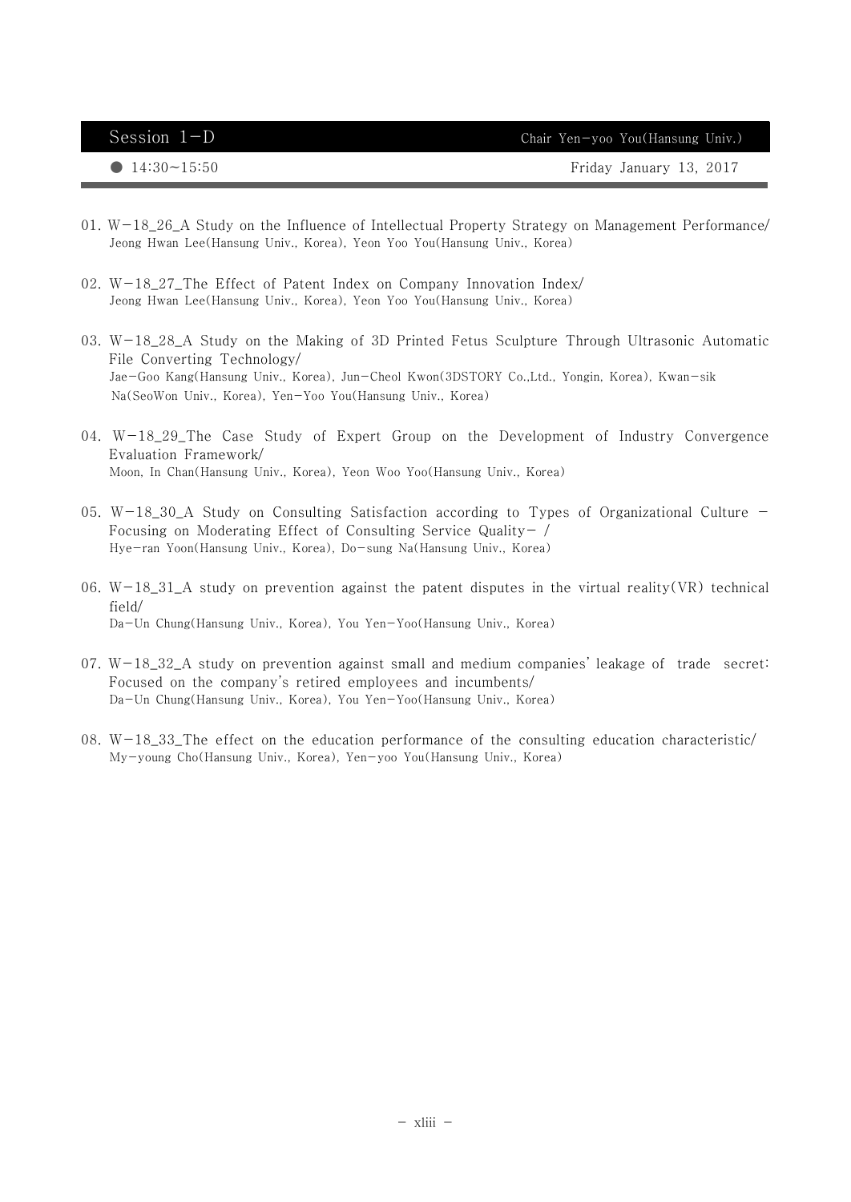## Session 1-D

Chair Yen-yoo You(Hansung Univ.)

● 14:30~15:50 Friday January 13, 2017

01. W-18_26_A Study on the Influence of Intellectual Property Strategy on Management Performance/
Jeong Hwan Lee(Hansung Univ., Korea), Yeon Yoo You(Hansung Univ., Korea)

02. W-18_27_The Effect of Patent Index on Company Innovation Index/
Jeong Hwan Lee(Hansung Univ., Korea), Yeon Yoo You(Hansung Univ., Korea)

03. W-18_28_A Study on the Making of 3D Printed Fetus Sculpture Through Ultrasonic Automatic File Converting Technology/
Jae-Goo Kang(Hansung Univ., Korea), Jun-Cheol Kwon(3DSTORY Co.,Ltd., Yongin, Korea), Kwan-sik Na(SeoWon Univ., Korea), Yen-Yoo You(Hansung Univ., Korea)

04. W-18_29_The Case Study of Expert Group on the Development of Industry Convergence Evaluation Framework/
Moon, In Chan(Hansung Univ., Korea), Yeon Woo Yoo(Hansung Univ., Korea)

05. W-18_30_A Study on Consulting Satisfaction according to Types of Organizational Culture - Focusing on Moderating Effect of Consulting Service Quality- /
Hye-ran Yoon(Hansung Univ., Korea), Do-sung Na(Hansung Univ., Korea)

06. W-18_31_A study on prevention against the patent disputes in the virtual reality(VR) technical field/
Da-Un Chung(Hansung Univ., Korea), You Yen-Yoo(Hansung Univ., Korea)

07. W-18_32_A study on prevention against small and medium companies' leakage of trade secret: Focused on the company's retired employees and incumbents/
Da-Un Chung(Hansung Univ., Korea), You Yen-Yoo(Hansung Univ., Korea)

08. W-18_33_The effect on the education performance of the consulting education characteristic/
My-young Cho(Hansung Univ., Korea), Yen-yoo You(Hansung Univ., Korea)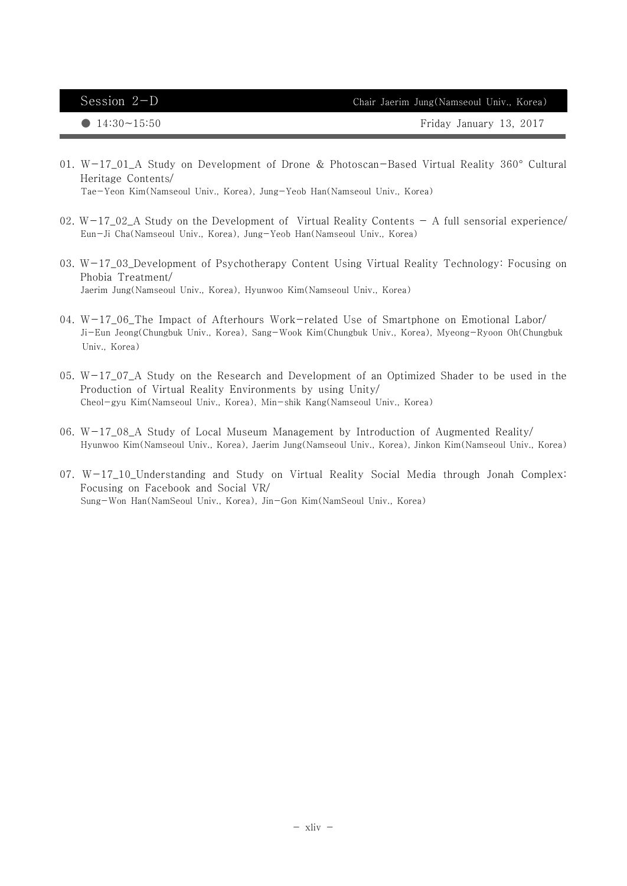## Session 2-D

Chair Jaerim Jung(Namseoul Univ., Korea)

● 14:30~15:50 Friday January 13, 2017

01. W-17_01_A Study on Development of Drone & Photoscan-Based Virtual Reality 360° Cultural Heritage Contents/
    Tae-Yeon Kim(Namseoul Univ., Korea), Jung-Yeob Han(Namseoul Univ., Korea)

02. W-17_02_A Study on the Development of Virtual Reality Contents - A full sensorial experience/
    Eun-Ji Cha(Namseoul Univ., Korea), Jung-Yeob Han(Namseoul Univ., Korea)

03. W-17_03_Development of Psychotherapy Content Using Virtual Reality Technology: Focusing on Phobia Treatment/
    Jaerim Jung(Namseoul Univ., Korea), Hyunwoo Kim(Namseoul Univ., Korea)

04. W-17_06_The Impact of Afterhours Work-related Use of Smartphone on Emotional Labor/
    Ji-Eun Jeong(Chungbuk Univ., Korea), Sang-Wook Kim(Chungbuk Univ., Korea), Myeong-Ryoon Oh(Chungbuk Univ., Korea)

05. W-17_07_A Study on the Research and Development of an Optimized Shader to be used in the Production of Virtual Reality Environments by using Unity/
    Cheol-gyu Kim(Namseoul Univ., Korea), Min-shik Kang(Namseoul Univ., Korea)

06. W-17_08_A Study of Local Museum Management by Introduction of Augmented Reality/
    Hyunwoo Kim(Namseoul Univ., Korea), Jaerim Jung(Namseoul Univ., Korea), Jinkon Kim(Namseoul Univ., Korea)

07. W-17_10_Understanding and Study on Virtual Reality Social Media through Jonah Complex: Focusing on Facebook and Social VR/
    Sung-Won Han(NamSeoul Univ., Korea), Jin-Gon Kim(NamSeoul Univ., Korea)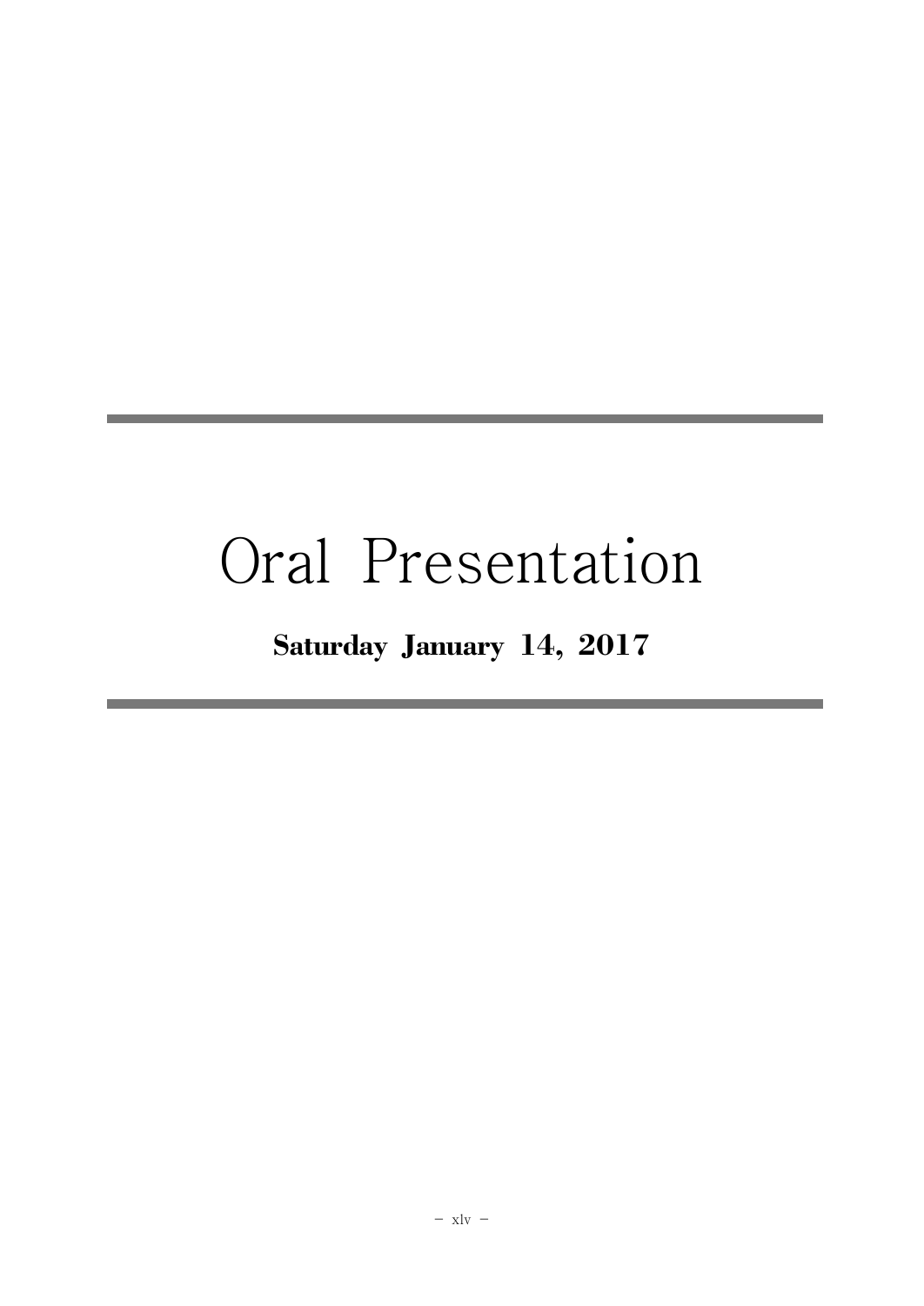# Oral Presentation

**Saturday January 14, 2017**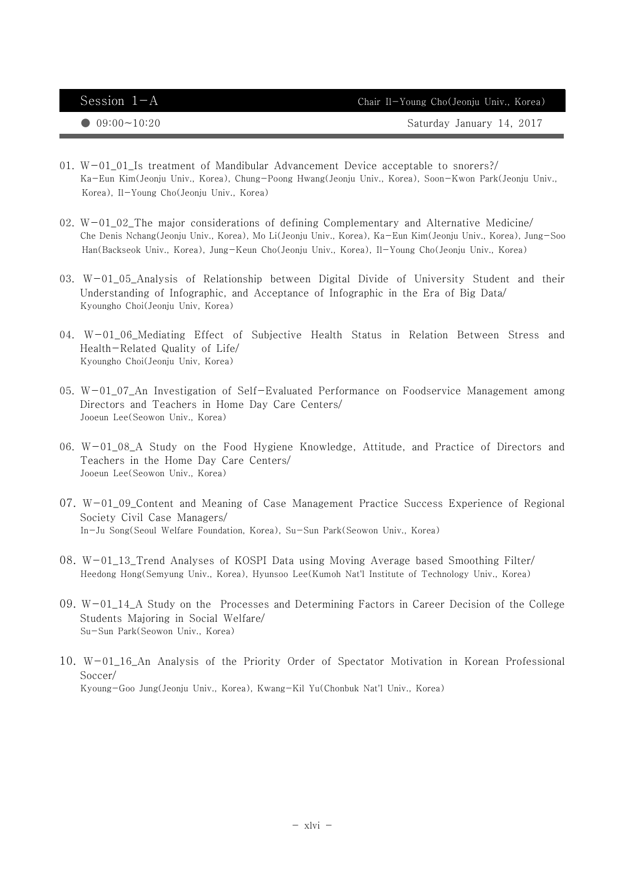## Session 1-A

Chair Il-Young Cho(Jeonju Univ., Korea)

● 09:00~10:20 Saturday January 14, 2017

01. W-01_01_Is treatment of Mandibular Advancement Device acceptable to snorers?/
Ka-Eun Kim(Jeonju Univ., Korea), Chung-Poong Hwang(Jeonju Univ., Korea), Soon-Kwon Park(Jeonju Univ., Korea), Il-Young Cho(Jeonju Univ., Korea)

02. W-01_02_The major considerations of defining Complementary and Alternative Medicine/
Che Denis Nchang(Jeonju Univ., Korea), Mo Li(Jeonju Univ., Korea), Ka-Eun Kim(Jeonju Univ., Korea), Jung-Soo Han(Backseok Univ., Korea), Jung-Keun Cho(Jeonju Univ., Korea), Il-Young Cho(Jeonju Univ., Korea)

03. W-01_05_Analysis of Relationship between Digital Divide of University Student and their Understanding of Infographic, and Acceptance of Infographic in the Era of Big Data/
Kyoungho Choi(Jeonju Univ, Korea)

04. W-01_06_Mediating Effect of Subjective Health Status in Relation Between Stress and Health-Related Quality of Life/
Kyoungho Choi(Jeonju Univ, Korea)

05. W-01_07_An Investigation of Self-Evaluated Performance on Foodservice Management among Directors and Teachers in Home Day Care Centers/
Jooeun Lee(Seowon Univ., Korea)

06. W-01_08_A Study on the Food Hygiene Knowledge, Attitude, and Practice of Directors and Teachers in the Home Day Care Centers/
Jooeun Lee(Seowon Univ., Korea)

07. W-01_09_Content and Meaning of Case Management Practice Success Experience of Regional Society Civil Case Managers/
In-Ju Song(Seoul Welfare Foundation, Korea), Su-Sun Park(Seowon Univ., Korea)

08. W-01_13_Trend Analyses of KOSPI Data using Moving Average based Smoothing Filter/
Heedong Hong(Semyung Univ., Korea), Hyunsoo Lee(Kumoh Nat'l Institute of Technology Univ., Korea)

09. W-01_14_A Study on the Processes and Determining Factors in Career Decision of the College Students Majoring in Social Welfare/
Su-Sun Park(Seowon Univ., Korea)

10. W-01_16_An Analysis of the Priority Order of Spectator Motivation in Korean Professional Soccer/
Kyoung-Goo Jung(Jeonju Univ., Korea), Kwang-Kil Yu(Chonbuk Nat'l Univ., Korea)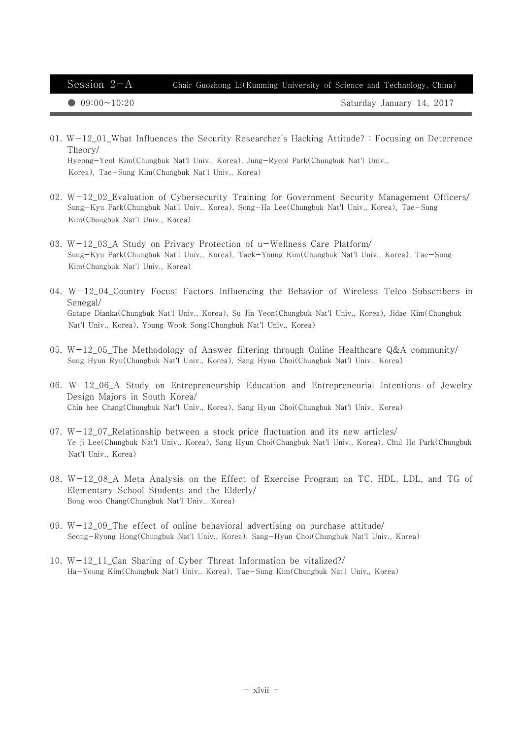## Session 2-A

Chair Guozhong Li(Kunming University of Science and Technology, China)

● 09:00~10:20 Saturday January 14, 2017

01. W-12_01_What Influences the Security Researcher's Hacking Attitude? : Focusing on Deterrence Theory/
Hyeong-Yeol Kim(Chungbuk Nat'l Univ., Korea), Jung-Ryeol Park(Chungbuk Nat'l Univ., Korea), Tae-Sung Kim(Chungbuk Nat'l Univ., Korea)

02. W-12_02_Evaluation of Cybersecurity Training for Government Security Management Officers/
Sung-Kyu Park(Chungbuk Nat'l Univ., Korea), Song-Ha Lee(Chungbuk Nat'l Univ., Korea), Tae-Sung Kim(Chungbuk Nat'l Univ., Korea)

03. W-12_03_A Study on Privacy Protection of u-Wellness Care Platform/
Sung-Kyu Park(Chungbuk Nat'l Univ., Korea), Taek-Young Kim(Chungbuk Nat'l Univ., Korea), Tae-Sung Kim(Chungbuk Nat'l Univ., Korea)

04. W-12_04_Country Focus: Factors Influencing the Behavior of Wireless Telco Subscribers in Senegal/
Gatape Dianka(Chungbuk Nat'l Univ., Korea), Su Jin Yeon(Chungbuk Nat'l Univ., Korea), Jidae Kim(Chungbuk Nat'l Univ., Korea), Young Wook Song(Chungbuk Nat'l Univ., Korea)

05. W-12_05_The Methodology of Answer filtering through Online Healthcare Q&A community/
Sung Hyun Ryu(Chungbuk Nat'l Univ., Korea), Sang Hyun Choi(Chungbuk Nat'l Univ., Korea)

06. W-12_06_A Study on Entrepreneurship Education and Entrepreneurial Intentions of Jewelry Design Majors in South Korea/
Chin hee Chang(Chungbuk Nat'l Univ., Korea), Sang Hyun Choi(Chungbuk Nat'l Univ., Korea)

07. W-12_07_Relationship between a stock price fluctuation and its new articles/
Ye ji Lee(Chungbuk Nat'l Univ., Korea), Sang Hyun Choi(Chungbuk Nat'l Univ., Korea), Chul Ho Park(Chungbuk Nat'l Univ., Korea)

08. W-12_08_A Meta Analysis on the Effect of Exercise Program on TC, HDL, LDL, and TG of Elementary School Students and the Elderly/
Bong woo Chang(Chungbuk Nat'l Univ., Korea)

09. W-12_09_The effect of online behavioral advertising on purchase attitude/
Seong-Ryong Hong(Chungbuk Nat'l Univ., Korea), Sang-Hyun Choi(Chungbuk Nat'l Univ., Korea)

10. W-12_11_Can Sharing of Cyber Threat Information be vitalized?/
Ha-Young Kim(Chungbuk Nat'l Univ., Korea), Tae-Sung Kim(Chungbuk Nat'l Univ., Korea)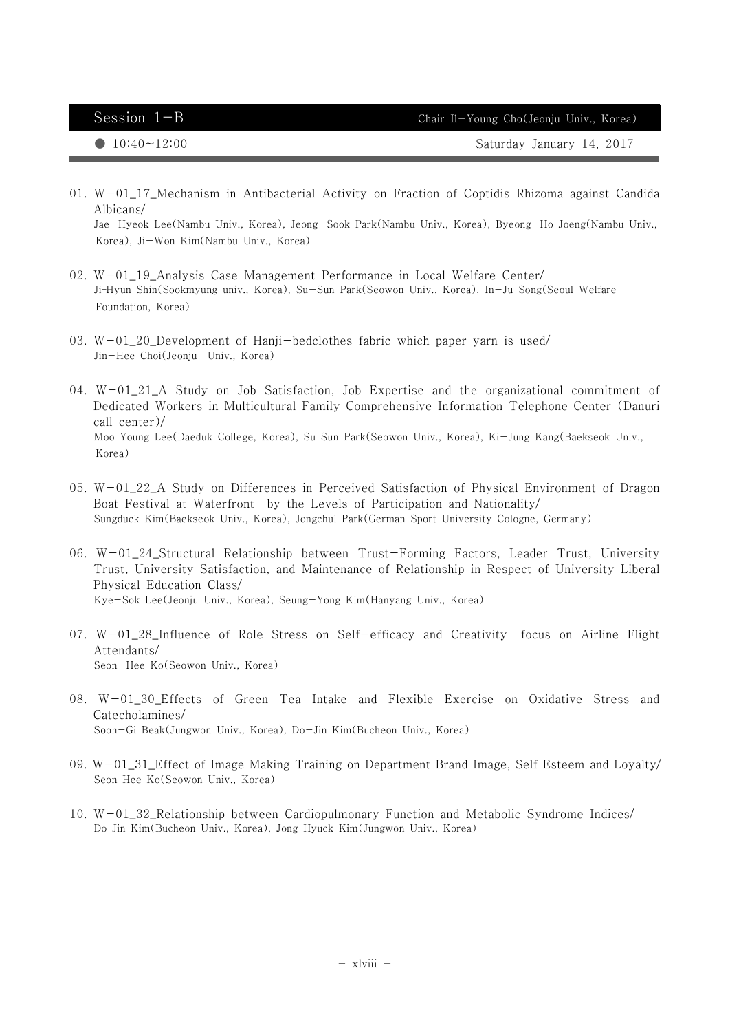## Session 1-B

Chair Il-Young Cho(Jeonju Univ., Korea)

● 10:40~12:00 Saturday January 14, 2017

01. W-01_17_Mechanism in Antibacterial Activity on Fraction of Coptidis Rhizoma against Candida Albicans/
Jae-Hyeok Lee(Nambu Univ., Korea), Jeong-Sook Park(Nambu Univ., Korea), Byeong-Ho Joeng(Nambu Univ., Korea), Ji-Won Kim(Nambu Univ., Korea)

02. W-01_19_Analysis Case Management Performance in Local Welfare Center/
Ji-Hyun Shin(Sookmyung univ., Korea), Su-Sun Park(Seowon Univ., Korea), In-Ju Song(Seoul Welfare Foundation, Korea)

03. W-01_20_Development of Hanji-bedclothes fabric which paper yarn is used/
Jin-Hee Choi(Jeonju Univ., Korea)

04. W-01_21_A Study on Job Satisfaction, Job Expertise and the organizational commitment of Dedicated Workers in Multicultural Family Comprehensive Information Telephone Center (Danuri call center)/
Moo Young Lee(Daeduk College, Korea), Su Sun Park(Seowon Univ., Korea), Ki-Jung Kang(Baekseok Univ., Korea)

05. W-01_22_A Study on Differences in Perceived Satisfaction of Physical Environment of Dragon Boat Festival at Waterfront by the Levels of Participation and Nationality/
Sungduck Kim(Baekseok Univ., Korea), Jongchul Park(German Sport University Cologne, Germany)

06. W-01_24_Structural Relationship between Trust-Forming Factors, Leader Trust, University Trust, University Satisfaction, and Maintenance of Relationship in Respect of University Liberal Physical Education Class/
Kye-Sok Lee(Jeonju Univ., Korea), Seung-Yong Kim(Hanyang Univ., Korea)

07. W-01_28_Influence of Role Stress on Self-efficacy and Creativity -focus on Airline Flight Attendants/
Seon-Hee Ko(Seowon Univ., Korea)

08. W-01_30_Effects of Green Tea Intake and Flexible Exercise on Oxidative Stress and Catecholamines/
Soon-Gi Beak(Jungwon Univ., Korea), Do-Jin Kim(Bucheon Univ., Korea)

09. W-01_31_Effect of Image Making Training on Department Brand Image, Self Esteem and Loyalty/
Seon Hee Ko(Seowon Univ., Korea)

10. W-01_32_Relationship between Cardiopulmonary Function and Metabolic Syndrome Indices/
Do Jin Kim(Bucheon Univ., Korea), Jong Hyuck Kim(Jungwon Univ., Korea)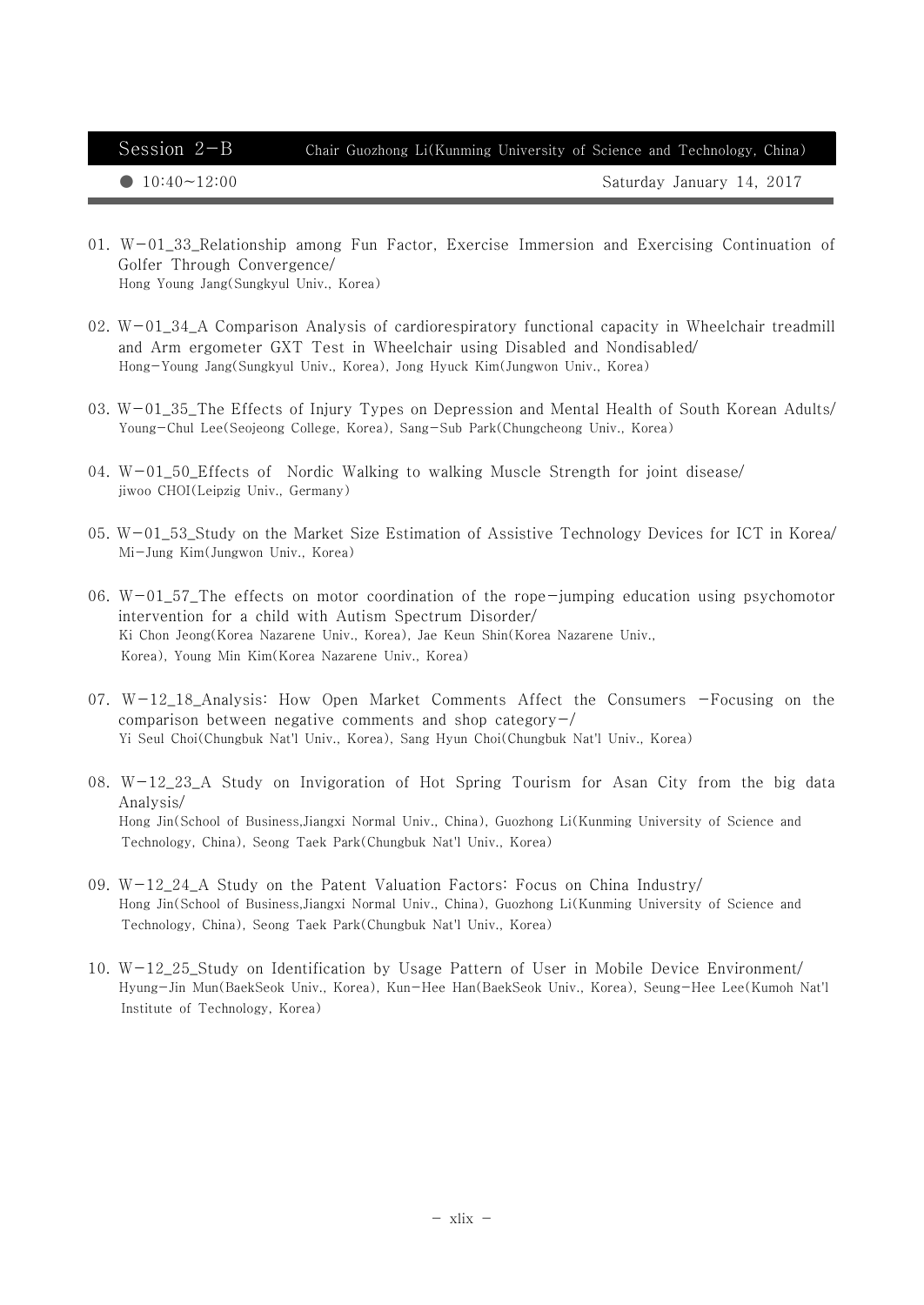## Session 2-B

Chair Guozhong Li(Kunming University of Science and Technology, China)

● 10:40~12:00 Saturday January 14, 2017

01. W-01_33_Relationship among Fun Factor, Exercise Immersion and Exercising Continuation of Golfer Through Convergence/
Hong Young Jang(Sungkyul Univ., Korea)

02. W-01_34_A Comparison Analysis of cardiorespiratory functional capacity in Wheelchair treadmill and Arm ergometer GXT Test in Wheelchair using Disabled and Nondisabled/
Hong-Young Jang(Sungkyul Univ., Korea), Jong Hyuck Kim(Jungwon Univ., Korea)

03. W-01_35_The Effects of Injury Types on Depression and Mental Health of South Korean Adults/
Young-Chul Lee(Seojeong College, Korea), Sang-Sub Park(Chungcheong Univ., Korea)

04. W-01_50_Effects of Nordic Walking to walking Muscle Strength for joint disease/
jiwoo CHOI(Leipzig Univ., Germany)

05. W-01_53_Study on the Market Size Estimation of Assistive Technology Devices for ICT in Korea/
Mi-Jung Kim(Jungwon Univ., Korea)

06. W-01_57_The effects on motor coordination of the rope-jumping education using psychomotor intervention for a child with Autism Spectrum Disorder/
Ki Chon Jeong(Korea Nazarene Univ., Korea), Jae Keun Shin(Korea Nazarene Univ., Korea), Young Min Kim(Korea Nazarene Univ., Korea)

07. W-12_18_Analysis: How Open Market Comments Affect the Consumers -Focusing on the comparison between negative comments and shop category-/
Yi Seul Choi(Chungbuk Nat'l Univ., Korea), Sang Hyun Choi(Chungbuk Nat'l Univ., Korea)

08. W-12_23_A Study on Invigoration of Hot Spring Tourism for Asan City from the big data Analysis/
Hong Jin(School of Business,Jiangxi Normal Univ., China), Guozhong Li(Kunming University of Science and Technology, China), Seong Taek Park(Chungbuk Nat'l Univ., Korea)

09. W-12_24_A Study on the Patent Valuation Factors: Focus on China Industry/
Hong Jin(School of Business,Jiangxi Normal Univ., China), Guozhong Li(Kunming University of Science and Technology, China), Seong Taek Park(Chungbuk Nat'l Univ., Korea)

10. W-12_25_Study on Identification by Usage Pattern of User in Mobile Device Environment/
Hyung-Jin Mun(BaekSeok Univ., Korea), Kun-Hee Han(BaekSeok Univ., Korea), Seung-Hee Lee(Kumoh Nat'l Institute of Technology, Korea)